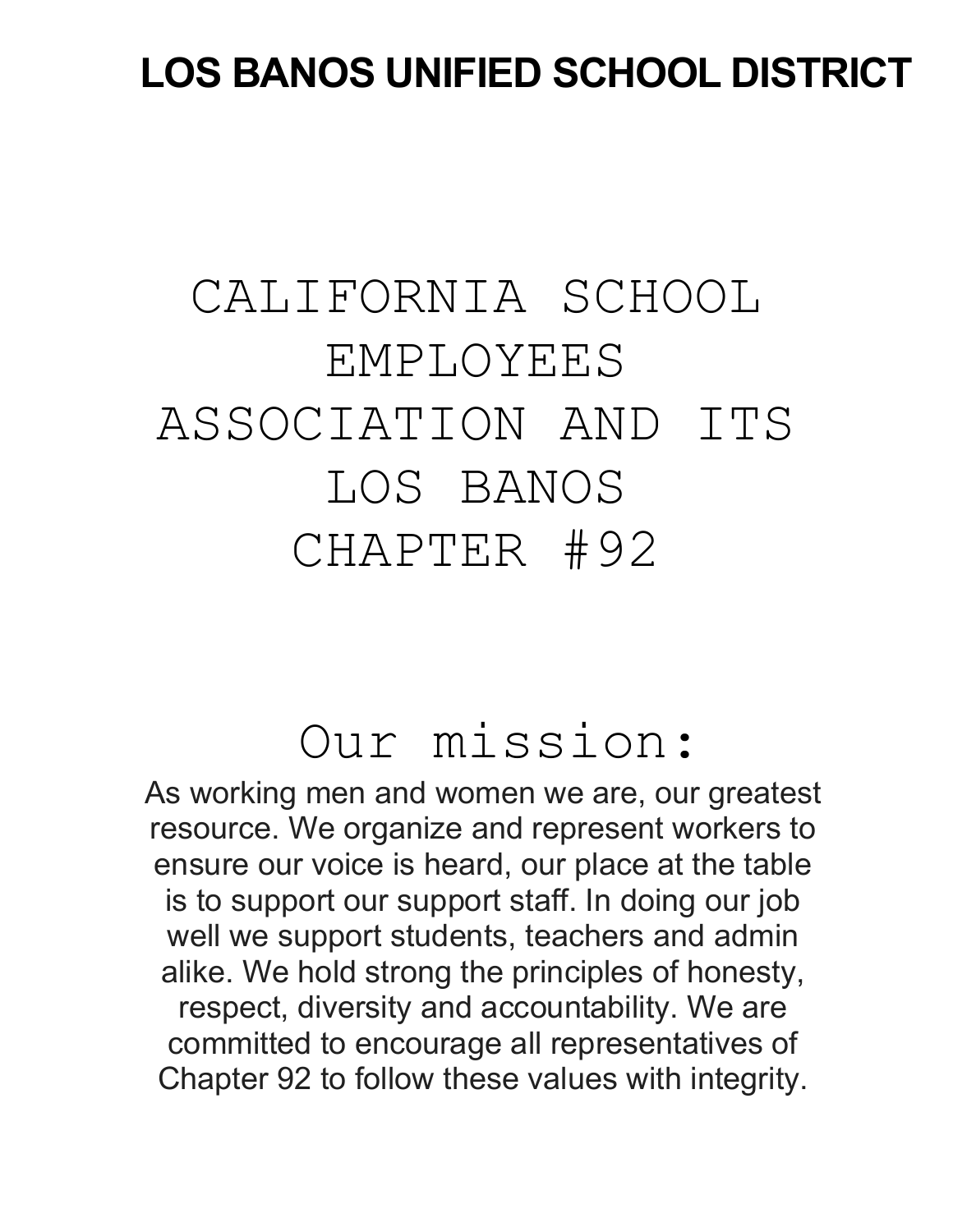# LOS BANOS UNIFIED SCHOOL DISTRICT

# CALIFORNIA SCHOOL EMPLOYEES ASSOCIATION AND ITS LOS BANOS CHAPTER #92

## Our mission:

As working men and women we are, our greatest resource. We organize and represent workers to ensure our voice is heard, our place at the table is to support our support staff. In doing our job well we support students, teachers and admin alike. We hold strong the principles of honesty, respect, diversity and accountability. We are committed to encourage all representatives of Chapter 92 to follow these values with integrity.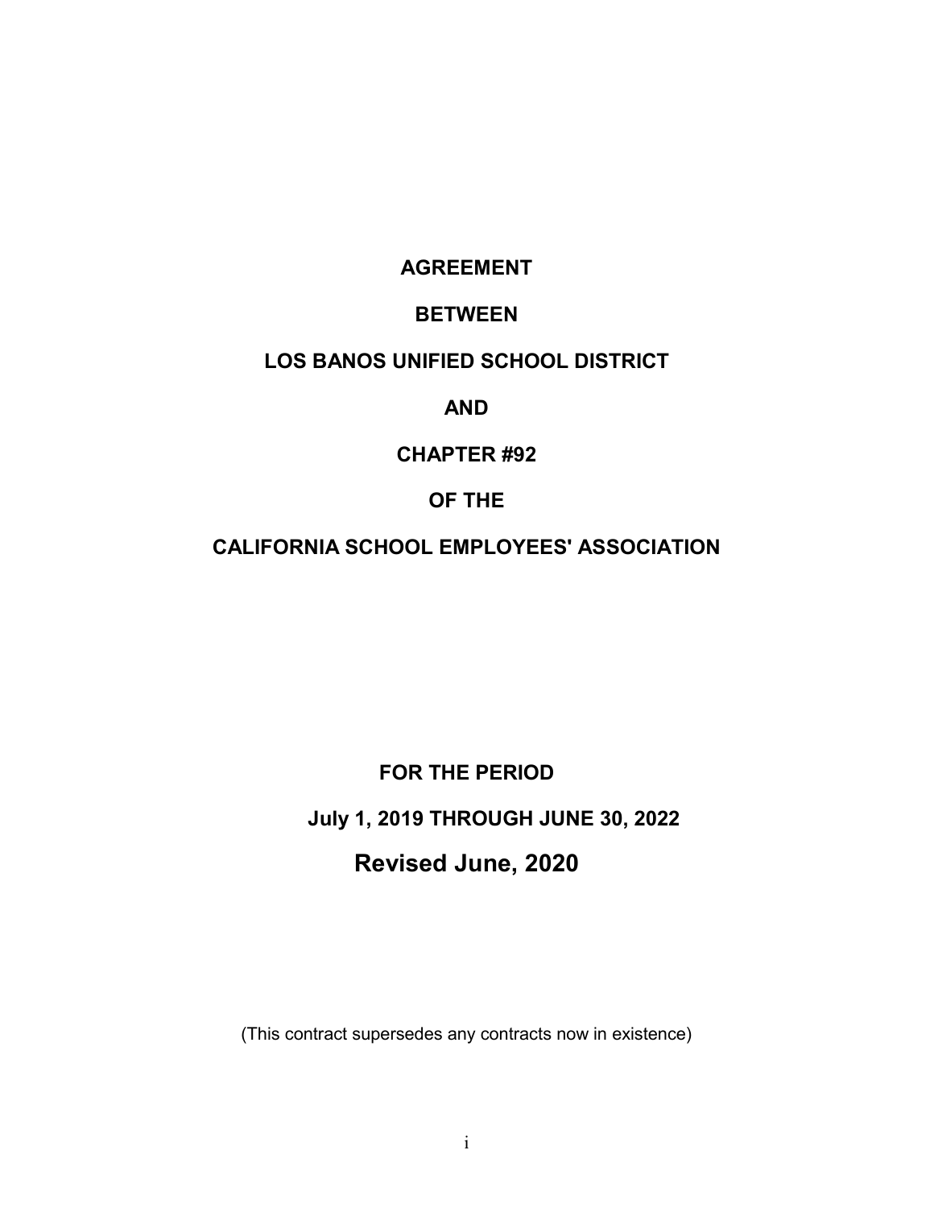# AGREEMENT

# BETWEEN

# LOS BANOS UNIFIED SCHOOL DISTRICT

# AND

# CHAPTER #92

# OF THE

# CALIFORNIA SCHOOL EMPLOYEES' ASSOCIATION

**FOR THE PERIOD**

**July 1, 2019 THROUGH JUNE 30, 2022**

**Revised June, 2020**

(This contract supersedes any contracts now in existence)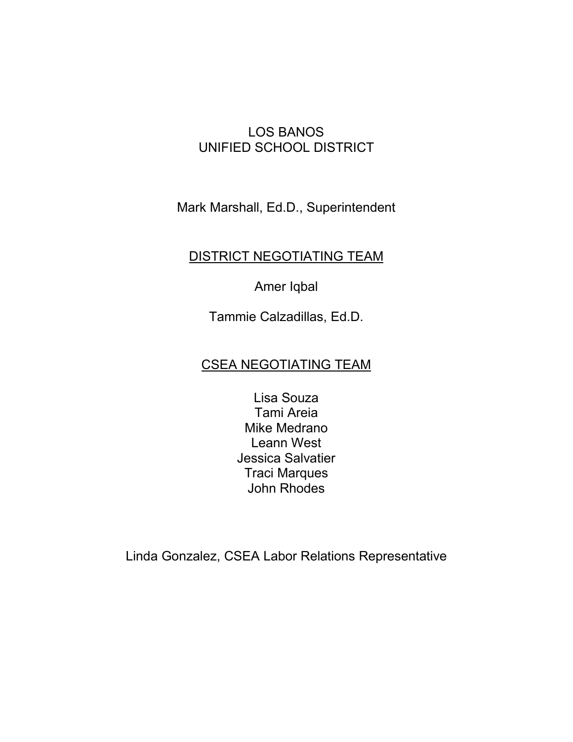# LOS BANOS
# UNIFIED SCHOOL DISTRICT

Mark Marshall, Ed.D., Superintendent

## DISTRICT NEGOTIATING TEAM

Amer Iqbal

Tammie Calzadillas, Ed.D.

## CSEA NEGOTIATING TEAM

Lisa Souza
Tami Areia
Mike Medrano
Leann West
Jessica Salvatier
Traci Marques
John Rhodes

Linda Gonzalez, CSEA Labor Relations Representative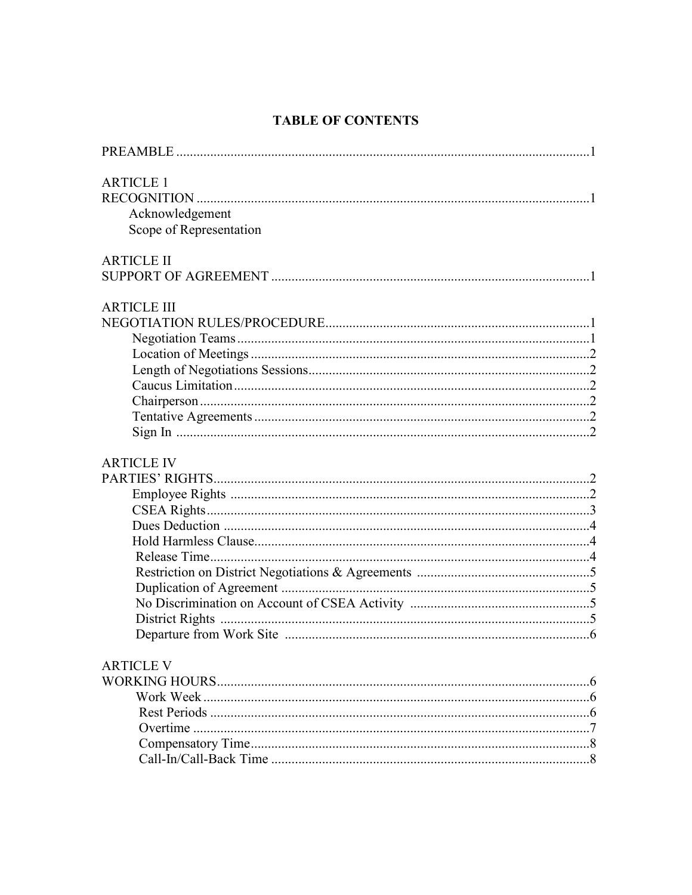# TABLE OF CONTENTS

PREAMBLE ....................................................................................................................1

ARTICLE 1
RECOGNITION ...........................................................................................................1
- Acknowledgement
- Scope of Representation

ARTICLE II
SUPPORT OF AGREEMENT .....................................................................................1

ARTICLE III
NEGOTIATION RULES/PROCEDURE.....................................................................1
- Negotiation Teams ....................................................................................................1
- Location of Meetings ................................................................................................2
- Length of Negotiations Sessions...............................................................................2
- Caucus Limitation .....................................................................................................2
- Chairperson ...............................................................................................................2
- Tentative Agreements ...............................................................................................2
- Sign In ......................................................................................................................2

ARTICLE IV
PARTIES' RIGHTS.......................................................................................................2
- Employee Rights ......................................................................................................2
- CSEA Rights.............................................................................................................3
- Dues Deduction ........................................................................................................4
- Hold Harmless Clause...............................................................................................4
- Release Time.............................................................................................................4
- Restriction on District Negotiations & Agreements .................................................5
- Duplication of Agreement ........................................................................................5
- No Discrimination on Account of CSEA Activity ...................................................5
- District Rights ..........................................................................................................5
- Departure from Work Site ........................................................................................6

ARTICLE V
WORKING HOURS......................................................................................................6
- Work Week ...............................................................................................................6
- Rest Periods ..............................................................................................................6
- Overtime ...................................................................................................................7
- Compensatory Time..................................................................................................8
- Call-In/Call-Back Time ............................................................................................8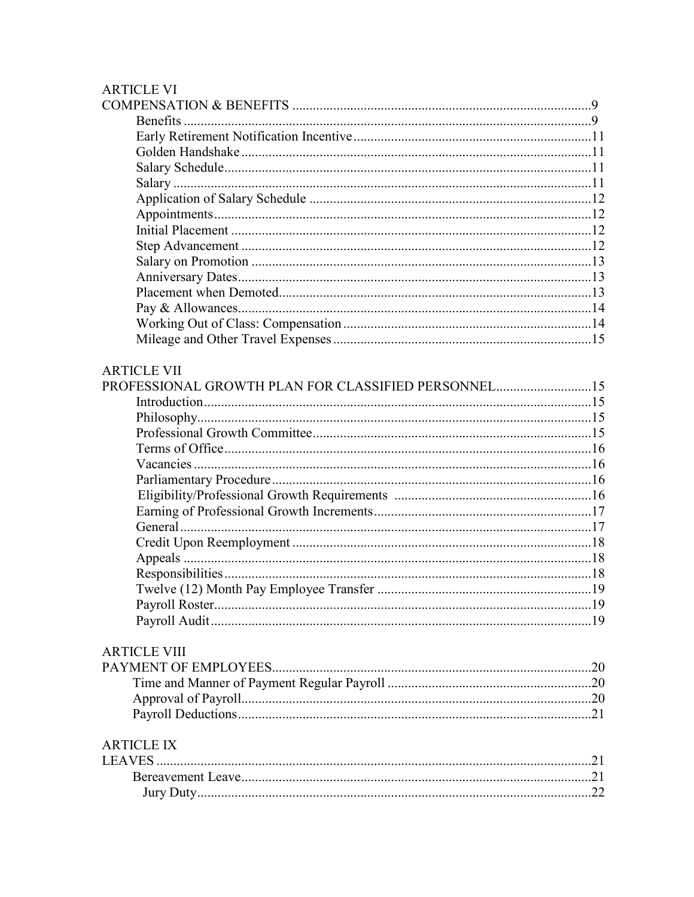ARTICLE VI
COMPENSATION & BENEFITS ....................................................................................9
- Benefits ....................................................................................................................9
- Early Retirement Notification Incentive ....................................................................11
- Golden Handshake ....................................................................................................11
- Salary Schedule.........................................................................................................11
- Salary .......................................................................................................................11
- Application of Salary Schedule .................................................................................12
- Appointments............................................................................................................12
- Initial Placement ........................................................................................................12
- Step Advancement .....................................................................................................12
- Salary on Promotion ..................................................................................................13
- Anniversary Dates......................................................................................................13
- Placement when Demoted..........................................................................................13
- Pay & Allowances......................................................................................................14
- Working Out of Class: Compensation ........................................................................14
- Mileage and Other Travel Expenses ..........................................................................15

ARTICLE VII
PROFESSIONAL GROWTH PLAN FOR CLASSIFIED PERSONNEL...........................15
- Introduction................................................................................................................15
- Philosophy..................................................................................................................15
- Professional Growth Committee................................................................................15
- Terms of Office..........................................................................................................16
- Vacancies ...................................................................................................................16
- Parliamentary Procedure............................................................................................16
- Eligibility/Professional Growth Requirements ........................................................16
- Earning of Professional Growth Increments...............................................................17
- General.......................................................................................................................17
- Credit Upon Reemployment ......................................................................................18
- Appeals ......................................................................................................................18
- Responsibilities..........................................................................................................18
- Twelve (12) Month Pay Employee Transfer ..............................................................19
- Payroll Roster.............................................................................................................19
- Payroll Audit..............................................................................................................19

ARTICLE VIII
PAYMENT OF EMPLOYEES............................................................................................20
- Time and Manner of Payment Regular Payroll ...........................................................20
- Approval of Payroll.....................................................................................................20
- Payroll Deductions......................................................................................................21

ARTICLE IX
LEAVES ..............................................................................................................................21
- Bereavement Leave.....................................................................................................21
- Jury Duty...................................................................................................................22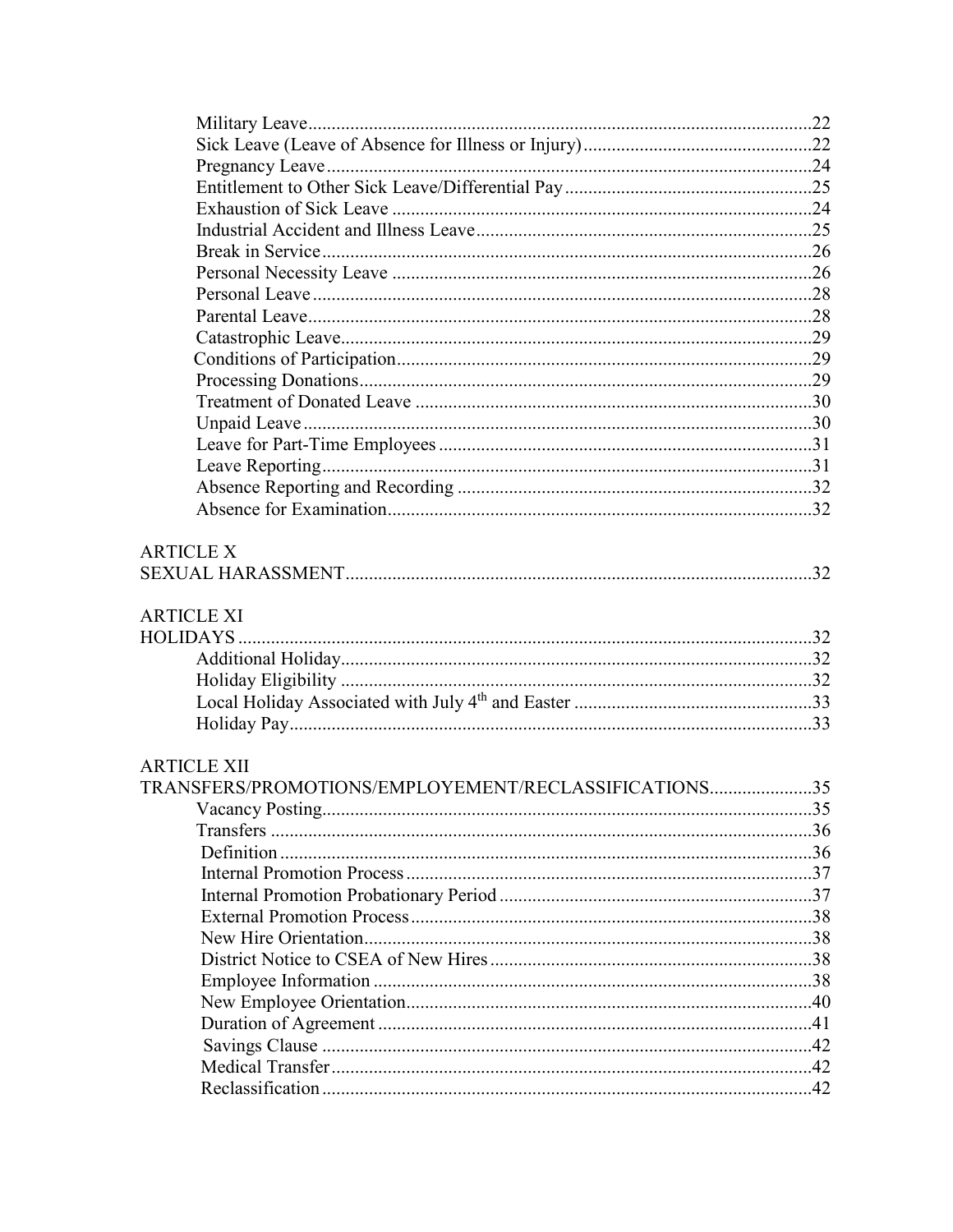Military Leave....................................................................................................22
Sick Leave (Leave of Absence for Illness or Injury).................................................22
Pregnancy Leave.................................................................................................24
Entitlement to Other Sick Leave/Differential Pay......................................................25
Exhaustion of Sick Leave .......................................................................................24
Industrial Accident and Illness Leave........................................................................25
Break in Service......................................................................................................26
Personal Necessity Leave ........................................................................................26
Personal Leave........................................................................................................28
Parental Leave.........................................................................................................28
Catastrophic Leave..................................................................................................29
Conditions of Participation.......................................................................................29
Processing Donations...............................................................................................29
Treatment of Donated Leave ...................................................................................30
Unpaid Leave..........................................................................................................30
Leave for Part-Time Employees ...............................................................................31
Leave Reporting.......................................................................................................31
Absence Reporting and Recording ...........................................................................32
Absence for Examination..........................................................................................32

ARTICLE X
SEXUAL HARASSMENT..................................................................................................32

ARTICLE XI
HOLIDAYS .......................................................................................................................32
Additional Holiday....................................................................................................32
Holiday Eligibility ....................................................................................................32
Local Holiday Associated with July 4th and Easter ..................................................33
Holiday Pay..............................................................................................................33

ARTICLE XII
TRANSFERS/PROMOTIONS/EMPLOYEMENT/RECLASSIFICATIONS.....................35
Vacancy Posting........................................................................................................35
Transfers ..................................................................................................................36
Definition .................................................................................................................36
Internal Promotion Process ......................................................................................37
Internal Promotion Probationary Period ..................................................................37
External Promotion Process.....................................................................................38
New Hire Orientation...............................................................................................38
District Notice to CSEA of New Hires....................................................................38
Employee Information .............................................................................................38
New Employee Orientation......................................................................................40
Duration of Agreement ............................................................................................41
Savings Clause ........................................................................................................42
Medical Transfer......................................................................................................42
Reclassification........................................................................................................42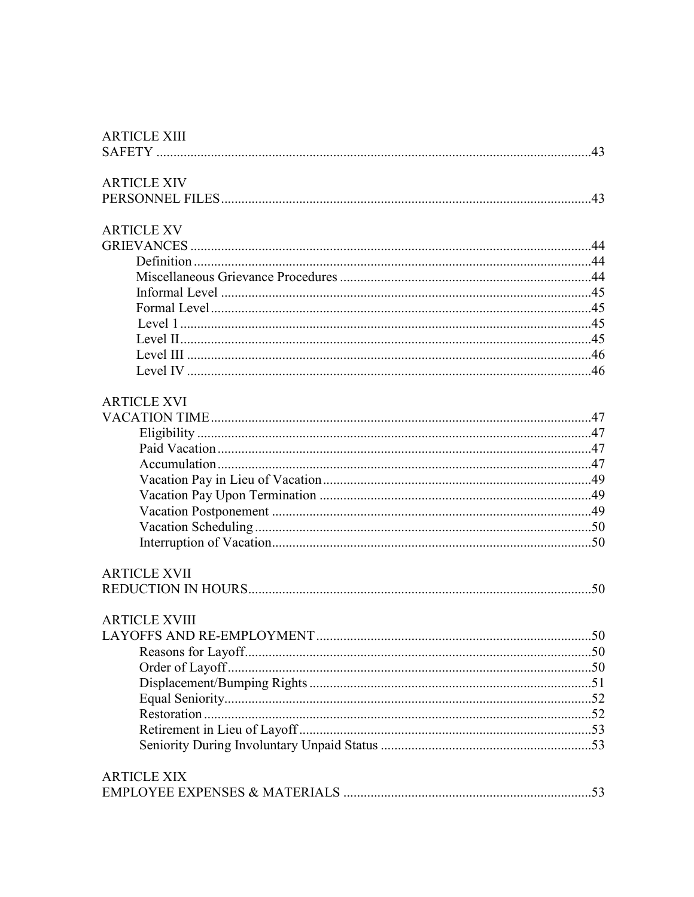ARTICLE XIII
SAFETY ....................................................................................................................43

ARTICLE XIV
PERSONNEL FILES.................................................................................................43

ARTICLE XV
GRIEVANCES ..........................................................................................................44
- Definition ....................................................................................................44
- Miscellaneous Grievance Procedures .........................................................44
- Informal Level ............................................................................................45
- Formal Level...............................................................................................45
- Level 1 ........................................................................................................45
- Level II........................................................................................................45
- Level III ......................................................................................................46
- Level IV ......................................................................................................46

ARTICLE XVI
VACATION TIME....................................................................................................47
- Eligibility ...................................................................................................47
- Paid Vacation .............................................................................................47
- Accumulation .............................................................................................47
- Vacation Pay in Lieu of Vacation...............................................................49
- Vacation Pay Upon Termination ................................................................49
- Vacation Postponement ..............................................................................49
- Vacation Scheduling ..................................................................................50
- Interruption of Vacation.............................................................................50

ARTICLE XVII
REDUCTION IN HOURS.........................................................................................50

ARTICLE XVIII
LAYOFFS AND RE-EMPLOYMENT......................................................................50
- Reasons for Layoff.....................................................................................50
- Order of Layoff...........................................................................................50
- Displacement/Bumping Rights ...................................................................51
- Equal Seniority...........................................................................................52
- Restoration .................................................................................................52
- Retirement in Lieu of Layoff......................................................................53
- Seniority During Involuntary Unpaid Status ..............................................53

ARTICLE XIX
EMPLOYEE EXPENSES & MATERIALS ............................................................53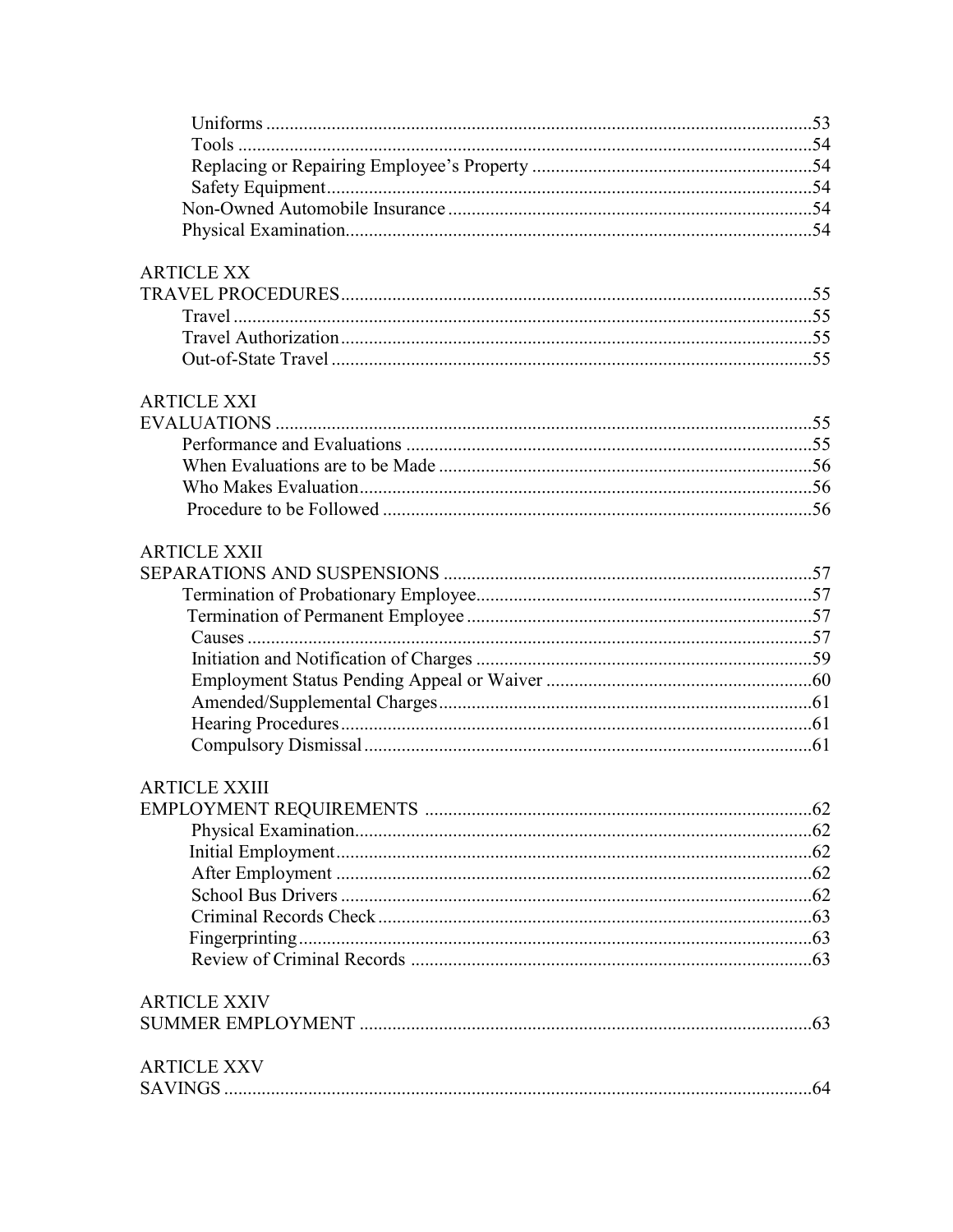Uniforms ....................................................................................................53
Tools ..........................................................................................................54
Replacing or Repairing Employee's Property ............................................................54
Safety Equipment........................................................................................54
Non-Owned Automobile Insurance ...............................................................................54
Physical Examination.....................................................................................................54

ARTICLE XX
TRAVEL PROCEDURES.....................................................................................................55
Travel ..........................................................................................................................55
Travel Authorization.....................................................................................................55
Out-of-State Travel .......................................................................................................55

ARTICLE XXI
EVALUATIONS ..................................................................................................................55
Performance and Evaluations .......................................................................................55
When Evaluations are to be Made .................................................................................56
Who Makes Evaluation...................................................................................................56
Procedure to be Followed ..............................................................................................56

ARTICLE XXII
SEPARATIONS AND SUSPENSIONS ...............................................................................57
Termination of Probationary Employee..........................................................................57
Termination of Permanent Employee ............................................................................57
Causes ..........................................................................................................................57
Initiation and Notification of Charges .........................................................................59
Employment Status Pending Appeal or Waiver ............................................................60
Amended/Supplemental Charges..................................................................................61
Hearing Procedures.......................................................................................................61
Compulsory Dismissal ..................................................................................................61

ARTICLE XXIII
EMPLOYMENT REQUIREMENTS ..................................................................................62
Physical Examination....................................................................................................62
Initial Employment........................................................................................................62
After Employment .........................................................................................................62
School Bus Drivers .......................................................................................................62
Criminal Records Check ...............................................................................................63
Fingerprinting................................................................................................................63
Review of Criminal Records ........................................................................................63

ARTICLE XXIV
SUMMER EMPLOYMENT ................................................................................................63

ARTICLE XXV
SAVINGS ............................................................................................................................64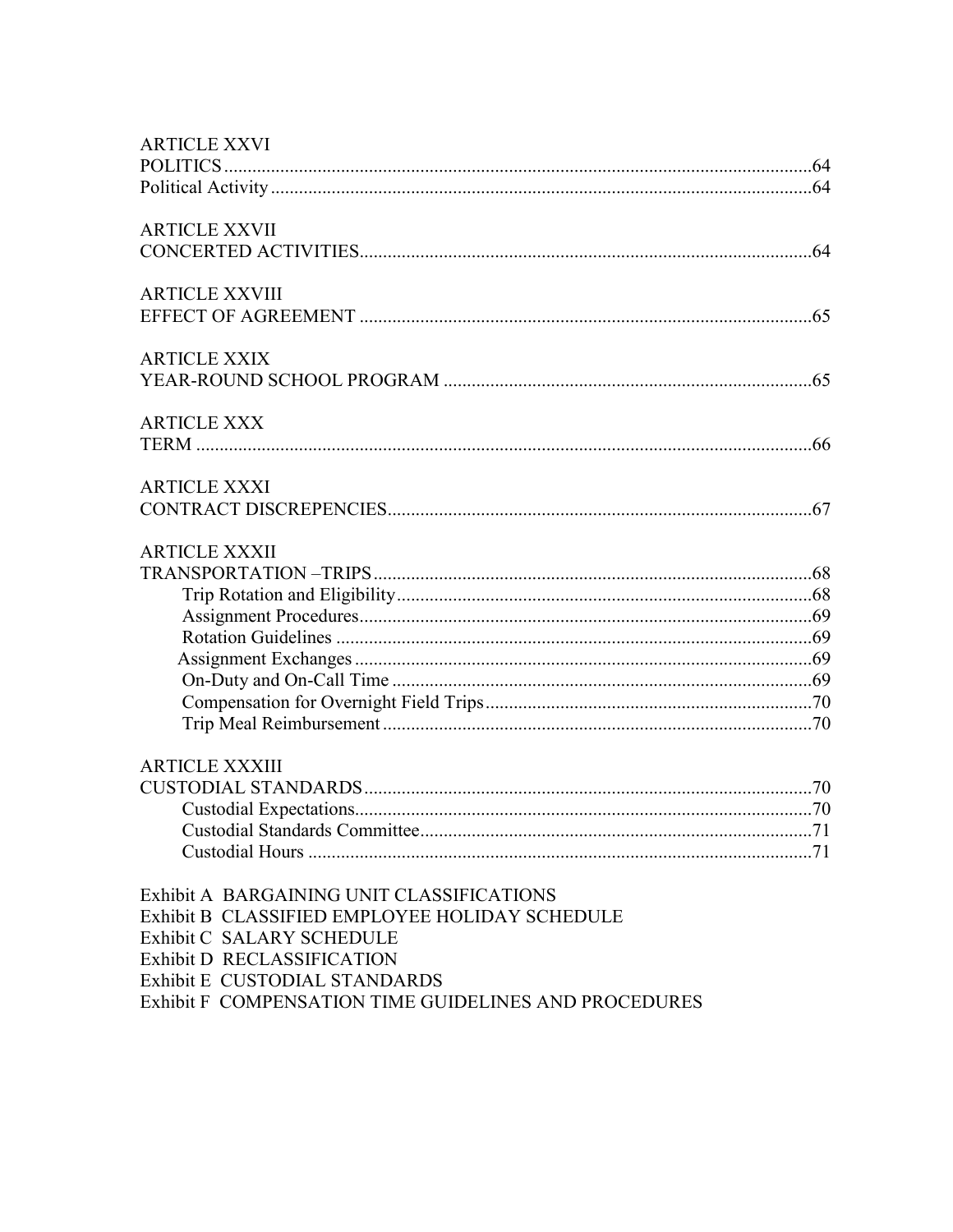ARTICLE XXVI
POLITICS....64
Political Activity....64

ARTICLE XXVII
CONCERTED ACTIVITIES....64

ARTICLE XXVIII
EFFECT OF AGREEMENT....65

ARTICLE XXIX
YEAR-ROUND SCHOOL PROGRAM....65

ARTICLE XXX
TERM....66

ARTICLE XXXI
CONTRACT DISCREPENCIES....67

ARTICLE XXXII
TRANSPORTATION –TRIPS....68
- Trip Rotation and Eligibility....68
- Assignment Procedures....69
- Rotation Guidelines....69
- Assignment Exchanges....69
- On-Duty and On-Call Time....69
- Compensation for Overnight Field Trips....70
- Trip Meal Reimbursement....70

ARTICLE XXXIII
CUSTODIAL STANDARDS....70
- Custodial Expectations....70
- Custodial Standards Committee....71
- Custodial Hours....71

Exhibit A BARGAINING UNIT CLASSIFICATIONS
Exhibit B CLASSIFIED EMPLOYEE HOLIDAY SCHEDULE
Exhibit C SALARY SCHEDULE
Exhibit D RECLASSIFICATION
Exhibit E CUSTODIAL STANDARDS
Exhibit F COMPENSATION TIME GUIDELINES AND PROCEDURES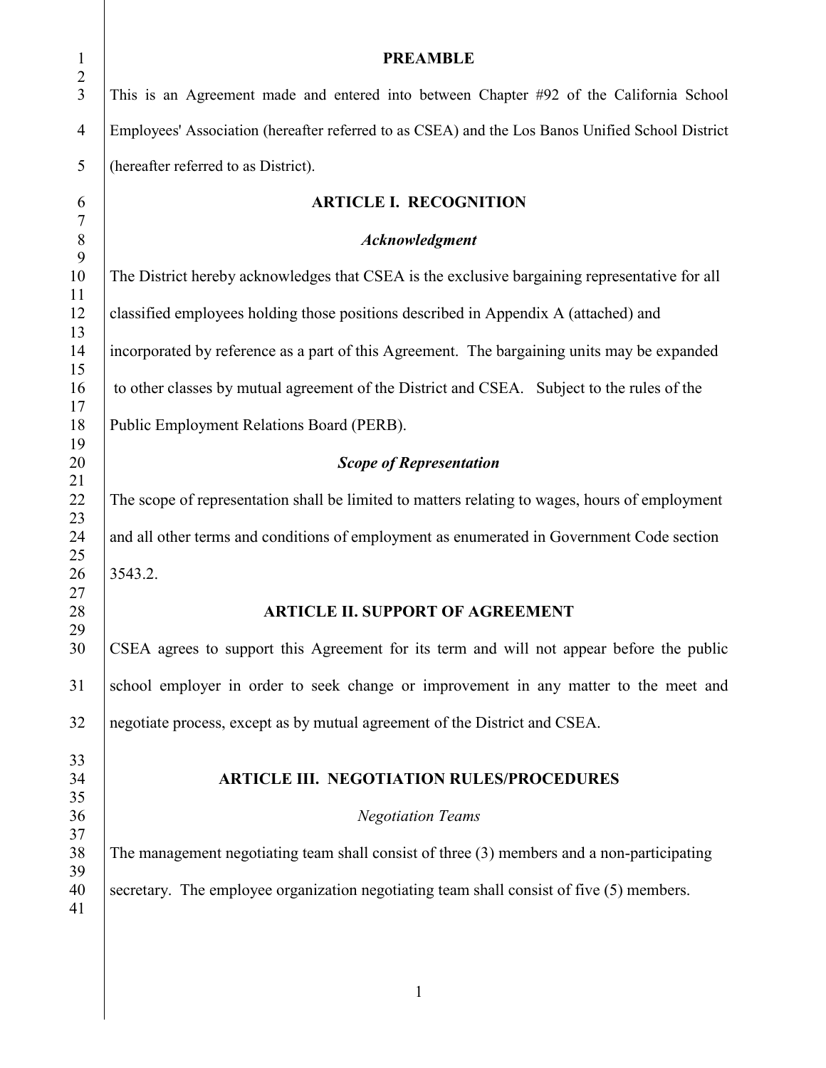## PREAMBLE

This is an Agreement made and entered into between Chapter #92 of the California School Employees' Association (hereafter referred to as CSEA) and the Los Banos Unified School District (hereafter referred to as District).

## ARTICLE I. RECOGNITION

### *Acknowledgment*

The District hereby acknowledges that CSEA is the exclusive bargaining representative for all classified employees holding those positions described in Appendix A (attached) and incorporated by reference as a part of this Agreement. The bargaining units may be expanded to other classes by mutual agreement of the District and CSEA. Subject to the rules of the Public Employment Relations Board (PERB).

### *Scope of Representation*

The scope of representation shall be limited to matters relating to wages, hours of employment and all other terms and conditions of employment as enumerated in Government Code section 3543.2.

## ARTICLE II. SUPPORT OF AGREEMENT

CSEA agrees to support this Agreement for its term and will not appear before the public school employer in order to seek change or improvement in any matter to the meet and negotiate process, except as by mutual agreement of the District and CSEA.

## ARTICLE III. NEGOTIATION RULES/PROCEDURES

### *Negotiation Teams*

The management negotiating team shall consist of three (3) members and a non-participating secretary. The employee organization negotiating team shall consist of five (5) members.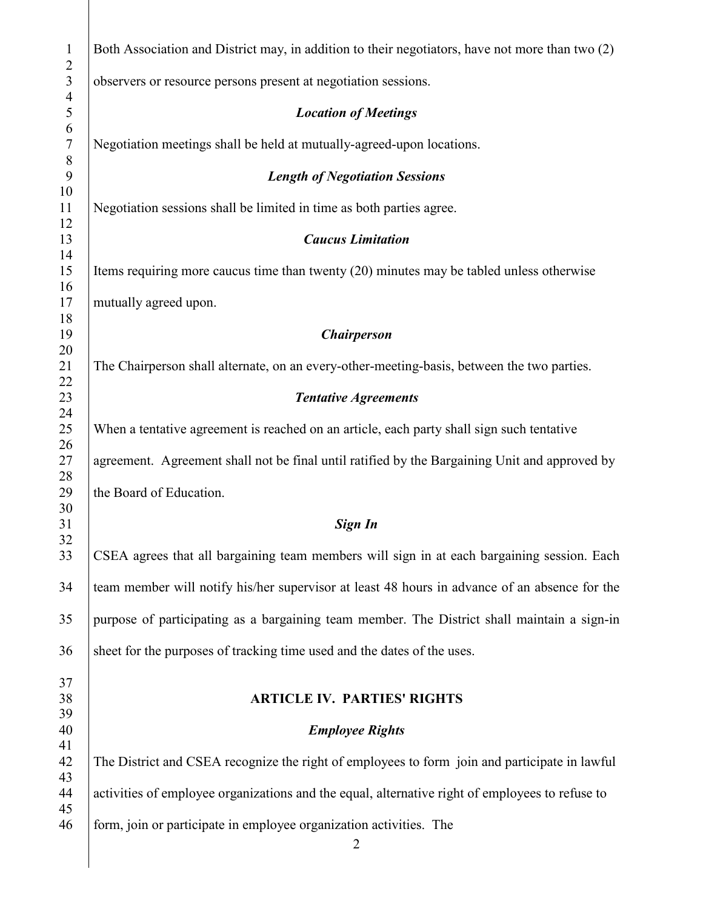Both Association and District may, in addition to their negotiators, have not more than two (2) observers or resource persons present at negotiation sessions.

### *Location of Meetings*

Negotiation meetings shall be held at mutually-agreed-upon locations.

### *Length of Negotiation Sessions*

Negotiation sessions shall be limited in time as both parties agree.

### *Caucus Limitation*

Items requiring more caucus time than twenty (20) minutes may be tabled unless otherwise mutually agreed upon.

### *Chairperson*

The Chairperson shall alternate, on an every-other-meeting-basis, between the two parties.

### *Tentative Agreements*

When a tentative agreement is reached on an article, each party shall sign such tentative agreement. Agreement shall not be final until ratified by the Bargaining Unit and approved by the Board of Education.

### *Sign In*

CSEA agrees that all bargaining team members will sign in at each bargaining session. Each team member will notify his/her supervisor at least 48 hours in advance of an absence for the purpose of participating as a bargaining team member. The District shall maintain a sign-in sheet for the purposes of tracking time used and the dates of the uses.

## ARTICLE IV. PARTIES' RIGHTS

### *Employee Rights*

The District and CSEA recognize the right of employees to form join and participate in lawful activities of employee organizations and the equal, alternative right of employees to refuse to form, join or participate in employee organization activities. The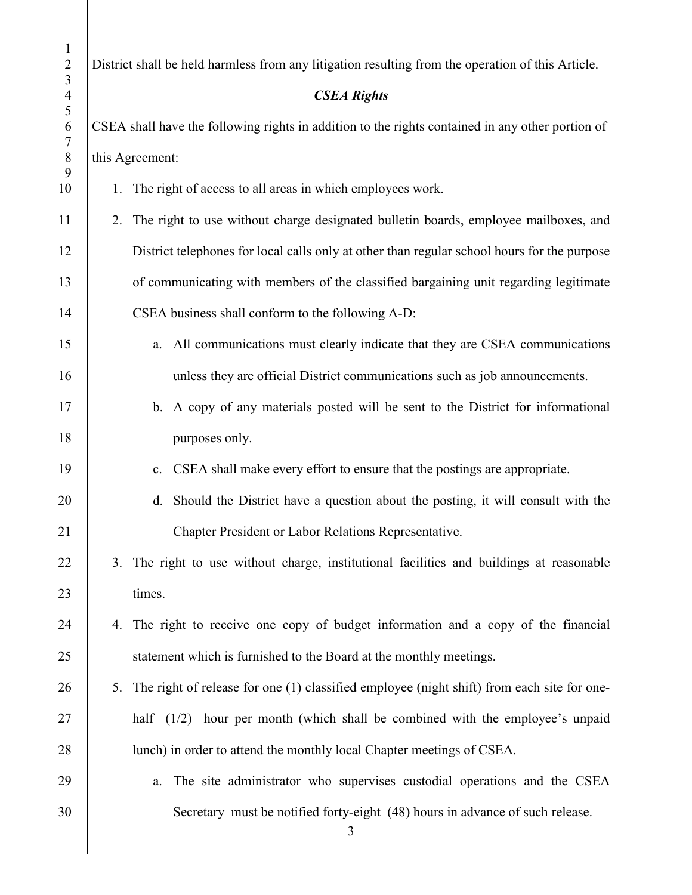District shall be held harmless from any litigation resulting from the operation of this Article.

### *CSEA Rights*

CSEA shall have the following rights in addition to the rights contained in any other portion of this Agreement:

1. The right of access to all areas in which employees work.
2. The right to use without charge designated bulletin boards, employee mailboxes, and District telephones for local calls only at other than regular school hours for the purpose of communicating with members of the classified bargaining unit regarding legitimate CSEA business shall conform to the following A-D:
   a. All communications must clearly indicate that they are CSEA communications unless they are official District communications such as job announcements.
   b. A copy of any materials posted will be sent to the District for informational purposes only.
   c. CSEA shall make every effort to ensure that the postings are appropriate.
   d. Should the District have a question about the posting, it will consult with the Chapter President or Labor Relations Representative.
3. The right to use without charge, institutional facilities and buildings at reasonable times.
4. The right to receive one copy of budget information and a copy of the financial statement which is furnished to the Board at the monthly meetings.
5. The right of release for one (1) classified employee (night shift) from each site for one-half (1/2) hour per month (which shall be combined with the employee's unpaid lunch) in order to attend the monthly local Chapter meetings of CSEA.
   a. The site administrator who supervises custodial operations and the CSEA Secretary must be notified forty-eight (48) hours in advance of such release.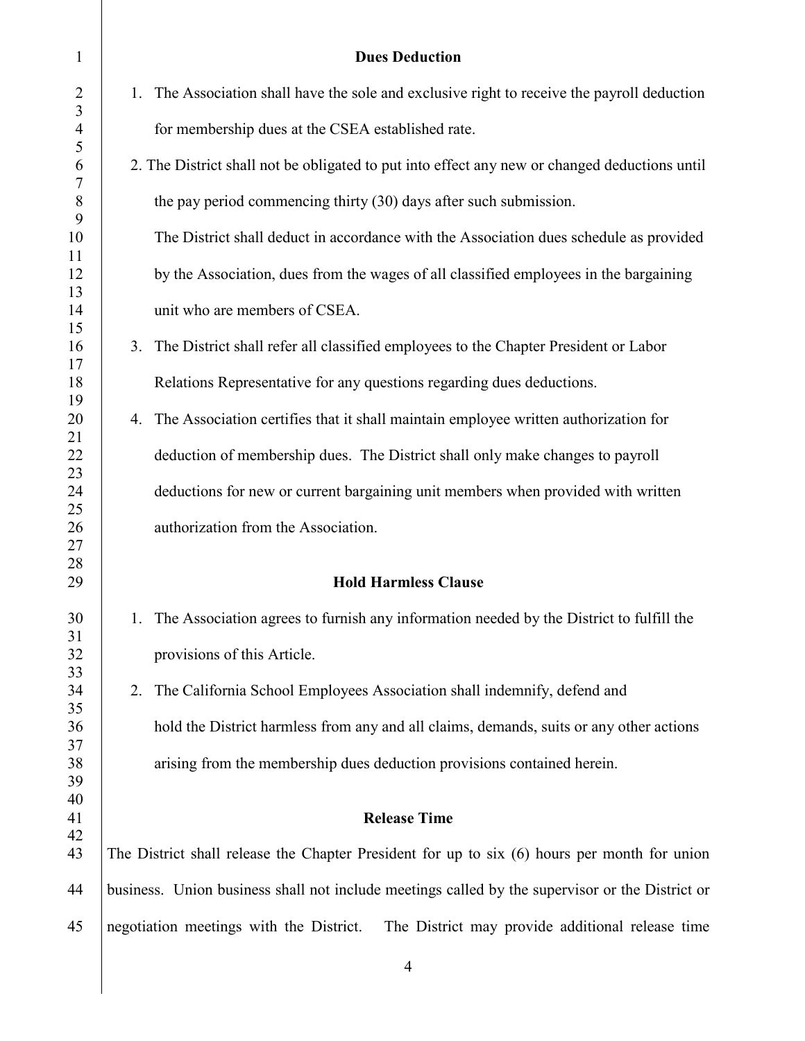## Dues Deduction

1. The Association shall have the sole and exclusive right to receive the payroll deduction for membership dues at the CSEA established rate.

2. The District shall not be obligated to put into effect any new or changed deductions until the pay period commencing thirty (30) days after such submission.

   The District shall deduct in accordance with the Association dues schedule as provided by the Association, dues from the wages of all classified employees in the bargaining unit who are members of CSEA.

3. The District shall refer all classified employees to the Chapter President or Labor Relations Representative for any questions regarding dues deductions.

4. The Association certifies that it shall maintain employee written authorization for deduction of membership dues. The District shall only make changes to payroll deductions for new or current bargaining unit members when provided with written authorization from the Association.

## Hold Harmless Clause

1. The Association agrees to furnish any information needed by the District to fulfill the provisions of this Article.

2. The California School Employees Association shall indemnify, defend and hold the District harmless from any and all claims, demands, suits or any other actions arising from the membership dues deduction provisions contained herein.

## Release Time

The District shall release the Chapter President for up to six (6) hours per month for union business. Union business shall not include meetings called by the supervisor or the District or negotiation meetings with the District. The District may provide additional release time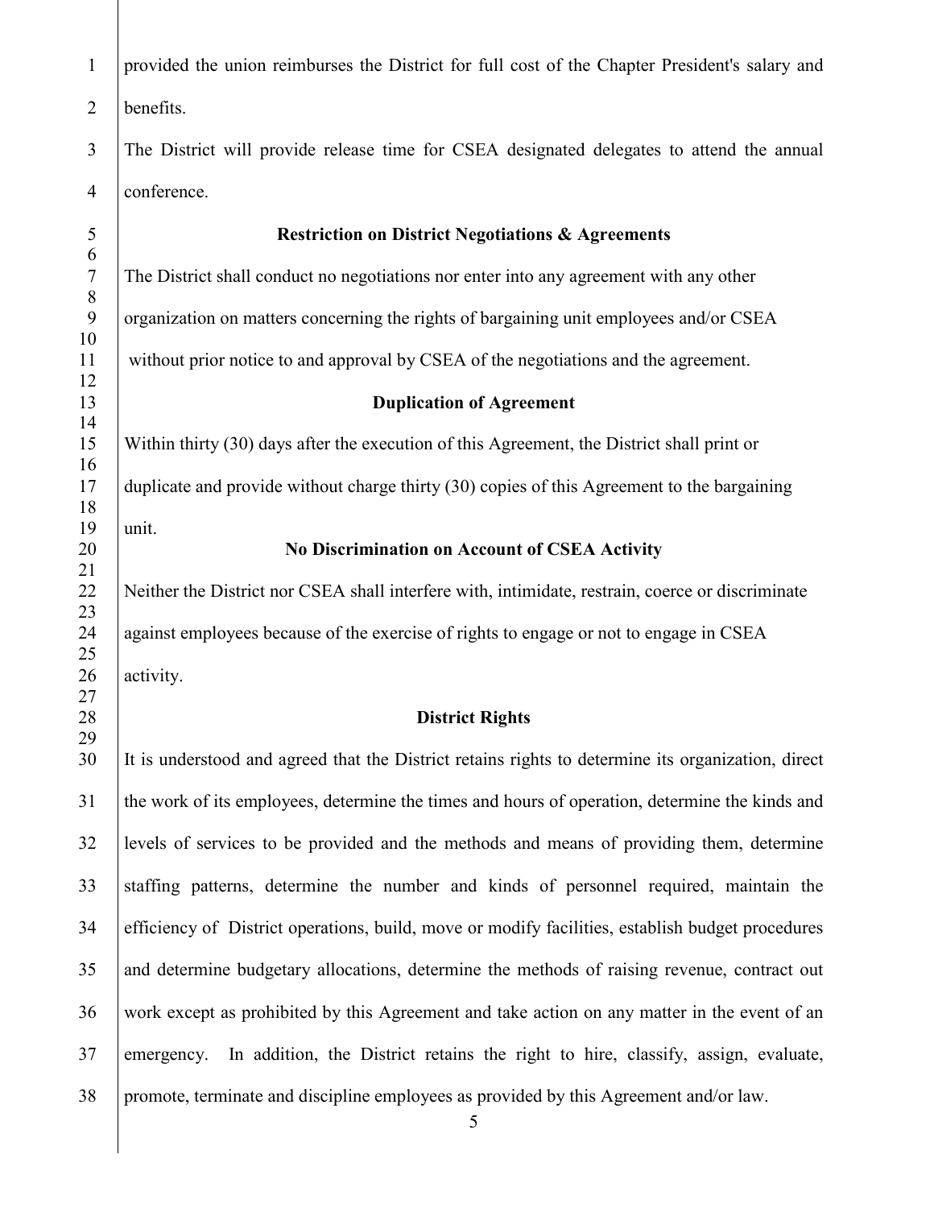provided the union reimburses the District for full cost of the Chapter President's salary and benefits.

The District will provide release time for CSEA designated delegates to attend the annual conference.

**Restriction on District Negotiations & Agreements**

The District shall conduct no negotiations nor enter into any agreement with any other organization on matters concerning the rights of bargaining unit employees and/or CSEA without prior notice to and approval by CSEA of the negotiations and the agreement.

**Duplication of Agreement**

Within thirty (30) days after the execution of this Agreement, the District shall print or duplicate and provide without charge thirty (30) copies of this Agreement to the bargaining unit.

**No Discrimination on Account of CSEA Activity**

Neither the District nor CSEA shall interfere with, intimidate, restrain, coerce or discriminate against employees because of the exercise of rights to engage or not to engage in CSEA activity.

**District Rights**

It is understood and agreed that the District retains rights to determine its organization, direct the work of its employees, determine the times and hours of operation, determine the kinds and levels of services to be provided and the methods and means of providing them, determine staffing patterns, determine the number and kinds of personnel required, maintain the efficiency of District operations, build, move or modify facilities, establish budget procedures and determine budgetary allocations, determine the methods of raising revenue, contract out work except as prohibited by this Agreement and take action on any matter in the event of an emergency. In addition, the District retains the right to hire, classify, assign, evaluate, promote, terminate and discipline employees as provided by this Agreement and/or law.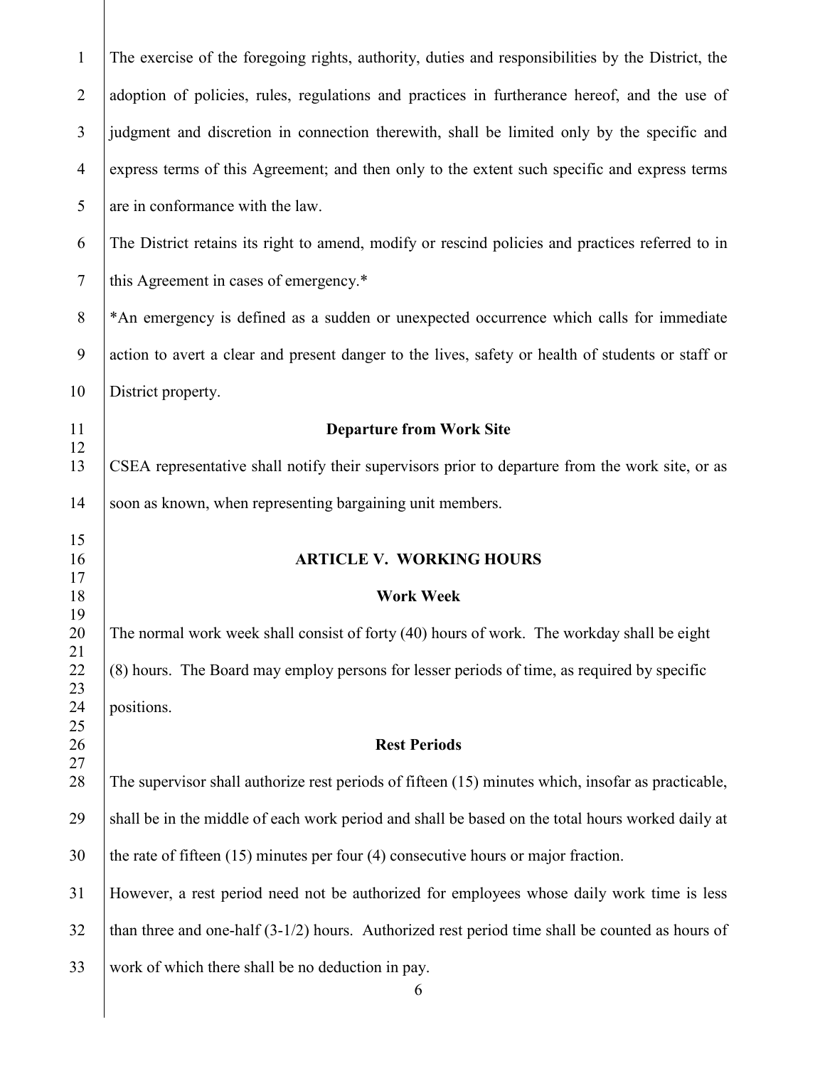The exercise of the foregoing rights, authority, duties and responsibilities by the District, the adoption of policies, rules, regulations and practices in furtherance hereof, and the use of judgment and discretion in connection therewith, shall be limited only by the specific and express terms of this Agreement; and then only to the extent such specific and express terms are in conformance with the law.

The District retains its right to amend, modify or rescind policies and practices referred to in this Agreement in cases of emergency.*

*An emergency is defined as a sudden or unexpected occurrence which calls for immediate action to avert a clear and present danger to the lives, safety or health of students or staff or District property.

### Departure from Work Site

CSEA representative shall notify their supervisors prior to departure from the work site, or as soon as known, when representing bargaining unit members.

## ARTICLE V. WORKING HOURS

### Work Week

The normal work week shall consist of forty (40) hours of work. The workday shall be eight (8) hours. The Board may employ persons for lesser periods of time, as required by specific positions.

### Rest Periods

The supervisor shall authorize rest periods of fifteen (15) minutes which, insofar as practicable, shall be in the middle of each work period and shall be based on the total hours worked daily at the rate of fifteen (15) minutes per four (4) consecutive hours or major fraction.

However, a rest period need not be authorized for employees whose daily work time is less than three and one-half (3-1/2) hours. Authorized rest period time shall be counted as hours of work of which there shall be no deduction in pay.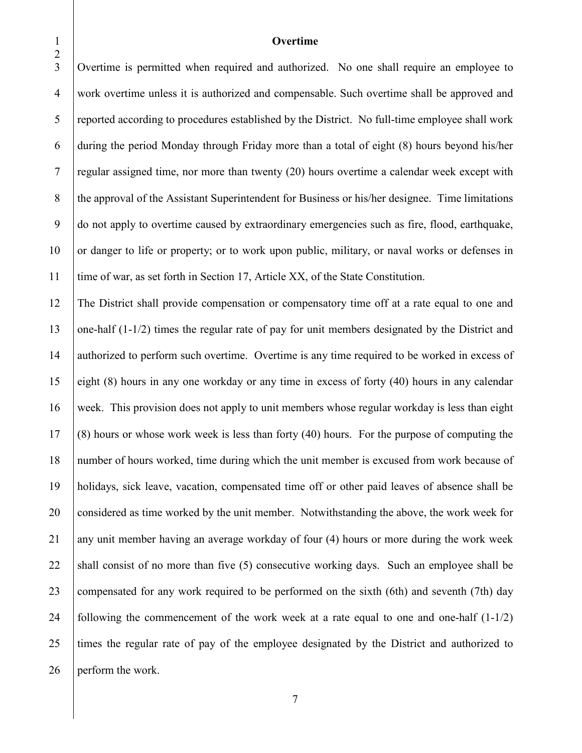**Overtime**

Overtime is permitted when required and authorized. No one shall require an employee to work overtime unless it is authorized and compensable. Such overtime shall be approved and reported according to procedures established by the District. No full-time employee shall work during the period Monday through Friday more than a total of eight (8) hours beyond his/her regular assigned time, nor more than twenty (20) hours overtime a calendar week except with the approval of the Assistant Superintendent for Business or his/her designee. Time limitations do not apply to overtime caused by extraordinary emergencies such as fire, flood, earthquake, or danger to life or property; or to work upon public, military, or naval works or defenses in time of war, as set forth in Section 17, Article XX, of the State Constitution.

The District shall provide compensation or compensatory time off at a rate equal to one and one-half (1-1/2) times the regular rate of pay for unit members designated by the District and authorized to perform such overtime. Overtime is any time required to be worked in excess of eight (8) hours in any one workday or any time in excess of forty (40) hours in any calendar week. This provision does not apply to unit members whose regular workday is less than eight (8) hours or whose work week is less than forty (40) hours. For the purpose of computing the number of hours worked, time during which the unit member is excused from work because of holidays, sick leave, vacation, compensated time off or other paid leaves of absence shall be considered as time worked by the unit member. Notwithstanding the above, the work week for any unit member having an average workday of four (4) hours or more during the work week shall consist of no more than five (5) consecutive working days. Such an employee shall be compensated for any work required to be performed on the sixth (6th) and seventh (7th) day following the commencement of the work week at a rate equal to one and one-half (1-1/2) times the regular rate of pay of the employee designated by the District and authorized to perform the work.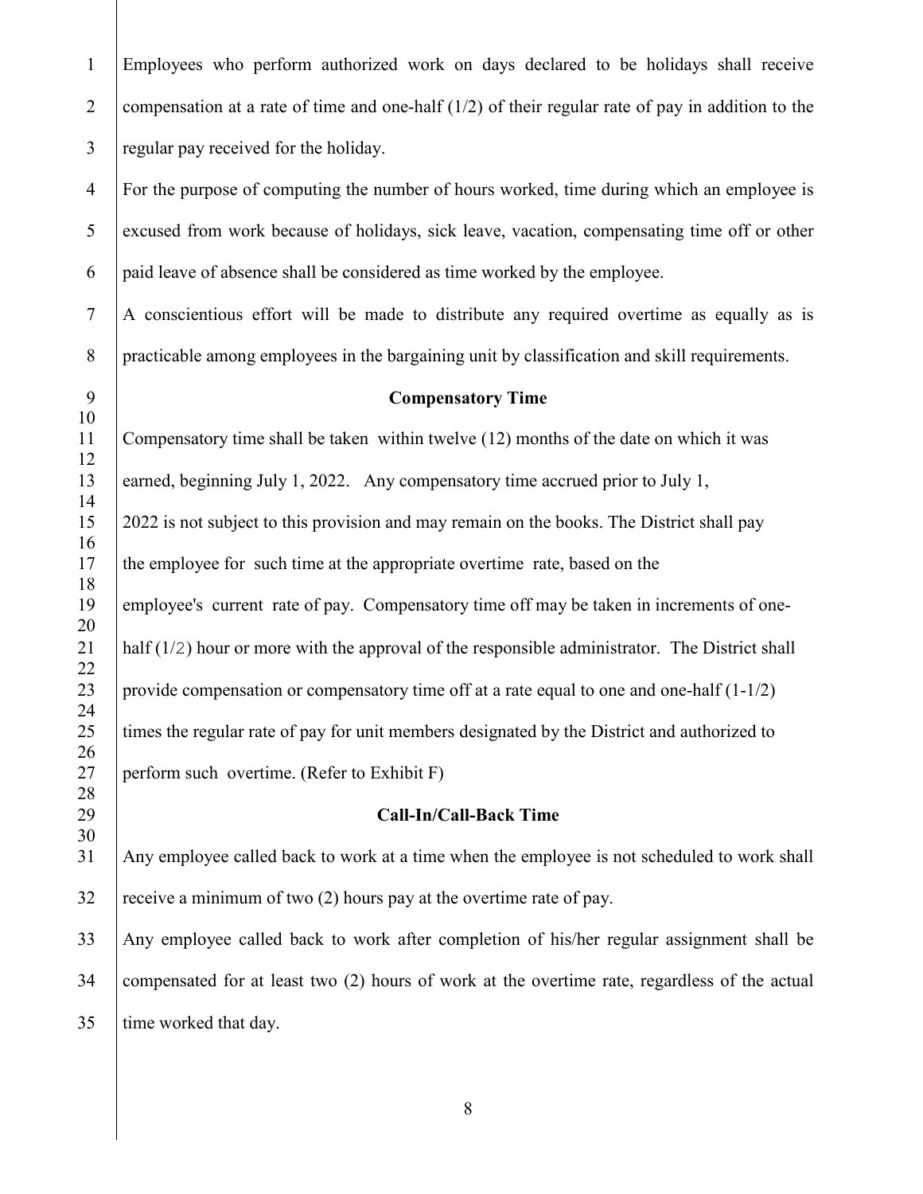Employees who perform authorized work on days declared to be holidays shall receive compensation at a rate of time and one-half (1/2) of their regular rate of pay in addition to the regular pay received for the holiday.

For the purpose of computing the number of hours worked, time during which an employee is excused from work because of holidays, sick leave, vacation, compensating time off or other paid leave of absence shall be considered as time worked by the employee.

A conscientious effort will be made to distribute any required overtime as equally as is practicable among employees in the bargaining unit by classification and skill requirements.

**Compensatory Time**

Compensatory time shall be taken within twelve (12) months of the date on which it was earned, beginning July 1, 2022. Any compensatory time accrued prior to July 1, 2022 is not subject to this provision and may remain on the books. The District shall pay the employee for such time at the appropriate overtime rate, based on the employee's current rate of pay. Compensatory time off may be taken in increments of one-half (1/2) hour or more with the approval of the responsible administrator. The District shall provide compensation or compensatory time off at a rate equal to one and one-half (1-1/2) times the regular rate of pay for unit members designated by the District and authorized to perform such overtime. (Refer to Exhibit F)

**Call-In/Call-Back Time**

Any employee called back to work at a time when the employee is not scheduled to work shall receive a minimum of two (2) hours pay at the overtime rate of pay.

Any employee called back to work after completion of his/her regular assignment shall be compensated for at least two (2) hours of work at the overtime rate, regardless of the actual time worked that day.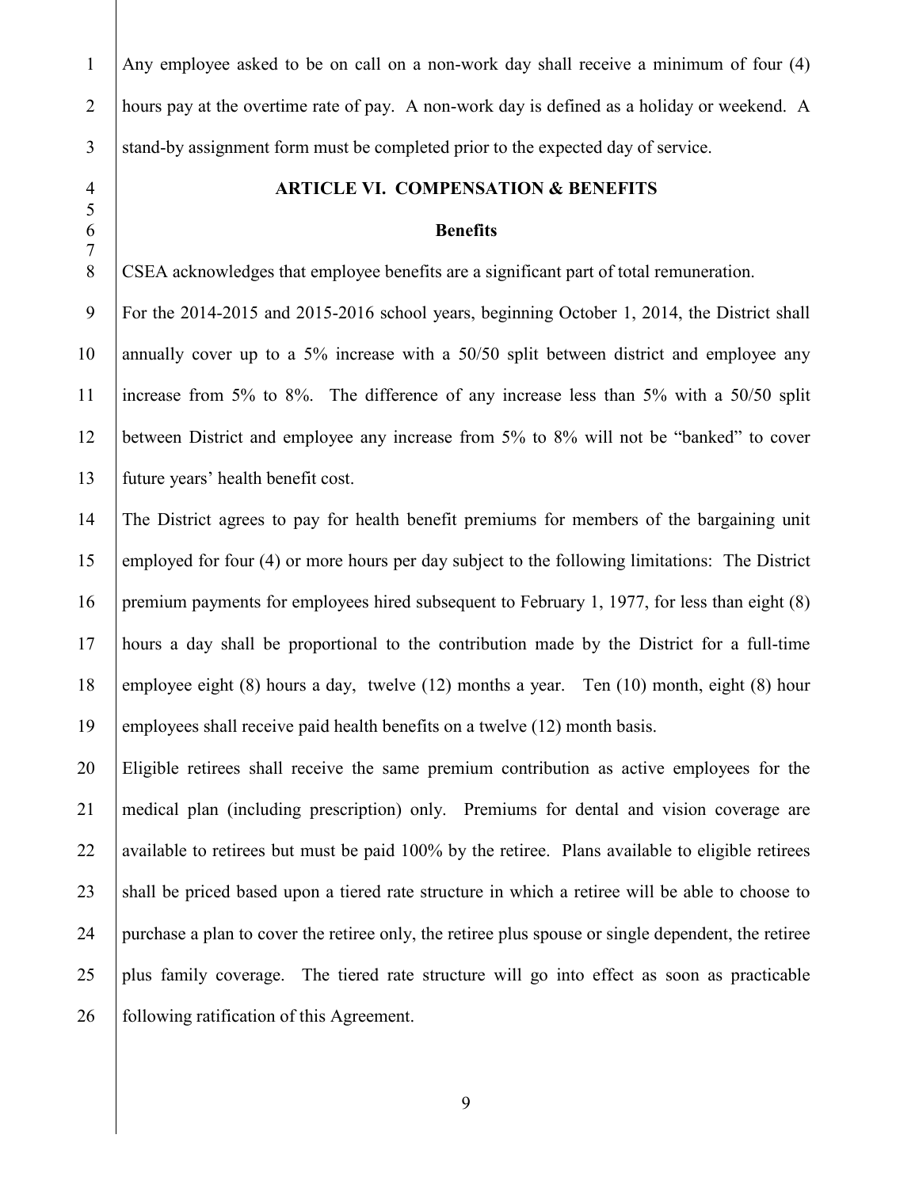Any employee asked to be on call on a non-work day shall receive a minimum of four (4) hours pay at the overtime rate of pay. A non-work day is defined as a holiday or weekend. A stand-by assignment form must be completed prior to the expected day of service.

## ARTICLE VI. COMPENSATION & BENEFITS

### Benefits

CSEA acknowledges that employee benefits are a significant part of total remuneration.

For the 2014-2015 and 2015-2016 school years, beginning October 1, 2014, the District shall annually cover up to a 5% increase with a 50/50 split between district and employee any increase from 5% to 8%. The difference of any increase less than 5% with a 50/50 split between District and employee any increase from 5% to 8% will not be "banked" to cover future years' health benefit cost.

The District agrees to pay for health benefit premiums for members of the bargaining unit employed for four (4) or more hours per day subject to the following limitations: The District premium payments for employees hired subsequent to February 1, 1977, for less than eight (8) hours a day shall be proportional to the contribution made by the District for a full-time employee eight (8) hours a day, twelve (12) months a year. Ten (10) month, eight (8) hour employees shall receive paid health benefits on a twelve (12) month basis.

Eligible retirees shall receive the same premium contribution as active employees for the medical plan (including prescription) only. Premiums for dental and vision coverage are available to retirees but must be paid 100% by the retiree. Plans available to eligible retirees shall be priced based upon a tiered rate structure in which a retiree will be able to choose to purchase a plan to cover the retiree only, the retiree plus spouse or single dependent, the retiree plus family coverage. The tiered rate structure will go into effect as soon as practicable following ratification of this Agreement.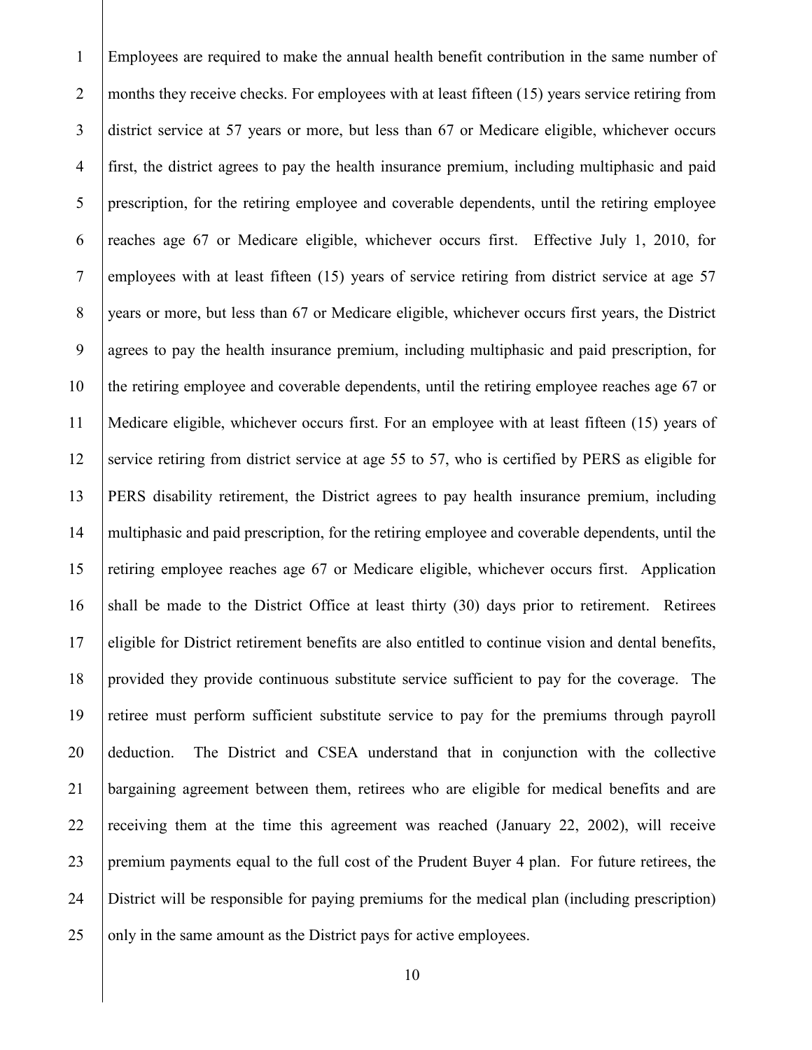Employees are required to make the annual health benefit contribution in the same number of months they receive checks. For employees with at least fifteen (15) years service retiring from district service at 57 years or more, but less than 67 or Medicare eligible, whichever occurs first, the district agrees to pay the health insurance premium, including multiphasic and paid prescription, for the retiring employee and coverable dependents, until the retiring employee reaches age 67 or Medicare eligible, whichever occurs first. Effective July 1, 2010, for employees with at least fifteen (15) years of service retiring from district service at age 57 years or more, but less than 67 or Medicare eligible, whichever occurs first years, the District agrees to pay the health insurance premium, including multiphasic and paid prescription, for the retiring employee and coverable dependents, until the retiring employee reaches age 67 or Medicare eligible, whichever occurs first. For an employee with at least fifteen (15) years of service retiring from district service at age 55 to 57, who is certified by PERS as eligible for PERS disability retirement, the District agrees to pay health insurance premium, including multiphasic and paid prescription, for the retiring employee and coverable dependents, until the retiring employee reaches age 67 or Medicare eligible, whichever occurs first. Application shall be made to the District Office at least thirty (30) days prior to retirement. Retirees eligible for District retirement benefits are also entitled to continue vision and dental benefits, provided they provide continuous substitute service sufficient to pay for the coverage. The retiree must perform sufficient substitute service to pay for the premiums through payroll deduction. The District and CSEA understand that in conjunction with the collective bargaining agreement between them, retirees who are eligible for medical benefits and are receiving them at the time this agreement was reached (January 22, 2002), will receive premium payments equal to the full cost of the Prudent Buyer 4 plan. For future retirees, the District will be responsible for paying premiums for the medical plan (including prescription) only in the same amount as the District pays for active employees.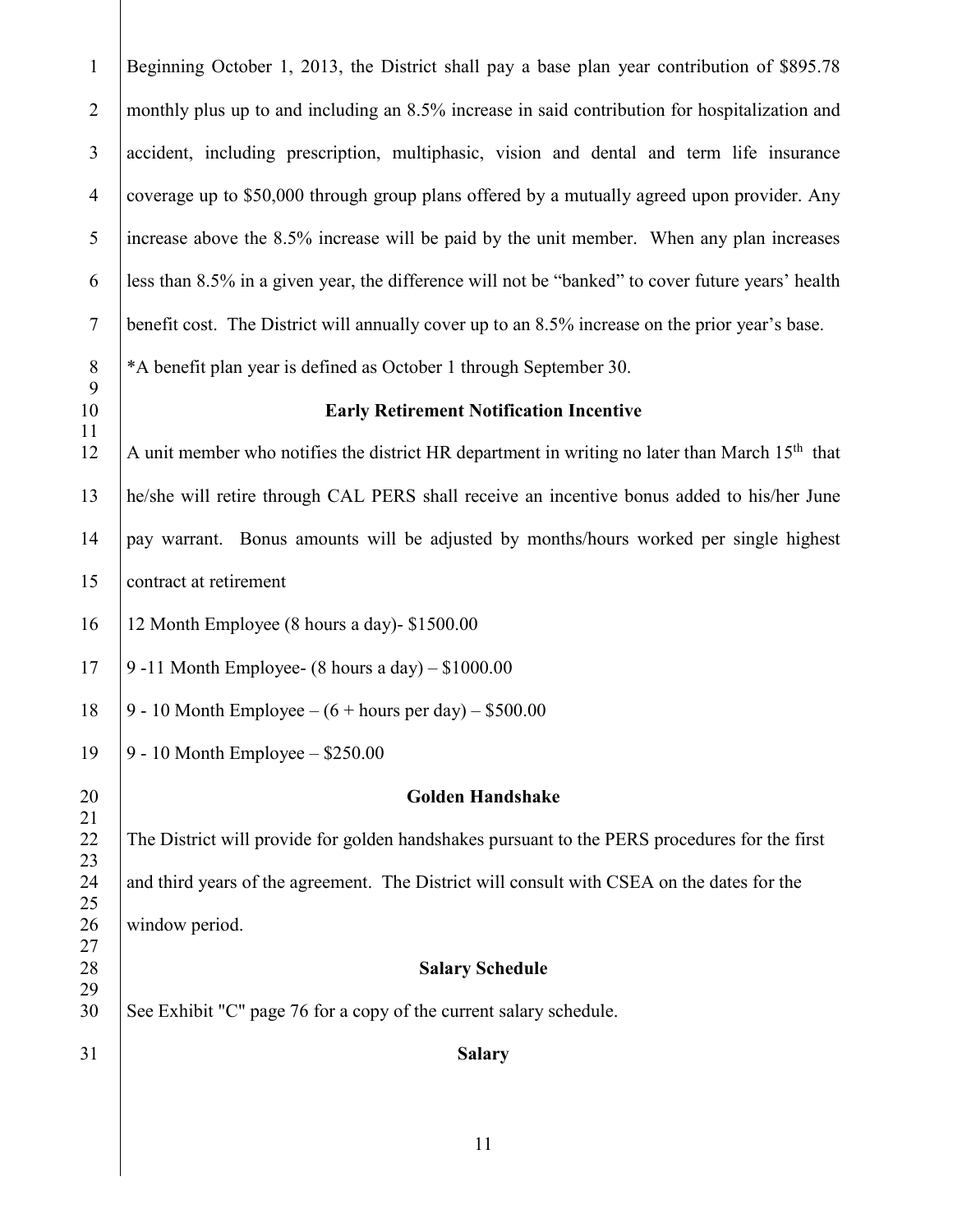Beginning October 1, 2013, the District shall pay a base plan year contribution of $895.78 monthly plus up to and including an 8.5% increase in said contribution for hospitalization and accident, including prescription, multiphasic, vision and dental and term life insurance coverage up to $50,000 through group plans offered by a mutually agreed upon provider. Any increase above the 8.5% increase will be paid by the unit member. When any plan increases less than 8.5% in a given year, the difference will not be "banked" to cover future years' health benefit cost. The District will annually cover up to an 8.5% increase on the prior year's base.

*A benefit plan year is defined as October 1 through September 30.

**Early Retirement Notification Incentive**

A unit member who notifies the district HR department in writing no later than March 15th that he/she will retire through CAL PERS shall receive an incentive bonus added to his/her June pay warrant. Bonus amounts will be adjusted by months/hours worked per single highest contract at retirement

12 Month Employee (8 hours a day)- $1500.00

9 -11 Month Employee- (8 hours a day) – $1000.00

9 - 10 Month Employee – (6 + hours per day) – $500.00

9 - 10 Month Employee – $250.00

**Golden Handshake**

The District will provide for golden handshakes pursuant to the PERS procedures for the first and third years of the agreement. The District will consult with CSEA on the dates for the window period.

**Salary Schedule**

See Exhibit "C" page 76 for a copy of the current salary schedule.

**Salary**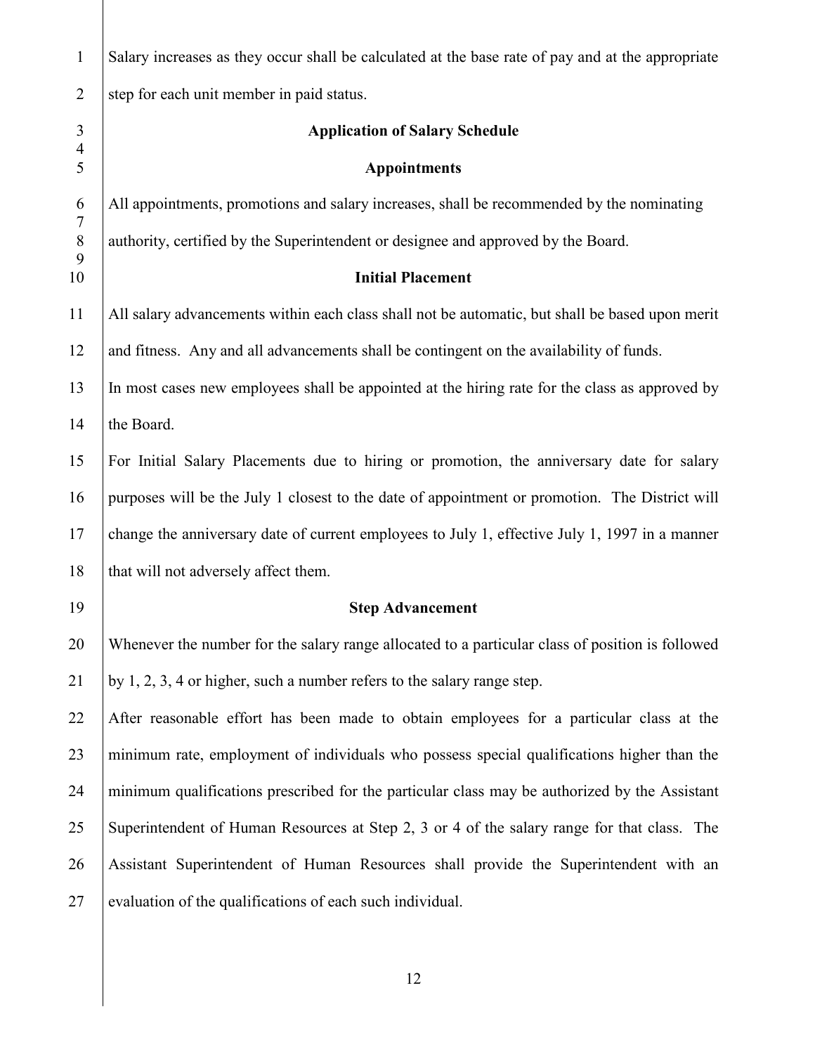Salary increases as they occur shall be calculated at the base rate of pay and at the appropriate step for each unit member in paid status.

## Application of Salary Schedule

### Appointments

All appointments, promotions and salary increases, shall be recommended by the nominating authority, certified by the Superintendent or designee and approved by the Board.

### Initial Placement

All salary advancements within each class shall not be automatic, but shall be based upon merit and fitness. Any and all advancements shall be contingent on the availability of funds.

In most cases new employees shall be appointed at the hiring rate for the class as approved by the Board.

For Initial Salary Placements due to hiring or promotion, the anniversary date for salary purposes will be the July 1 closest to the date of appointment or promotion. The District will change the anniversary date of current employees to July 1, effective July 1, 1997 in a manner that will not adversely affect them.

### Step Advancement

Whenever the number for the salary range allocated to a particular class of position is followed by 1, 2, 3, 4 or higher, such a number refers to the salary range step.

After reasonable effort has been made to obtain employees for a particular class at the minimum rate, employment of individuals who possess special qualifications higher than the minimum qualifications prescribed for the particular class may be authorized by the Assistant Superintendent of Human Resources at Step 2, 3 or 4 of the salary range for that class. The Assistant Superintendent of Human Resources shall provide the Superintendent with an evaluation of the qualifications of each such individual.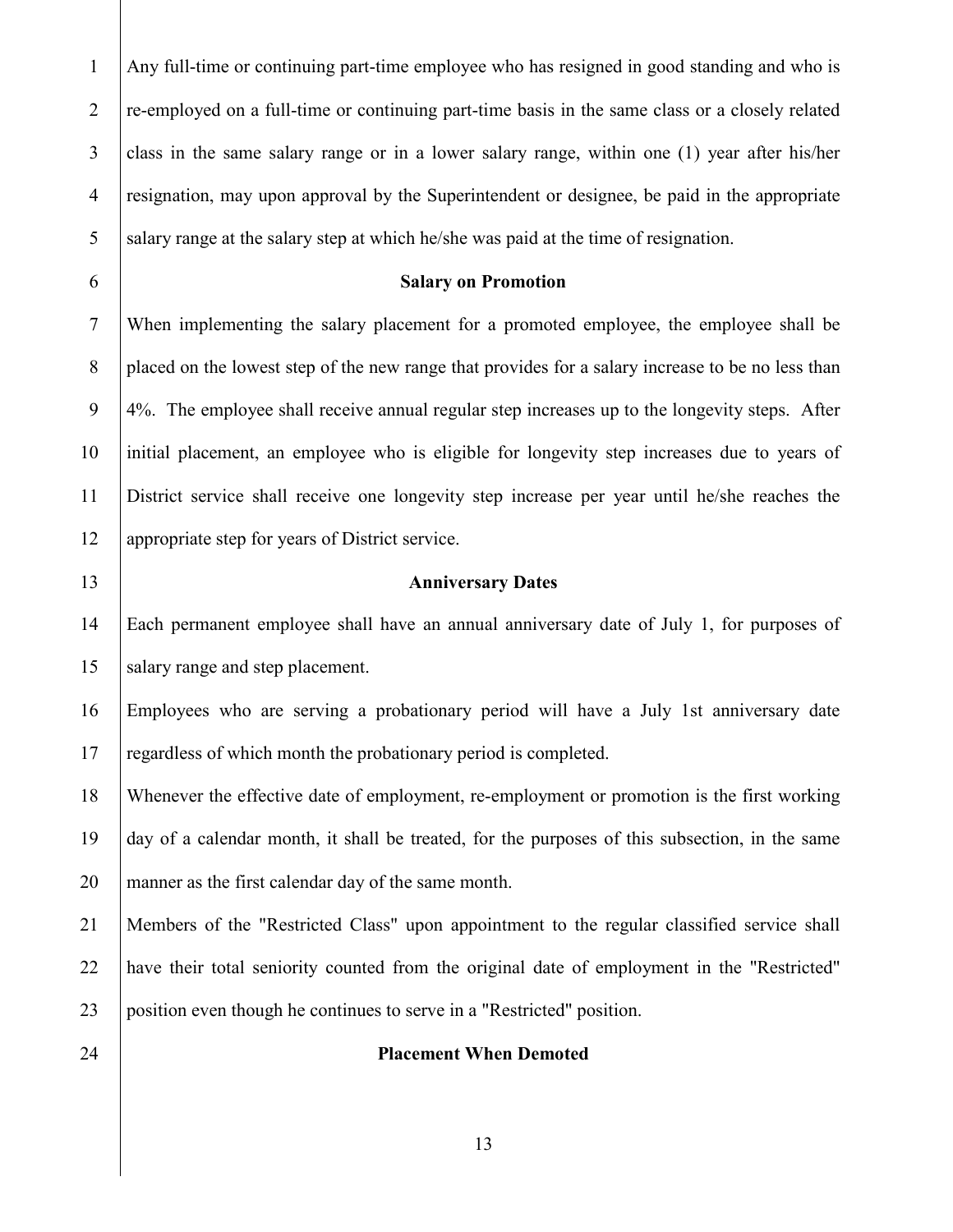Any full-time or continuing part-time employee who has resigned in good standing and who is re-employed on a full-time or continuing part-time basis in the same class or a closely related class in the same salary range or in a lower salary range, within one (1) year after his/her resignation, may upon approval by the Superintendent or designee, be paid in the appropriate salary range at the salary step at which he/she was paid at the time of resignation.

### Salary on Promotion

When implementing the salary placement for a promoted employee, the employee shall be placed on the lowest step of the new range that provides for a salary increase to be no less than 4%. The employee shall receive annual regular step increases up to the longevity steps. After initial placement, an employee who is eligible for longevity step increases due to years of District service shall receive one longevity step increase per year until he/she reaches the appropriate step for years of District service.

### Anniversary Dates

Each permanent employee shall have an annual anniversary date of July 1, for purposes of salary range and step placement.

Employees who are serving a probationary period will have a July 1st anniversary date regardless of which month the probationary period is completed.

Whenever the effective date of employment, re-employment or promotion is the first working day of a calendar month, it shall be treated, for the purposes of this subsection, in the same manner as the first calendar day of the same month.

Members of the "Restricted Class" upon appointment to the regular classified service shall have their total seniority counted from the original date of employment in the "Restricted" position even though he continues to serve in a "Restricted" position.

### Placement When Demoted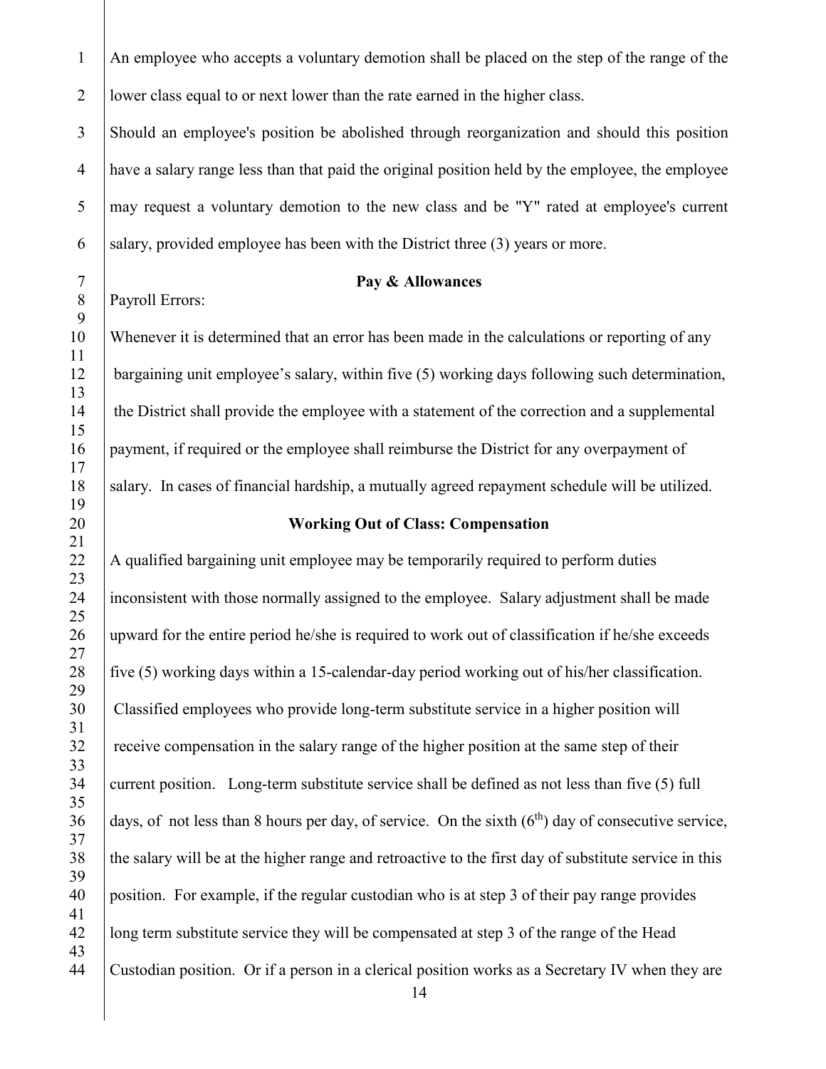An employee who accepts a voluntary demotion shall be placed on the step of the range of the lower class equal to or next lower than the rate earned in the higher class.

Should an employee's position be abolished through reorganization and should this position have a salary range less than that paid the original position held by the employee, the employee may request a voluntary demotion to the new class and be "Y" rated at employee's current salary, provided employee has been with the District three (3) years or more.

## Pay & Allowances

Payroll Errors:

Whenever it is determined that an error has been made in the calculations or reporting of any bargaining unit employee's salary, within five (5) working days following such determination, the District shall provide the employee with a statement of the correction and a supplemental payment, if required or the employee shall reimburse the District for any overpayment of salary. In cases of financial hardship, a mutually agreed repayment schedule will be utilized.

## Working Out of Class: Compensation

A qualified bargaining unit employee may be temporarily required to perform duties inconsistent with those normally assigned to the employee. Salary adjustment shall be made upward for the entire period he/she is required to work out of classification if he/she exceeds five (5) working days within a 15-calendar-day period working out of his/her classification. Classified employees who provide long-term substitute service in a higher position will receive compensation in the salary range of the higher position at the same step of their current position. Long-term substitute service shall be defined as not less than five (5) full days, of not less than 8 hours per day, of service. On the sixth (6th) day of consecutive service, the salary will be at the higher range and retroactive to the first day of substitute service in this position. For example, if the regular custodian who is at step 3 of their pay range provides long term substitute service they will be compensated at step 3 of the range of the Head Custodian position. Or if a person in a clerical position works as a Secretary IV when they are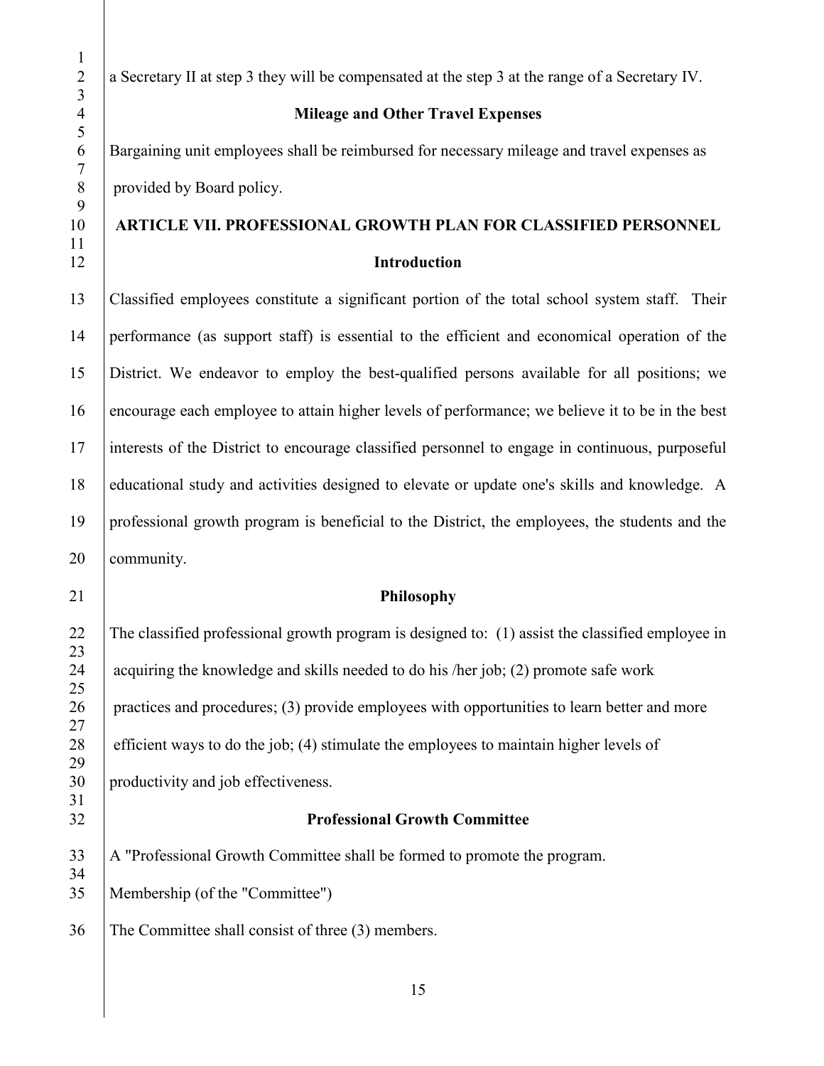a Secretary II at step 3 they will be compensated at the step 3 at the range of a Secretary IV.

**Mileage and Other Travel Expenses**

Bargaining unit employees shall be reimbursed for necessary mileage and travel expenses as provided by Board policy.

## ARTICLE VII. PROFESSIONAL GROWTH PLAN FOR CLASSIFIED PERSONNEL

**Introduction**

Classified employees constitute a significant portion of the total school system staff. Their performance (as support staff) is essential to the efficient and economical operation of the District. We endeavor to employ the best-qualified persons available for all positions; we encourage each employee to attain higher levels of performance; we believe it to be in the best interests of the District to encourage classified personnel to engage in continuous, purposeful educational study and activities designed to elevate or update one's skills and knowledge. A professional growth program is beneficial to the District, the employees, the students and the community.

**Philosophy**

The classified professional growth program is designed to: (1) assist the classified employee in acquiring the knowledge and skills needed to do his /her job; (2) promote safe work practices and procedures; (3) provide employees with opportunities to learn better and more efficient ways to do the job; (4) stimulate the employees to maintain higher levels of productivity and job effectiveness.

**Professional Growth Committee**

A "Professional Growth Committee shall be formed to promote the program.

Membership (of the "Committee")

The Committee shall consist of three (3) members.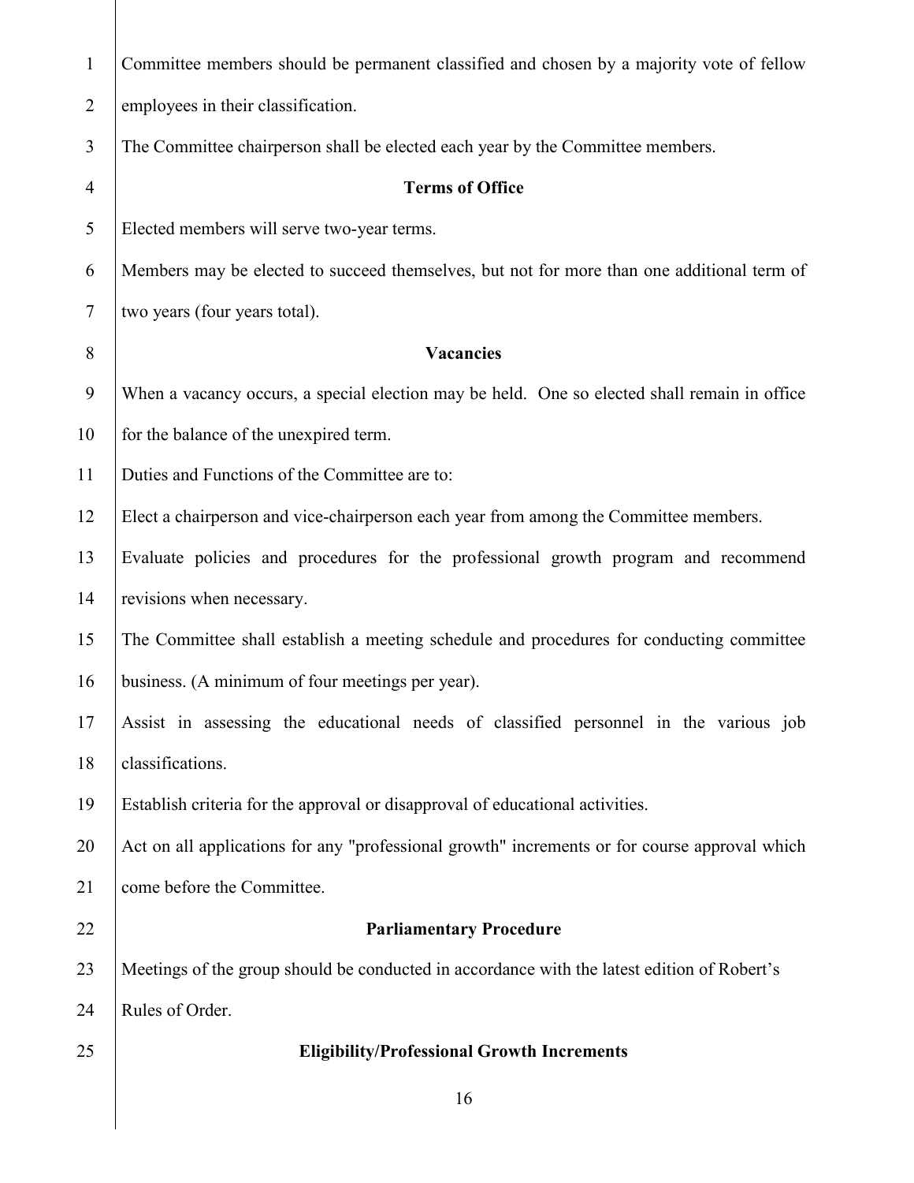Committee members should be permanent classified and chosen by a majority vote of fellow employees in their classification.

The Committee chairperson shall be elected each year by the Committee members.

**Terms of Office**

Elected members will serve two-year terms.

Members may be elected to succeed themselves, but not for more than one additional term of two years (four years total).

**Vacancies**

When a vacancy occurs, a special election may be held. One so elected shall remain in office for the balance of the unexpired term.

Duties and Functions of the Committee are to:

Elect a chairperson and vice-chairperson each year from among the Committee members.

Evaluate policies and procedures for the professional growth program and recommend revisions when necessary.

The Committee shall establish a meeting schedule and procedures for conducting committee business. (A minimum of four meetings per year).

Assist in assessing the educational needs of classified personnel in the various job classifications.

Establish criteria for the approval or disapproval of educational activities.

Act on all applications for any "professional growth" increments or for course approval which come before the Committee.

**Parliamentary Procedure**

Meetings of the group should be conducted in accordance with the latest edition of Robert's Rules of Order.

**Eligibility/Professional Growth Increments**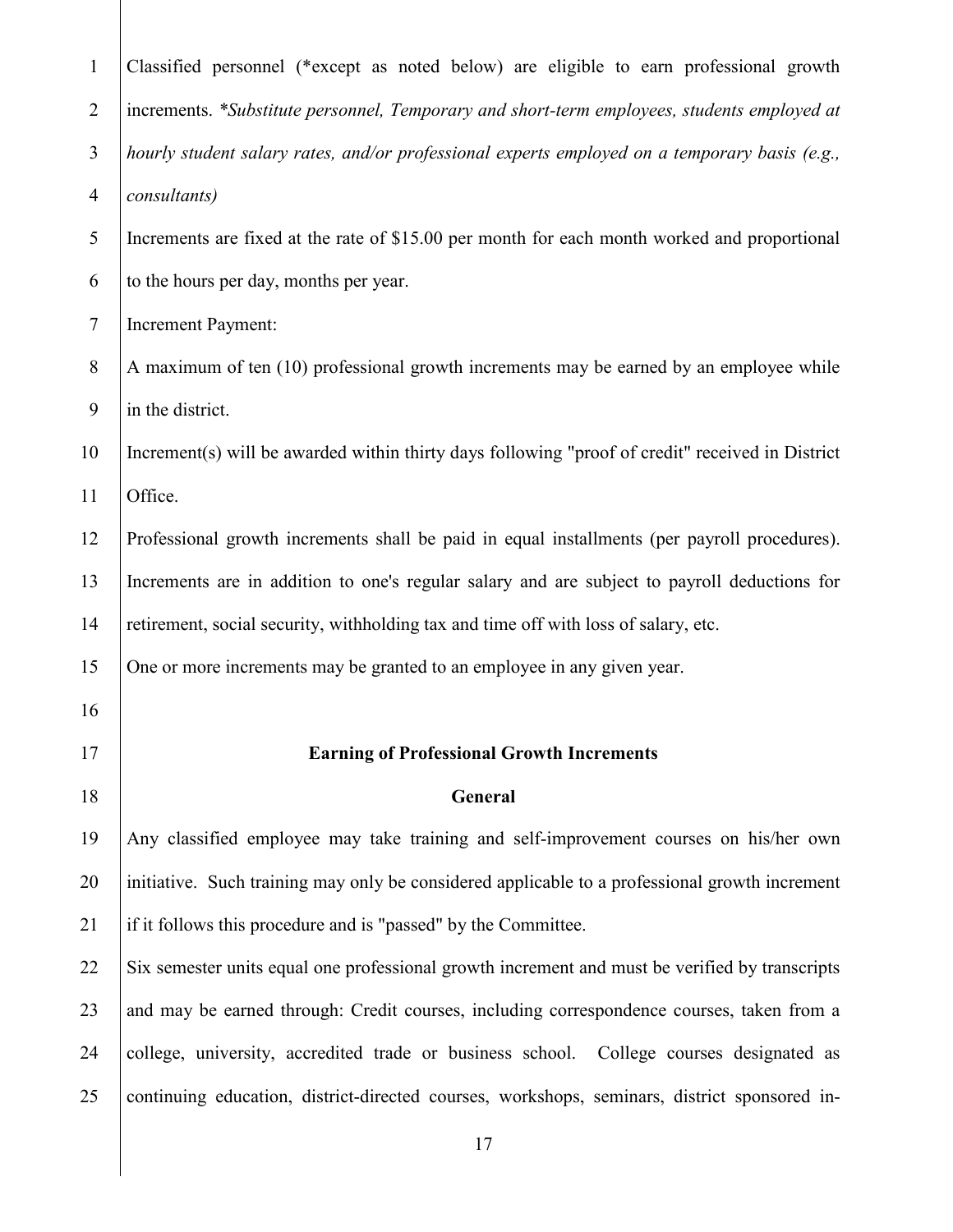Classified personnel (*except as noted below) are eligible to earn professional growth increments. **Substitute personnel, Temporary and short-term employees, students employed at hourly student salary rates, and/or professional experts employed on a temporary basis (e.g., consultants)*

Increments are fixed at the rate of $15.00 per month for each month worked and proportional to the hours per day, months per year.

Increment Payment:

A maximum of ten (10) professional growth increments may be earned by an employee while in the district.

Increment(s) will be awarded within thirty days following "proof of credit" received in District Office.

Professional growth increments shall be paid in equal installments (per payroll procedures). Increments are in addition to one's regular salary and are subject to payroll deductions for retirement, social security, withholding tax and time off with loss of salary, etc.

One or more increments may be granted to an employee in any given year.

## Earning of Professional Growth Increments

### General

Any classified employee may take training and self-improvement courses on his/her own initiative. Such training may only be considered applicable to a professional growth increment if it follows this procedure and is "passed" by the Committee.

Six semester units equal one professional growth increment and must be verified by transcripts and may be earned through: Credit courses, including correspondence courses, taken from a college, university, accredited trade or business school. College courses designated as continuing education, district-directed courses, workshops, seminars, district sponsored in-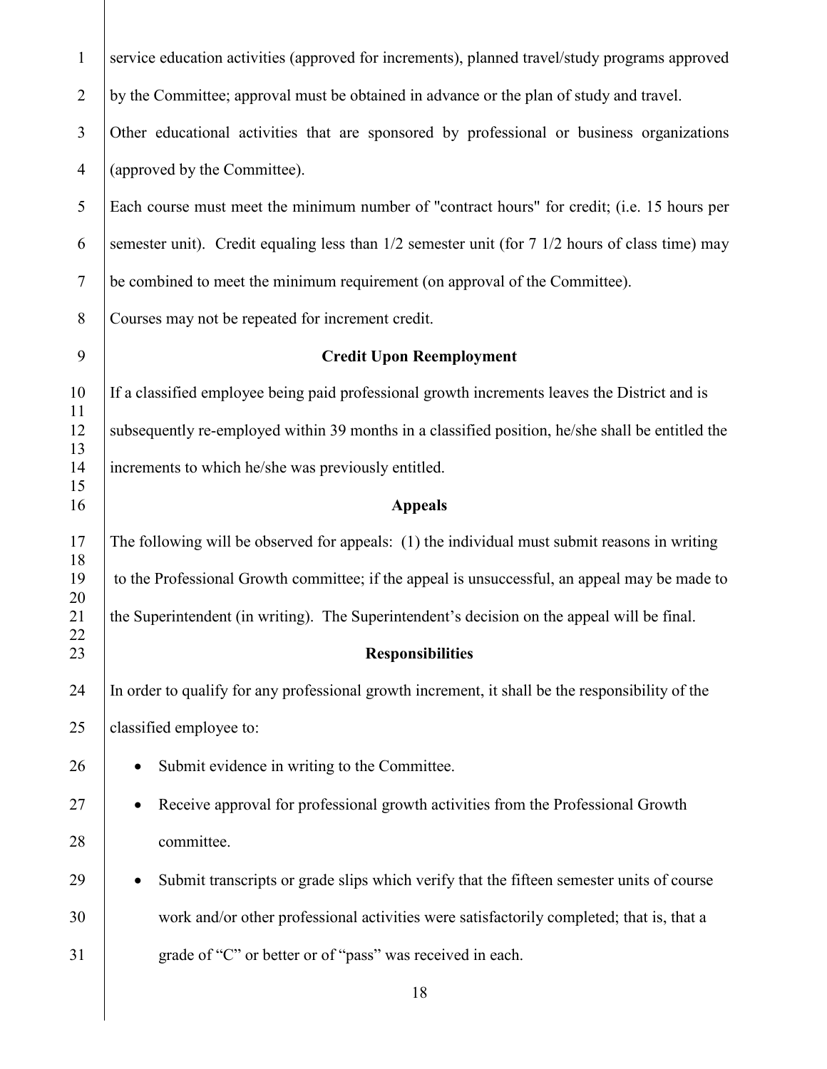service education activities (approved for increments), planned travel/study programs approved by the Committee; approval must be obtained in advance or the plan of study and travel.

Other educational activities that are sponsored by professional or business organizations (approved by the Committee).

Each course must meet the minimum number of "contract hours" for credit; (i.e. 15 hours per semester unit). Credit equaling less than 1/2 semester unit (for 7 1/2 hours of class time) may be combined to meet the minimum requirement (on approval of the Committee).

Courses may not be repeated for increment credit.

**Credit Upon Reemployment**

If a classified employee being paid professional growth increments leaves the District and is subsequently re-employed within 39 months in a classified position, he/she shall be entitled the increments to which he/she was previously entitled.

**Appeals**

The following will be observed for appeals: (1) the individual must submit reasons in writing to the Professional Growth committee; if the appeal is unsuccessful, an appeal may be made to the Superintendent (in writing). The Superintendent's decision on the appeal will be final.

**Responsibilities**

In order to qualify for any professional growth increment, it shall be the responsibility of the classified employee to:

- Submit evidence in writing to the Committee.
- Receive approval for professional growth activities from the Professional Growth committee.
- Submit transcripts or grade slips which verify that the fifteen semester units of course work and/or other professional activities were satisfactorily completed; that is, that a grade of "C" or better or of "pass" was received in each.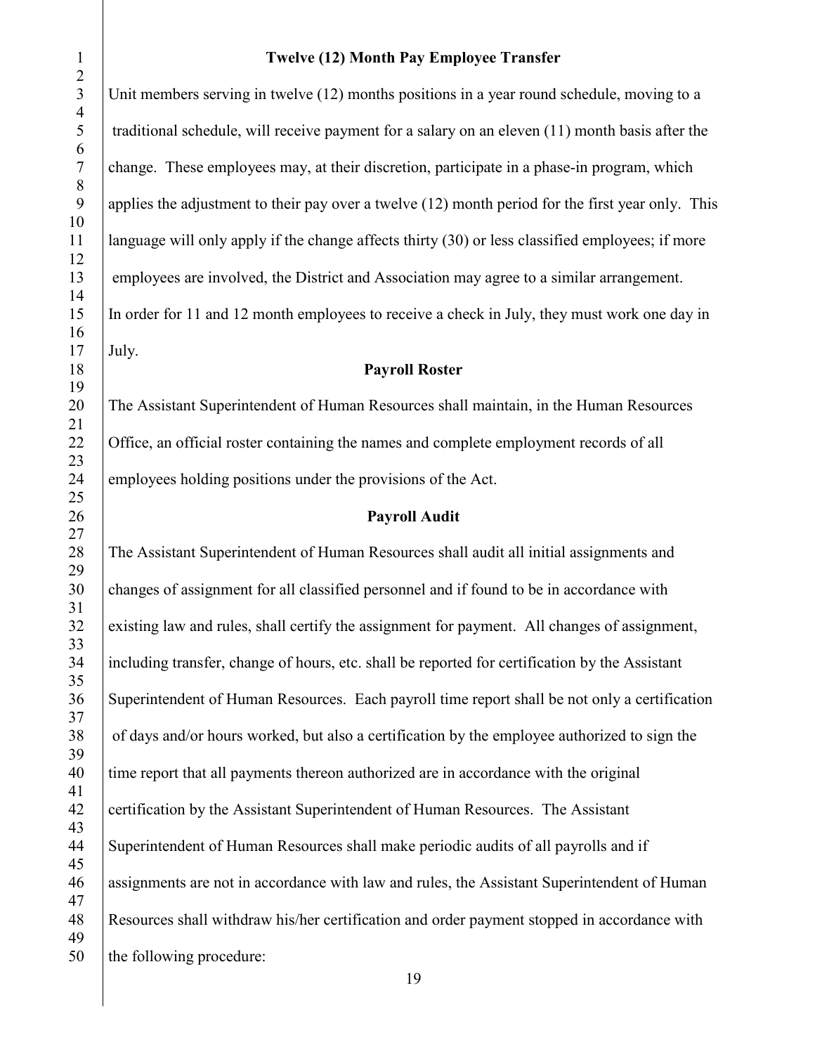**Twelve (12) Month Pay Employee Transfer**

Unit members serving in twelve (12) months positions in a year round schedule, moving to a traditional schedule, will receive payment for a salary on an eleven (11) month basis after the change. These employees may, at their discretion, participate in a phase-in program, which applies the adjustment to their pay over a twelve (12) month period for the first year only. This language will only apply if the change affects thirty (30) or less classified employees; if more employees are involved, the District and Association may agree to a similar arrangement. In order for 11 and 12 month employees to receive a check in July, they must work one day in July.

**Payroll Roster**

The Assistant Superintendent of Human Resources shall maintain, in the Human Resources Office, an official roster containing the names and complete employment records of all employees holding positions under the provisions of the Act.

**Payroll Audit**

The Assistant Superintendent of Human Resources shall audit all initial assignments and changes of assignment for all classified personnel and if found to be in accordance with existing law and rules, shall certify the assignment for payment. All changes of assignment, including transfer, change of hours, etc. shall be reported for certification by the Assistant Superintendent of Human Resources. Each payroll time report shall be not only a certification of days and/or hours worked, but also a certification by the employee authorized to sign the time report that all payments thereon authorized are in accordance with the original certification by the Assistant Superintendent of Human Resources. The Assistant Superintendent of Human Resources shall make periodic audits of all payrolls and if assignments are not in accordance with law and rules, the Assistant Superintendent of Human Resources shall withdraw his/her certification and order payment stopped in accordance with the following procedure: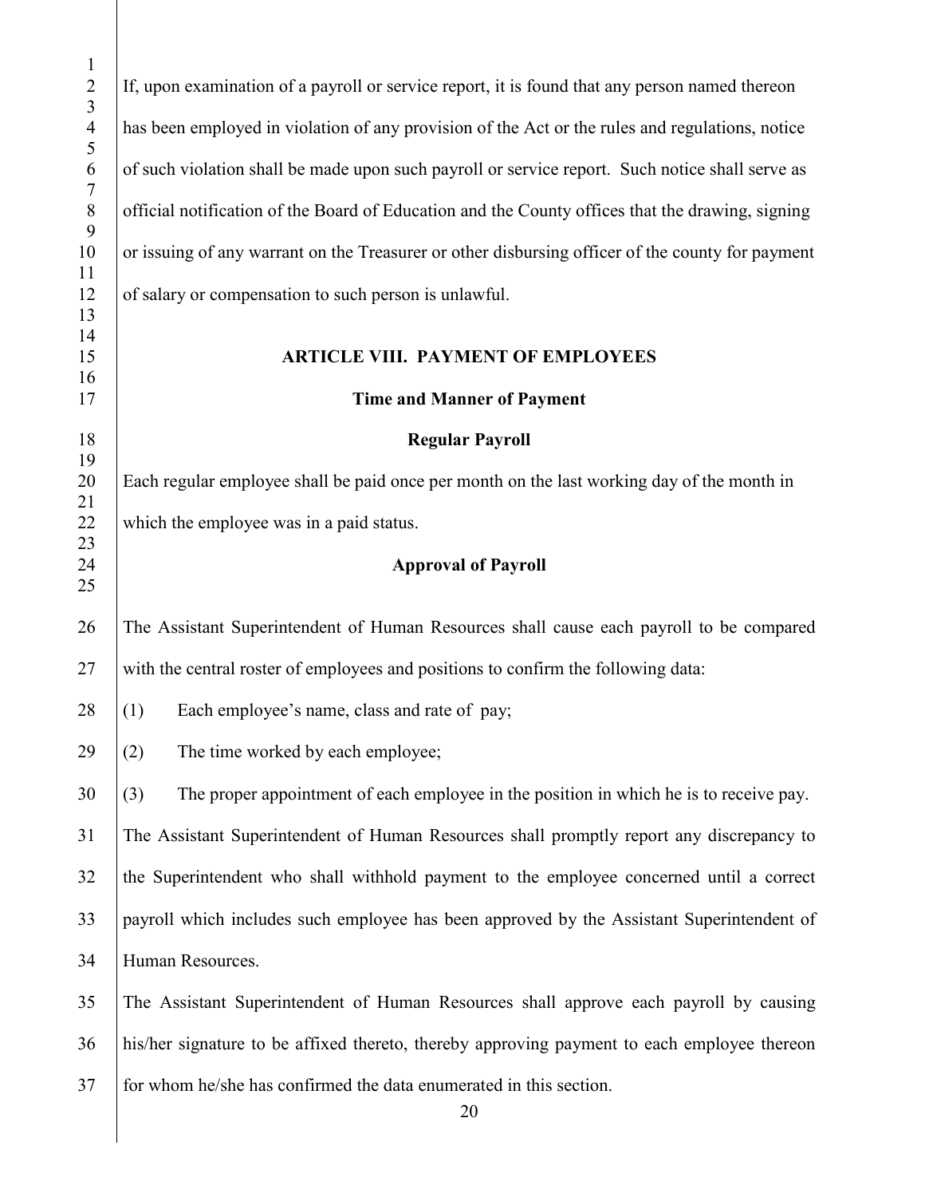If, upon examination of a payroll or service report, it is found that any person named thereon has been employed in violation of any provision of the Act or the rules and regulations, notice of such violation shall be made upon such payroll or service report. Such notice shall serve as official notification of the Board of Education and the County offices that the drawing, signing or issuing of any warrant on the Treasurer or other disbursing officer of the county for payment of salary or compensation to such person is unlawful.

## ARTICLE VIII. PAYMENT OF EMPLOYEES

### Time and Manner of Payment

#### Regular Payroll

Each regular employee shall be paid once per month on the last working day of the month in which the employee was in a paid status.

#### Approval of Payroll

The Assistant Superintendent of Human Resources shall cause each payroll to be compared with the central roster of employees and positions to confirm the following data:

(1) Each employee's name, class and rate of pay;

(2) The time worked by each employee;

(3) The proper appointment of each employee in the position in which he is to receive pay.

The Assistant Superintendent of Human Resources shall promptly report any discrepancy to the Superintendent who shall withhold payment to the employee concerned until a correct payroll which includes such employee has been approved by the Assistant Superintendent of Human Resources.

The Assistant Superintendent of Human Resources shall approve each payroll by causing his/her signature to be affixed thereto, thereby approving payment to each employee thereon for whom he/she has confirmed the data enumerated in this section.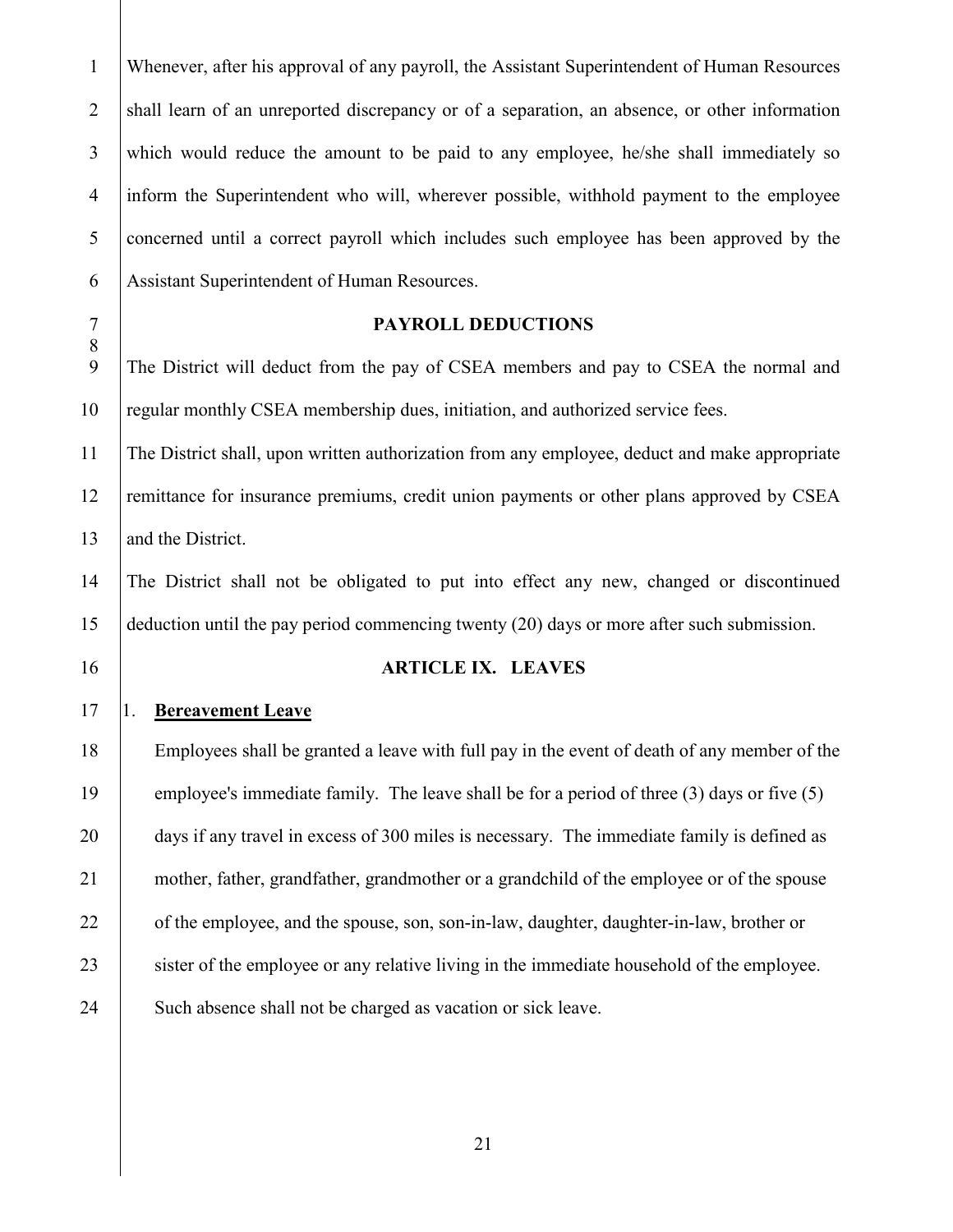Whenever, after his approval of any payroll, the Assistant Superintendent of Human Resources shall learn of an unreported discrepancy or of a separation, an absence, or other information which would reduce the amount to be paid to any employee, he/she shall immediately so inform the Superintendent who will, wherever possible, withhold payment to the employee concerned until a correct payroll which includes such employee has been approved by the Assistant Superintendent of Human Resources.

### PAYROLL DEDUCTIONS

The District will deduct from the pay of CSEA members and pay to CSEA the normal and regular monthly CSEA membership dues, initiation, and authorized service fees.

The District shall, upon written authorization from any employee, deduct and make appropriate remittance for insurance premiums, credit union payments or other plans approved by CSEA and the District.

The District shall not be obligated to put into effect any new, changed or discontinued deduction until the pay period commencing twenty (20) days or more after such submission.

## ARTICLE IX. LEAVES

1. **Bereavement Leave**

   Employees shall be granted a leave with full pay in the event of death of any member of the employee's immediate family. The leave shall be for a period of three (3) days or five (5) days if any travel in excess of 300 miles is necessary. The immediate family is defined as mother, father, grandfather, grandmother or a grandchild of the employee or of the spouse of the employee, and the spouse, son, son-in-law, daughter, daughter-in-law, brother or sister of the employee or any relative living in the immediate household of the employee. Such absence shall not be charged as vacation or sick leave.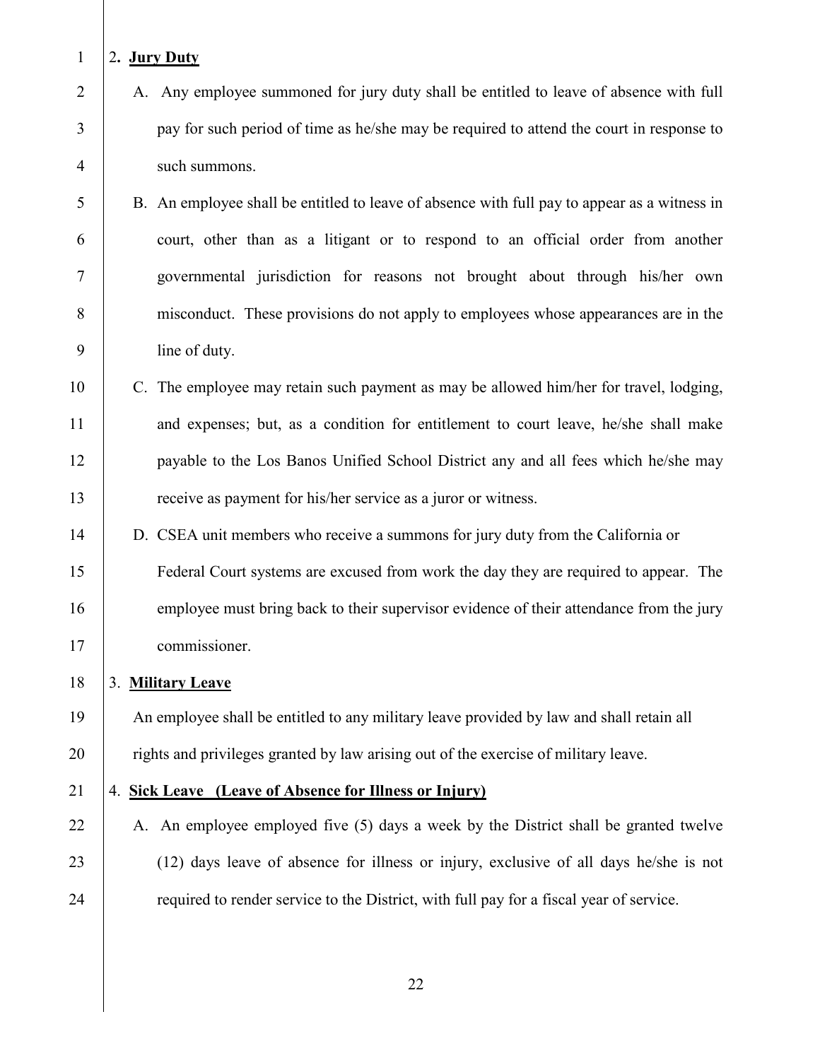2. **Jury Duty**

A. Any employee summoned for jury duty shall be entitled to leave of absence with full pay for such period of time as he/she may be required to attend the court in response to such summons.

B. An employee shall be entitled to leave of absence with full pay to appear as a witness in court, other than as a litigant or to respond to an official order from another governmental jurisdiction for reasons not brought about through his/her own misconduct. These provisions do not apply to employees whose appearances are in the line of duty.

C. The employee may retain such payment as may be allowed him/her for travel, lodging, and expenses; but, as a condition for entitlement to court leave, he/she shall make payable to the Los Banos Unified School District any and all fees which he/she may receive as payment for his/her service as a juror or witness.

D. CSEA unit members who receive a summons for jury duty from the California or Federal Court systems are excused from work the day they are required to appear. The employee must bring back to their supervisor evidence of their attendance from the jury commissioner.

3. **Military Leave**

An employee shall be entitled to any military leave provided by law and shall retain all rights and privileges granted by law arising out of the exercise of military leave.

4. **Sick Leave (Leave of Absence for Illness or Injury)**

A. An employee employed five (5) days a week by the District shall be granted twelve (12) days leave of absence for illness or injury, exclusive of all days he/she is not required to render service to the District, with full pay for a fiscal year of service.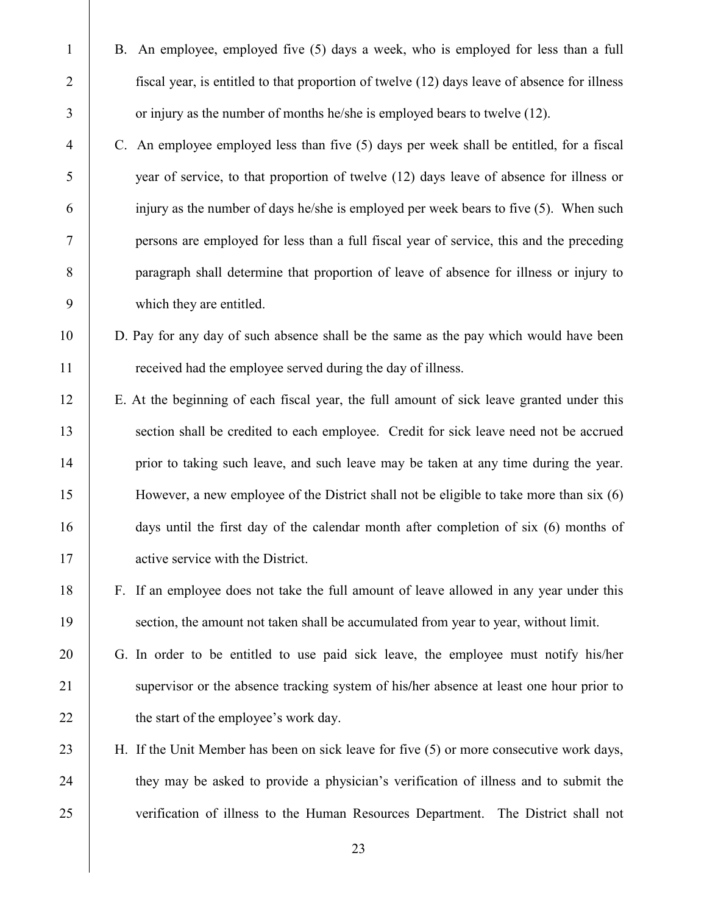B. An employee, employed five (5) days a week, who is employed for less than a full fiscal year, is entitled to that proportion of twelve (12) days leave of absence for illness or injury as the number of months he/she is employed bears to twelve (12).

C. An employee employed less than five (5) days per week shall be entitled, for a fiscal year of service, to that proportion of twelve (12) days leave of absence for illness or injury as the number of days he/she is employed per week bears to five (5). When such persons are employed for less than a full fiscal year of service, this and the preceding paragraph shall determine that proportion of leave of absence for illness or injury to which they are entitled.

D. Pay for any day of such absence shall be the same as the pay which would have been received had the employee served during the day of illness.

E. At the beginning of each fiscal year, the full amount of sick leave granted under this section shall be credited to each employee. Credit for sick leave need not be accrued prior to taking such leave, and such leave may be taken at any time during the year. However, a new employee of the District shall not be eligible to take more than six (6) days until the first day of the calendar month after completion of six (6) months of active service with the District.

F. If an employee does not take the full amount of leave allowed in any year under this section, the amount not taken shall be accumulated from year to year, without limit.

G. In order to be entitled to use paid sick leave, the employee must notify his/her supervisor or the absence tracking system of his/her absence at least one hour prior to the start of the employee's work day.

H. If the Unit Member has been on sick leave for five (5) or more consecutive work days, they may be asked to provide a physician's verification of illness and to submit the verification of illness to the Human Resources Department. The District shall not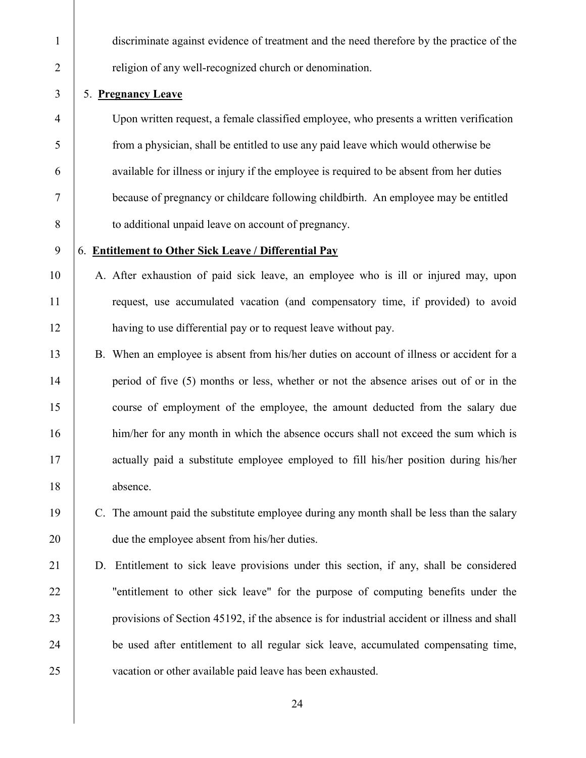discriminate against evidence of treatment and the need therefore by the practice of the religion of any well-recognized church or denomination.

5. **Pregnancy Leave**

Upon written request, a female classified employee, who presents a written verification from a physician, shall be entitled to use any paid leave which would otherwise be available for illness or injury if the employee is required to be absent from her duties because of pregnancy or childcare following childbirth. An employee may be entitled to additional unpaid leave on account of pregnancy.

6. **Entitlement to Other Sick Leave / Differential Pay**

A. After exhaustion of paid sick leave, an employee who is ill or injured may, upon request, use accumulated vacation (and compensatory time, if provided) to avoid having to use differential pay or to request leave without pay.

B. When an employee is absent from his/her duties on account of illness or accident for a period of five (5) months or less, whether or not the absence arises out of or in the course of employment of the employee, the amount deducted from the salary due him/her for any month in which the absence occurs shall not exceed the sum which is actually paid a substitute employee employed to fill his/her position during his/her absence.

C. The amount paid the substitute employee during any month shall be less than the salary due the employee absent from his/her duties.

D. Entitlement to sick leave provisions under this section, if any, shall be considered "entitlement to other sick leave" for the purpose of computing benefits under the provisions of Section 45192, if the absence is for industrial accident or illness and shall be used after entitlement to all regular sick leave, accumulated compensating time, vacation or other available paid leave has been exhausted.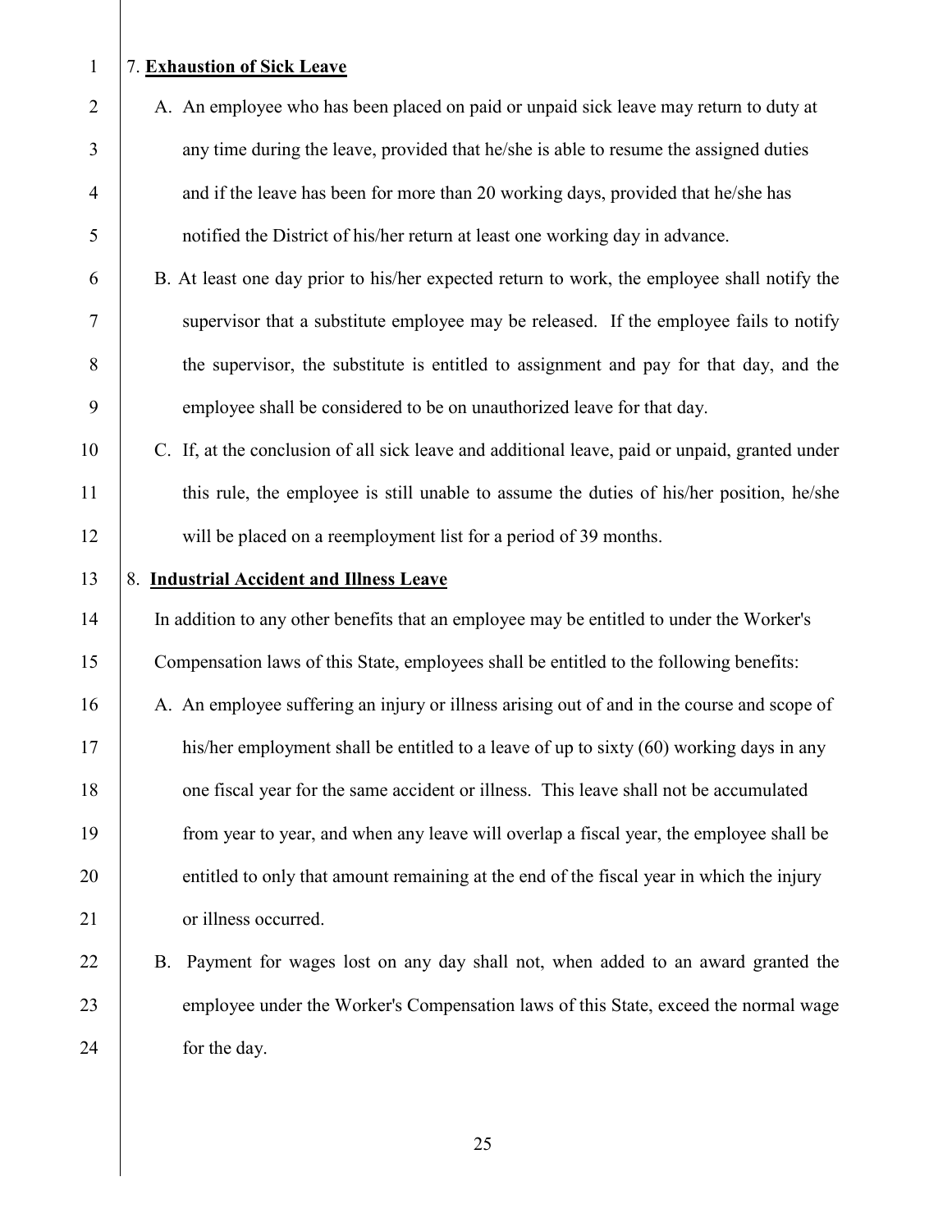7. **Exhaustion of Sick Leave**

A. An employee who has been placed on paid or unpaid sick leave may return to duty at any time during the leave, provided that he/she is able to resume the assigned duties and if the leave has been for more than 20 working days, provided that he/she has notified the District of his/her return at least one working day in advance.

B. At least one day prior to his/her expected return to work, the employee shall notify the supervisor that a substitute employee may be released. If the employee fails to notify the supervisor, the substitute is entitled to assignment and pay for that day, and the employee shall be considered to be on unauthorized leave for that day.

C. If, at the conclusion of all sick leave and additional leave, paid or unpaid, granted under this rule, the employee is still unable to assume the duties of his/her position, he/she will be placed on a reemployment list for a period of 39 months.

8. **Industrial Accident and Illness Leave**

In addition to any other benefits that an employee may be entitled to under the Worker's Compensation laws of this State, employees shall be entitled to the following benefits:

A. An employee suffering an injury or illness arising out of and in the course and scope of his/her employment shall be entitled to a leave of up to sixty (60) working days in any one fiscal year for the same accident or illness. This leave shall not be accumulated from year to year, and when any leave will overlap a fiscal year, the employee shall be entitled to only that amount remaining at the end of the fiscal year in which the injury or illness occurred.

B. Payment for wages lost on any day shall not, when added to an award granted the employee under the Worker's Compensation laws of this State, exceed the normal wage for the day.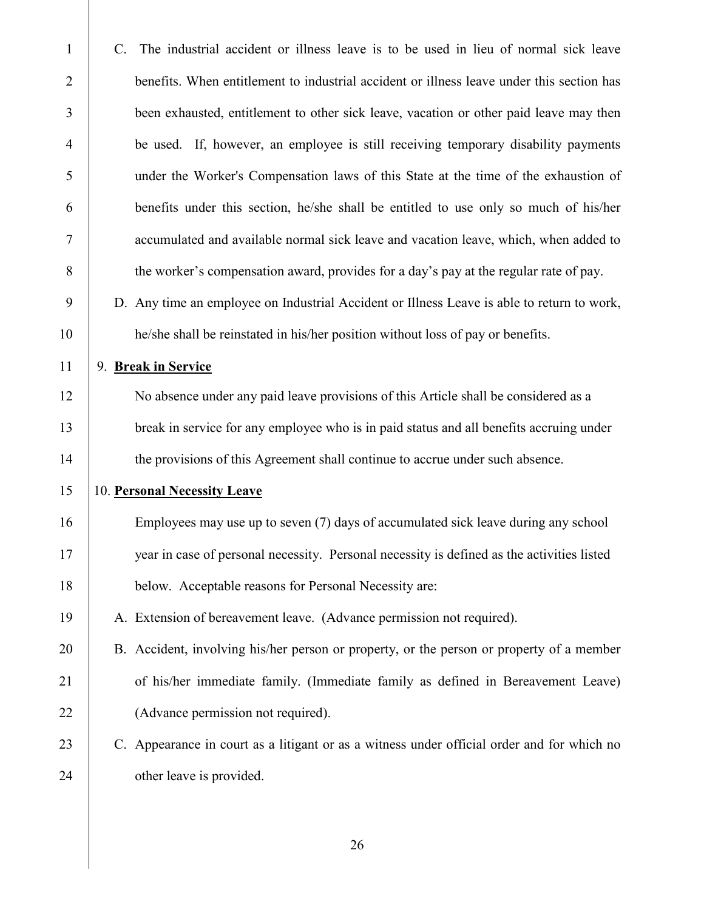C. The industrial accident or illness leave is to be used in lieu of normal sick leave benefits. When entitlement to industrial accident or illness leave under this section has been exhausted, entitlement to other sick leave, vacation or other paid leave may then be used. If, however, an employee is still receiving temporary disability payments under the Worker's Compensation laws of this State at the time of the exhaustion of benefits under this section, he/she shall be entitled to use only so much of his/her accumulated and available normal sick leave and vacation leave, which, when added to the worker's compensation award, provides for a day's pay at the regular rate of pay.

D. Any time an employee on Industrial Accident or Illness Leave is able to return to work, he/she shall be reinstated in his/her position without loss of pay or benefits.

9. **Break in Service**

No absence under any paid leave provisions of this Article shall be considered as a break in service for any employee who is in paid status and all benefits accruing under the provisions of this Agreement shall continue to accrue under such absence.

10. **Personal Necessity Leave**

Employees may use up to seven (7) days of accumulated sick leave during any school year in case of personal necessity. Personal necessity is defined as the activities listed below. Acceptable reasons for Personal Necessity are:

A. Extension of bereavement leave. (Advance permission not required).

B. Accident, involving his/her person or property, or the person or property of a member of his/her immediate family. (Immediate family as defined in Bereavement Leave) (Advance permission not required).

C. Appearance in court as a litigant or as a witness under official order and for which no other leave is provided.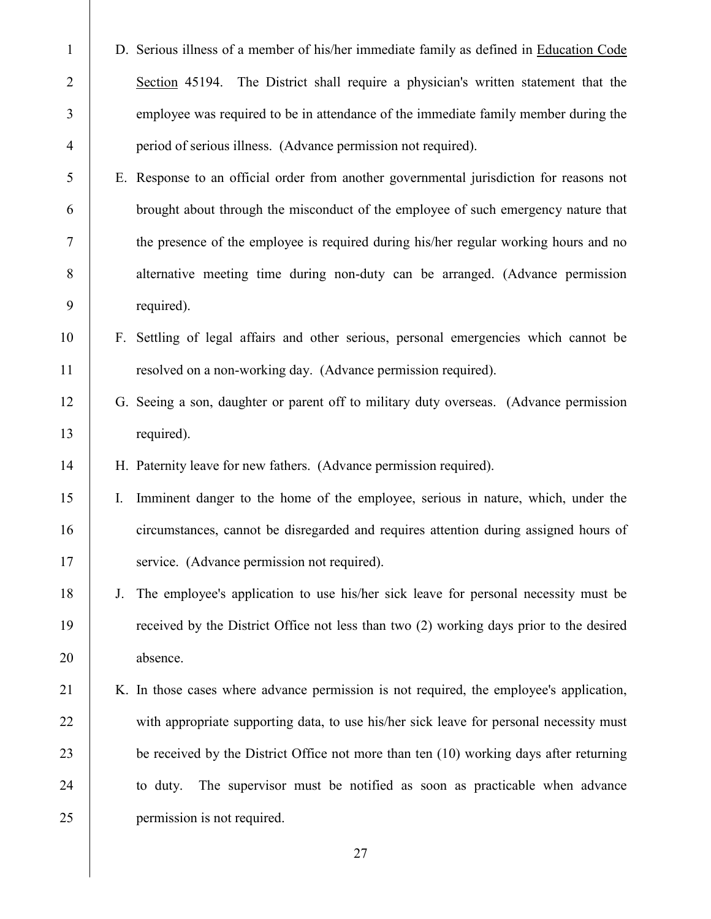D. Serious illness of a member of his/her immediate family as defined in Education Code Section 45194. The District shall require a physician's written statement that the employee was required to be in attendance of the immediate family member during the period of serious illness. (Advance permission not required).

E. Response to an official order from another governmental jurisdiction for reasons not brought about through the misconduct of the employee of such emergency nature that the presence of the employee is required during his/her regular working hours and no alternative meeting time during non-duty can be arranged. (Advance permission required).

F. Settling of legal affairs and other serious, personal emergencies which cannot be resolved on a non-working day. (Advance permission required).

G. Seeing a son, daughter or parent off to military duty overseas. (Advance permission required).

H. Paternity leave for new fathers. (Advance permission required).

I. Imminent danger to the home of the employee, serious in nature, which, under the circumstances, cannot be disregarded and requires attention during assigned hours of service. (Advance permission not required).

J. The employee's application to use his/her sick leave for personal necessity must be received by the District Office not less than two (2) working days prior to the desired absence.

K. In those cases where advance permission is not required, the employee's application, with appropriate supporting data, to use his/her sick leave for personal necessity must be received by the District Office not more than ten (10) working days after returning to duty. The supervisor must be notified as soon as practicable when advance permission is not required.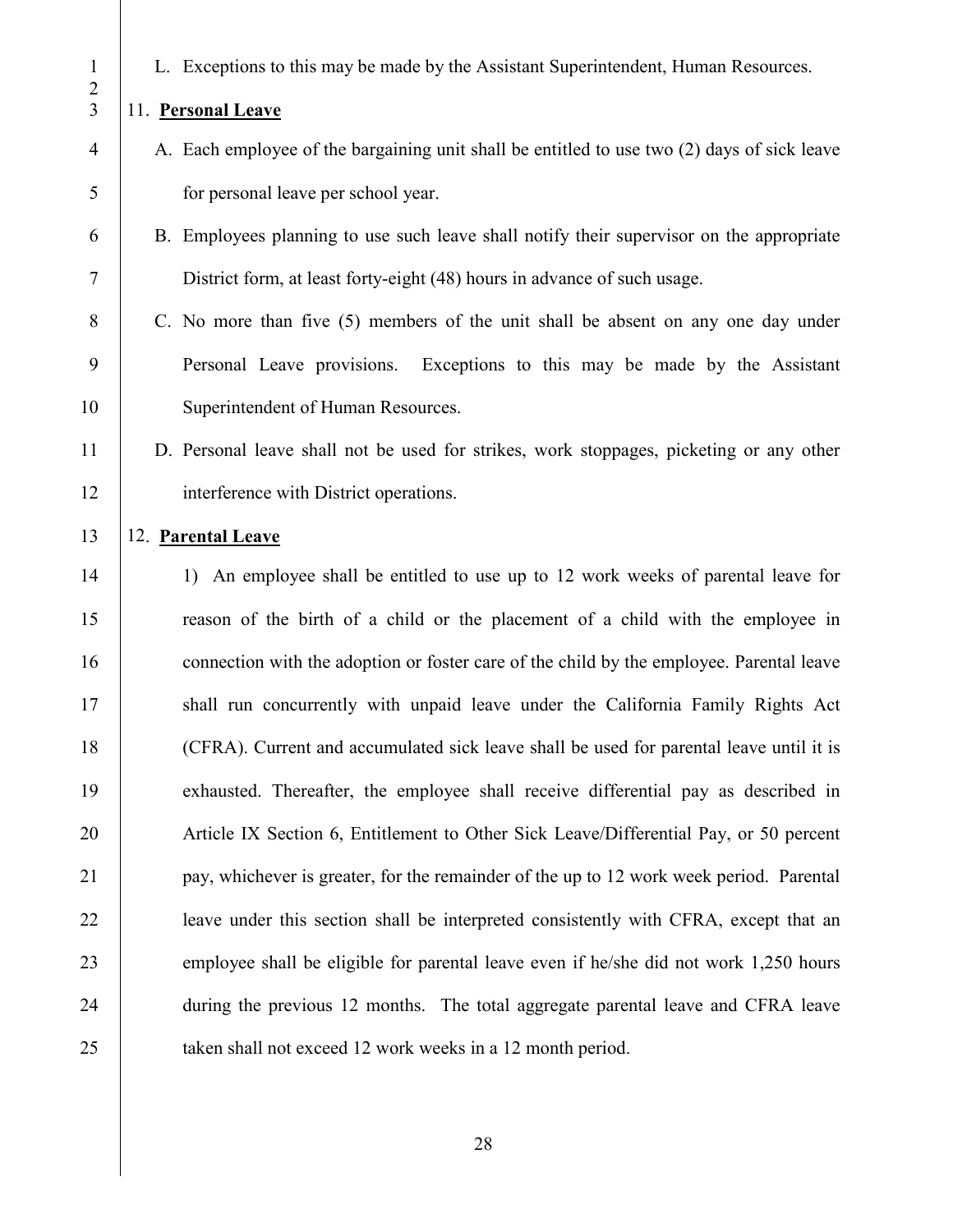L. Exceptions to this may be made by the Assistant Superintendent, Human Resources.

11. **Personal Leave**

A. Each employee of the bargaining unit shall be entitled to use two (2) days of sick leave for personal leave per school year.

B. Employees planning to use such leave shall notify their supervisor on the appropriate District form, at least forty-eight (48) hours in advance of such usage.

C. No more than five (5) members of the unit shall be absent on any one day under Personal Leave provisions. Exceptions to this may be made by the Assistant Superintendent of Human Resources.

D. Personal leave shall not be used for strikes, work stoppages, picketing or any other interference with District operations.

12. **Parental Leave**

1) An employee shall be entitled to use up to 12 work weeks of parental leave for reason of the birth of a child or the placement of a child with the employee in connection with the adoption or foster care of the child by the employee. Parental leave shall run concurrently with unpaid leave under the California Family Rights Act (CFRA). Current and accumulated sick leave shall be used for parental leave until it is exhausted. Thereafter, the employee shall receive differential pay as described in Article IX Section 6, Entitlement to Other Sick Leave/Differential Pay, or 50 percent pay, whichever is greater, for the remainder of the up to 12 work week period. Parental leave under this section shall be interpreted consistently with CFRA, except that an employee shall be eligible for parental leave even if he/she did not work 1,250 hours during the previous 12 months. The total aggregate parental leave and CFRA leave taken shall not exceed 12 work weeks in a 12 month period.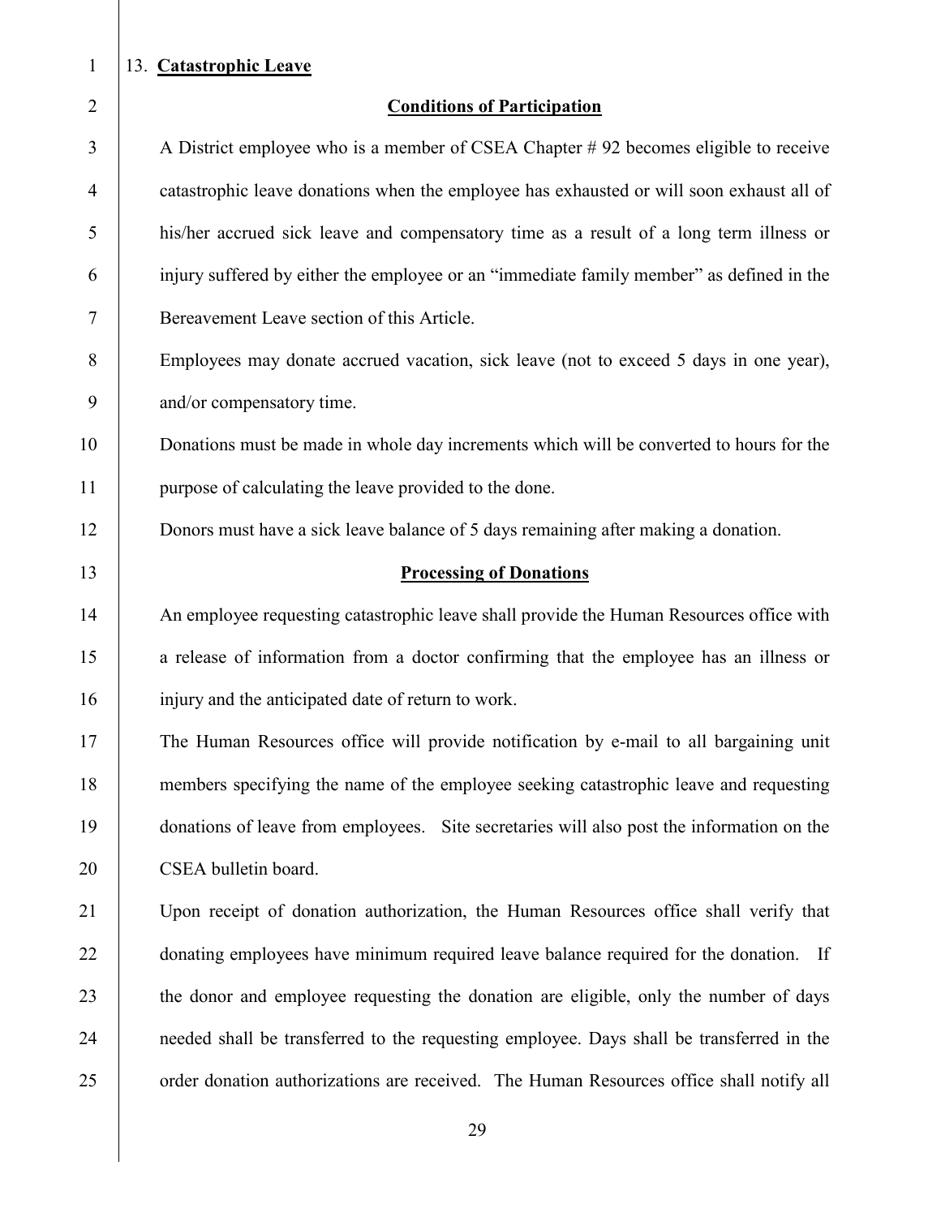## 13. **Catastrophic Leave**

### **Conditions of Participation**

A District employee who is a member of CSEA Chapter # 92 becomes eligible to receive catastrophic leave donations when the employee has exhausted or will soon exhaust all of his/her accrued sick leave and compensatory time as a result of a long term illness or injury suffered by either the employee or an "immediate family member" as defined in the Bereavement Leave section of this Article.

Employees may donate accrued vacation, sick leave (not to exceed 5 days in one year), and/or compensatory time.

Donations must be made in whole day increments which will be converted to hours for the purpose of calculating the leave provided to the done.

Donors must have a sick leave balance of 5 days remaining after making a donation.

### **Processing of Donations**

An employee requesting catastrophic leave shall provide the Human Resources office with a release of information from a doctor confirming that the employee has an illness or injury and the anticipated date of return to work.

The Human Resources office will provide notification by e-mail to all bargaining unit members specifying the name of the employee seeking catastrophic leave and requesting donations of leave from employees. Site secretaries will also post the information on the CSEA bulletin board.

Upon receipt of donation authorization, the Human Resources office shall verify that donating employees have minimum required leave balance required for the donation. If the donor and employee requesting the donation are eligible, only the number of days needed shall be transferred to the requesting employee. Days shall be transferred in the order donation authorizations are received. The Human Resources office shall notify all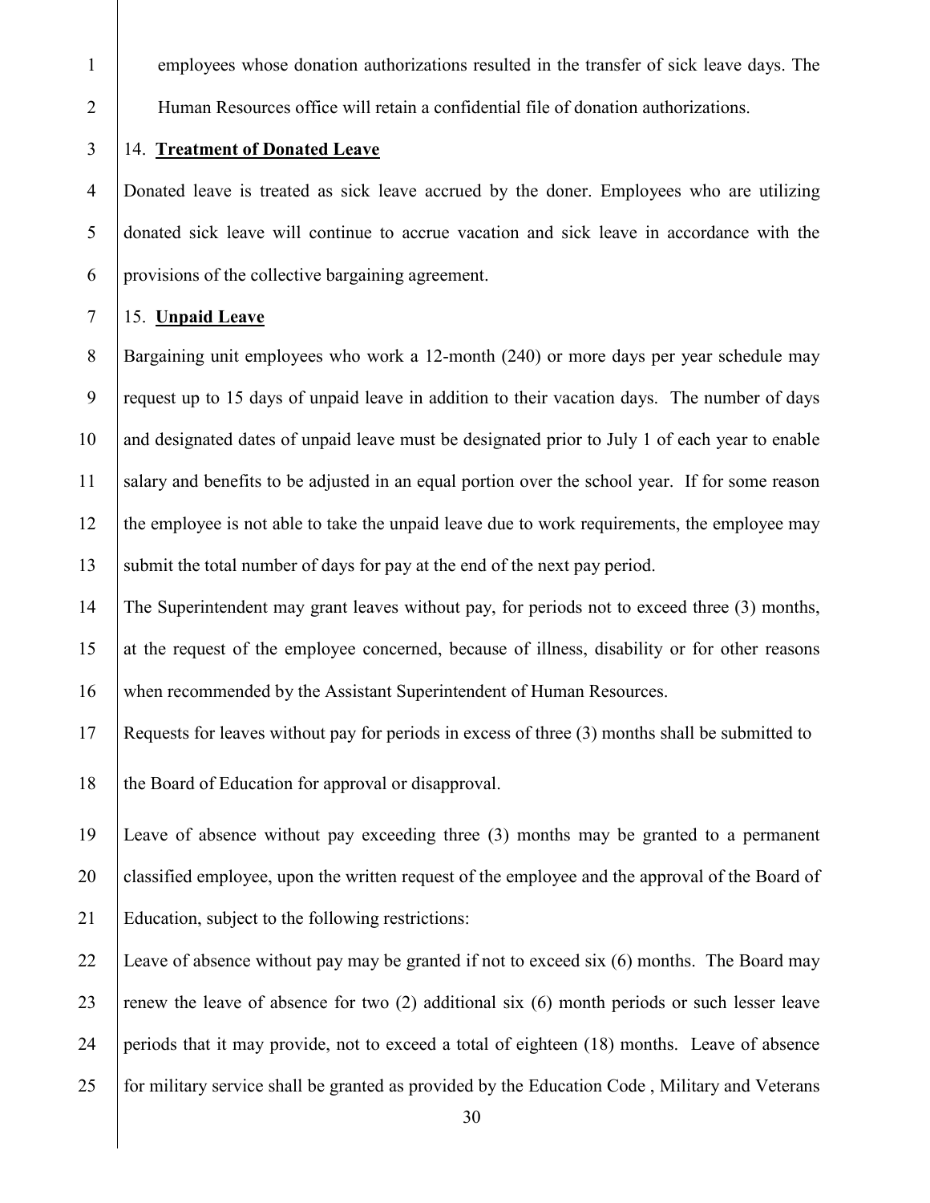employees whose donation authorizations resulted in the transfer of sick leave days. The Human Resources office will retain a confidential file of donation authorizations.

14. **Treatment of Donated Leave**

Donated leave is treated as sick leave accrued by the doner. Employees who are utilizing donated sick leave will continue to accrue vacation and sick leave in accordance with the provisions of the collective bargaining agreement.

15. **Unpaid Leave**

Bargaining unit employees who work a 12-month (240) or more days per year schedule may request up to 15 days of unpaid leave in addition to their vacation days. The number of days and designated dates of unpaid leave must be designated prior to July 1 of each year to enable salary and benefits to be adjusted in an equal portion over the school year. If for some reason the employee is not able to take the unpaid leave due to work requirements, the employee may submit the total number of days for pay at the end of the next pay period.

The Superintendent may grant leaves without pay, for periods not to exceed three (3) months, at the request of the employee concerned, because of illness, disability or for other reasons when recommended by the Assistant Superintendent of Human Resources.

Requests for leaves without pay for periods in excess of three (3) months shall be submitted to the Board of Education for approval or disapproval.

Leave of absence without pay exceeding three (3) months may be granted to a permanent classified employee, upon the written request of the employee and the approval of the Board of Education, subject to the following restrictions:

Leave of absence without pay may be granted if not to exceed six (6) months. The Board may renew the leave of absence for two (2) additional six (6) month periods or such lesser leave periods that it may provide, not to exceed a total of eighteen (18) months. Leave of absence for military service shall be granted as provided by the Education Code , Military and Veterans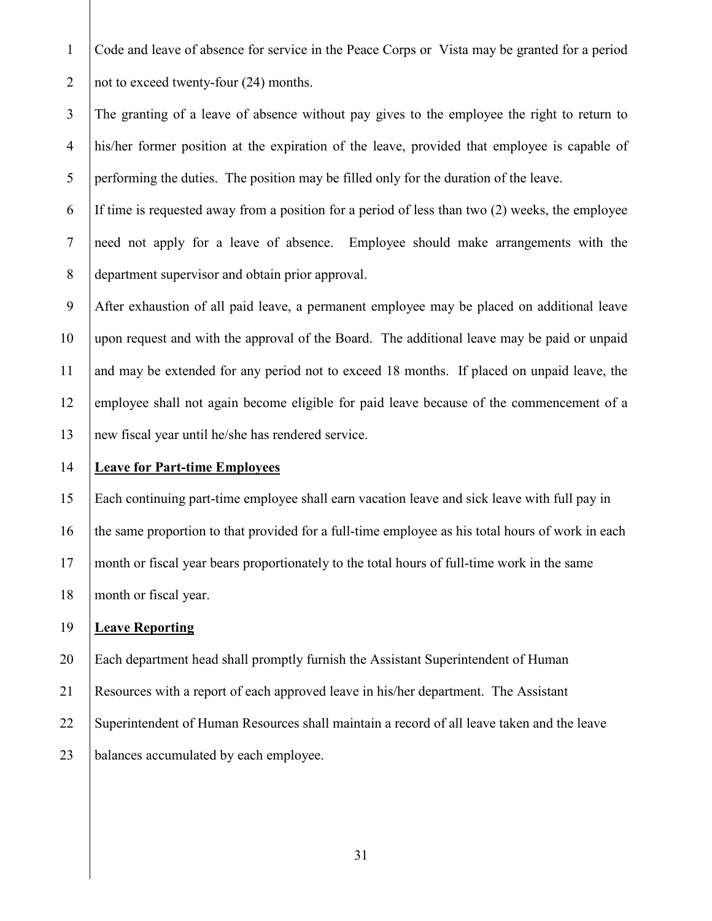Code and leave of absence for service in the Peace Corps or Vista may be granted for a period not to exceed twenty-four (24) months.

The granting of a leave of absence without pay gives to the employee the right to return to his/her former position at the expiration of the leave, provided that employee is capable of performing the duties. The position may be filled only for the duration of the leave.

If time is requested away from a position for a period of less than two (2) weeks, the employee need not apply for a leave of absence. Employee should make arrangements with the department supervisor and obtain prior approval.

After exhaustion of all paid leave, a permanent employee may be placed on additional leave upon request and with the approval of the Board. The additional leave may be paid or unpaid and may be extended for any period not to exceed 18 months. If placed on unpaid leave, the employee shall not again become eligible for paid leave because of the commencement of a new fiscal year until he/she has rendered service.

**Leave for Part-time Employees**

Each continuing part-time employee shall earn vacation leave and sick leave with full pay in the same proportion to that provided for a full-time employee as his total hours of work in each month or fiscal year bears proportionately to the total hours of full-time work in the same month or fiscal year.

**Leave Reporting**

Each department head shall promptly furnish the Assistant Superintendent of Human Resources with a report of each approved leave in his/her department. The Assistant Superintendent of Human Resources shall maintain a record of all leave taken and the leave balances accumulated by each employee.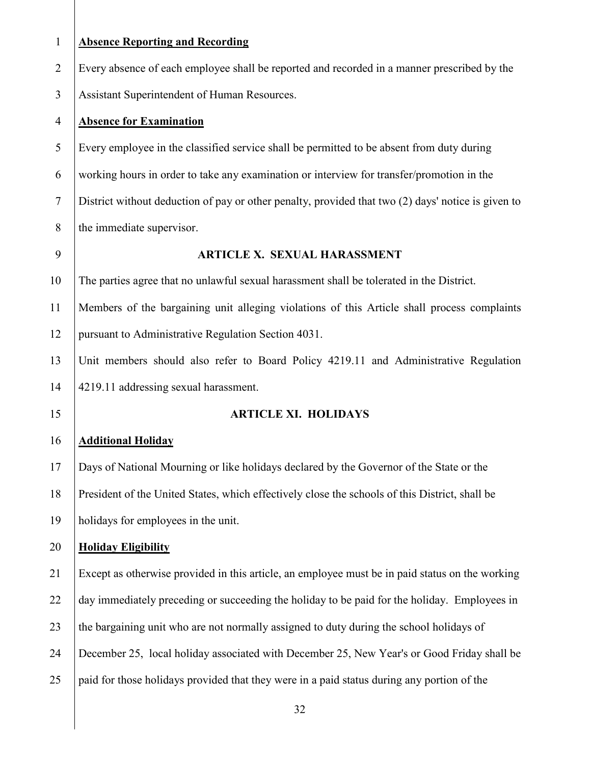**Absence Reporting and Recording**

Every absence of each employee shall be reported and recorded in a manner prescribed by the Assistant Superintendent of Human Resources.

**Absence for Examination**

Every employee in the classified service shall be permitted to be absent from duty during working hours in order to take any examination or interview for transfer/promotion in the District without deduction of pay or other penalty, provided that two (2) days' notice is given to the immediate supervisor.

## ARTICLE X. SEXUAL HARASSMENT

The parties agree that no unlawful sexual harassment shall be tolerated in the District.

Members of the bargaining unit alleging violations of this Article shall process complaints pursuant to Administrative Regulation Section 4031.

Unit members should also refer to Board Policy 4219.11 and Administrative Regulation 4219.11 addressing sexual harassment.

## ARTICLE XI. HOLIDAYS

**Additional Holiday**

Days of National Mourning or like holidays declared by the Governor of the State or the President of the United States, which effectively close the schools of this District, shall be holidays for employees in the unit.

**Holiday Eligibility**

Except as otherwise provided in this article, an employee must be in paid status on the working day immediately preceding or succeeding the holiday to be paid for the holiday. Employees in the bargaining unit who are not normally assigned to duty during the school holidays of December 25, local holiday associated with December 25, New Year's or Good Friday shall be paid for those holidays provided that they were in a paid status during any portion of the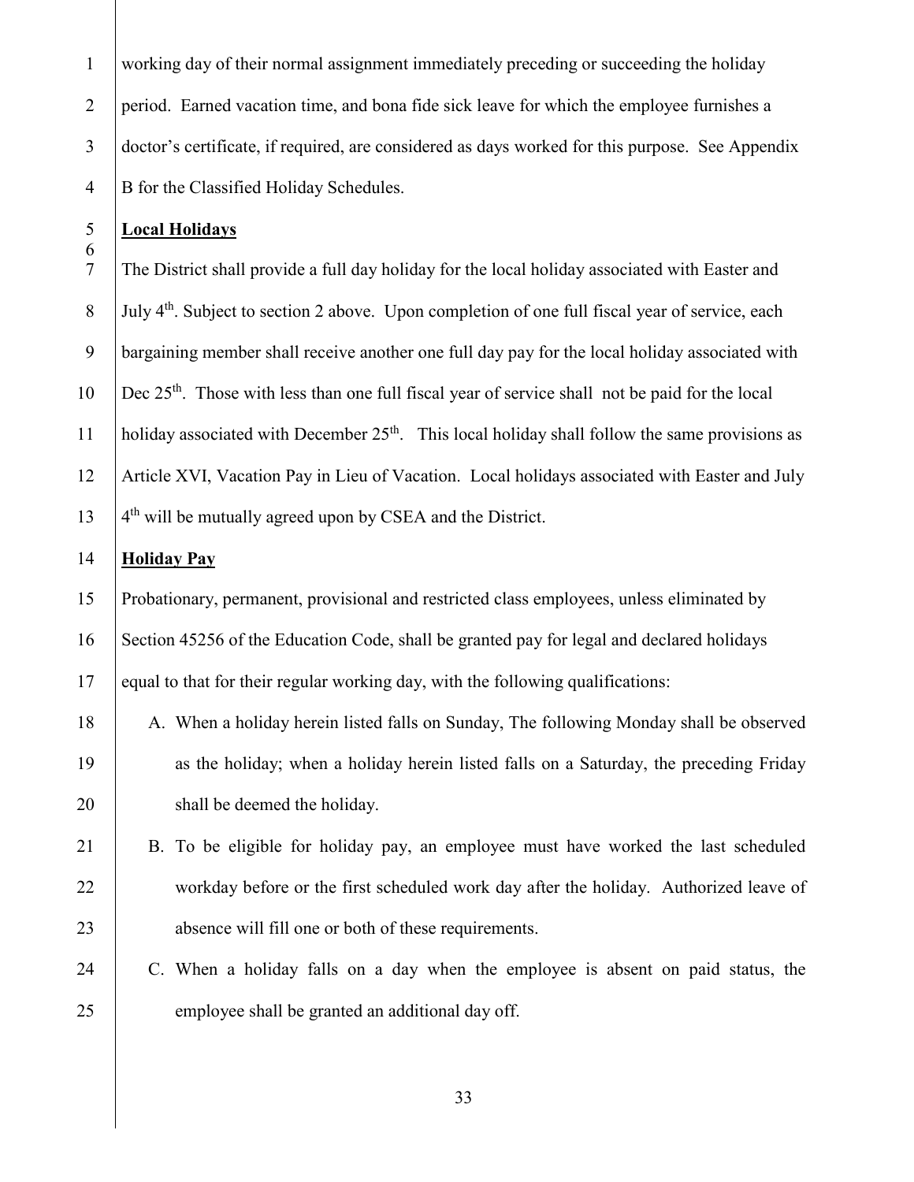working day of their normal assignment immediately preceding or succeeding the holiday period. Earned vacation time, and bona fide sick leave for which the employee furnishes a doctor's certificate, if required, are considered as days worked for this purpose. See Appendix B for the Classified Holiday Schedules.

**Local Holidays**

The District shall provide a full day holiday for the local holiday associated with Easter and July 4th. Subject to section 2 above. Upon completion of one full fiscal year of service, each bargaining member shall receive another one full day pay for the local holiday associated with Dec 25th. Those with less than one full fiscal year of service shall not be paid for the local holiday associated with December 25th. This local holiday shall follow the same provisions as Article XVI, Vacation Pay in Lieu of Vacation. Local holidays associated with Easter and July 4th will be mutually agreed upon by CSEA and the District.

**Holiday Pay**

Probationary, permanent, provisional and restricted class employees, unless eliminated by Section 45256 of the Education Code, shall be granted pay for legal and declared holidays equal to that for their regular working day, with the following qualifications:

A. When a holiday herein listed falls on Sunday, The following Monday shall be observed as the holiday; when a holiday herein listed falls on a Saturday, the preceding Friday shall be deemed the holiday.

B. To be eligible for holiday pay, an employee must have worked the last scheduled workday before or the first scheduled work day after the holiday. Authorized leave of absence will fill one or both of these requirements.

C. When a holiday falls on a day when the employee is absent on paid status, the employee shall be granted an additional day off.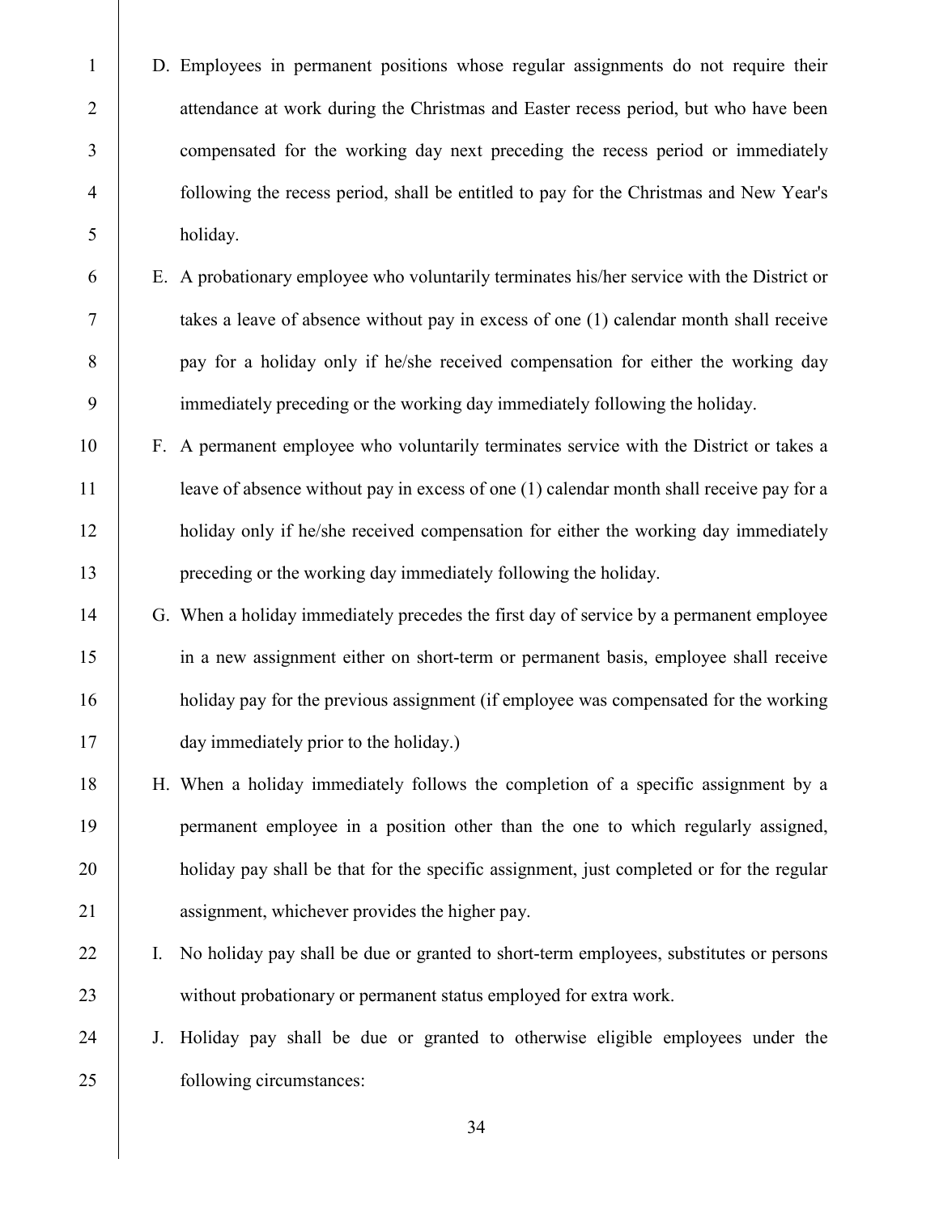D. Employees in permanent positions whose regular assignments do not require their attendance at work during the Christmas and Easter recess period, but who have been compensated for the working day next preceding the recess period or immediately following the recess period, shall be entitled to pay for the Christmas and New Year's holiday.

E. A probationary employee who voluntarily terminates his/her service with the District or takes a leave of absence without pay in excess of one (1) calendar month shall receive pay for a holiday only if he/she received compensation for either the working day immediately preceding or the working day immediately following the holiday.

F. A permanent employee who voluntarily terminates service with the District or takes a leave of absence without pay in excess of one (1) calendar month shall receive pay for a holiday only if he/she received compensation for either the working day immediately preceding or the working day immediately following the holiday.

G. When a holiday immediately precedes the first day of service by a permanent employee in a new assignment either on short-term or permanent basis, employee shall receive holiday pay for the previous assignment (if employee was compensated for the working day immediately prior to the holiday.)

H. When a holiday immediately follows the completion of a specific assignment by a permanent employee in a position other than the one to which regularly assigned, holiday pay shall be that for the specific assignment, just completed or for the regular assignment, whichever provides the higher pay.

I. No holiday pay shall be due or granted to short-term employees, substitutes or persons without probationary or permanent status employed for extra work.

J. Holiday pay shall be due or granted to otherwise eligible employees under the following circumstances: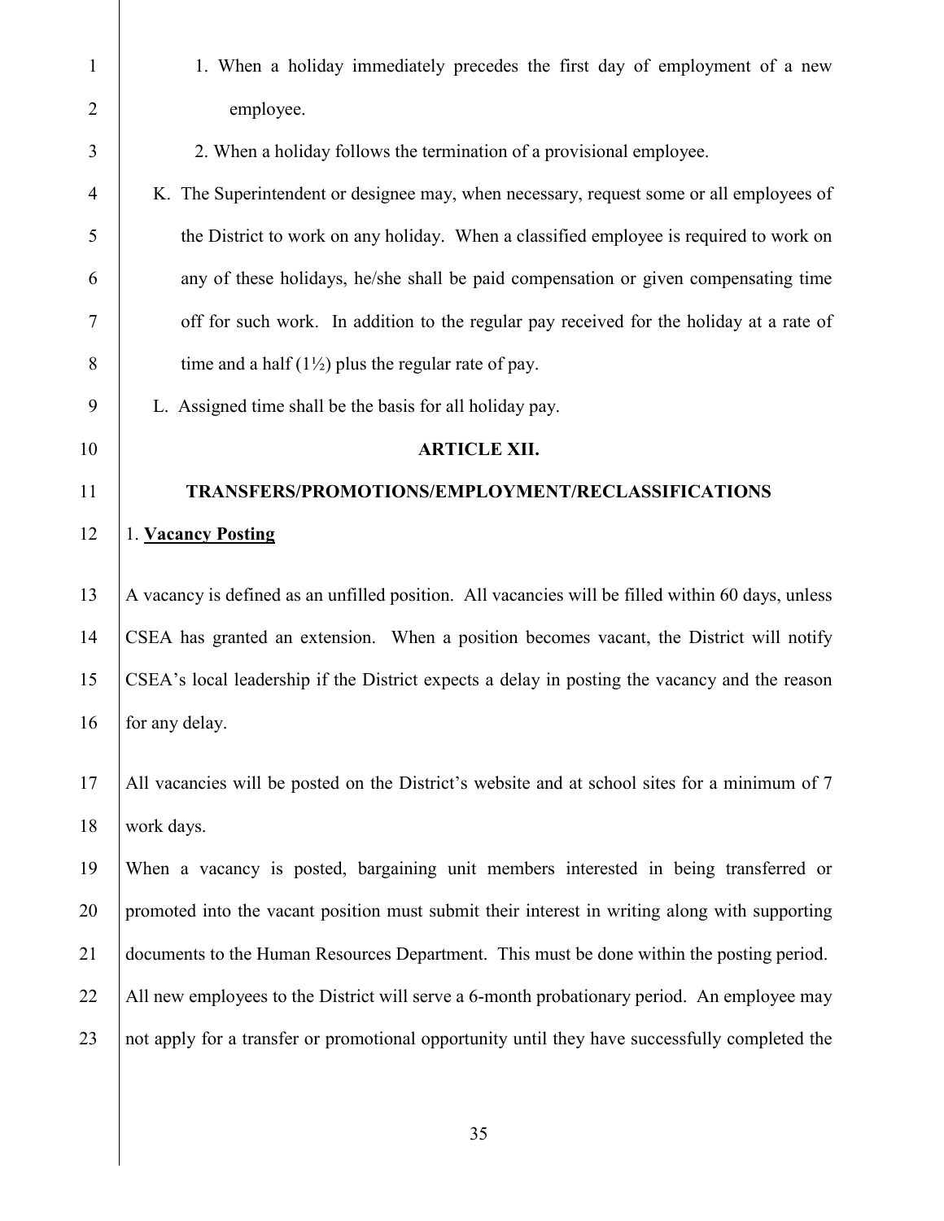1. When a holiday immediately precedes the first day of employment of a new employee.

2. When a holiday follows the termination of a provisional employee.

K. The Superintendent or designee may, when necessary, request some or all employees of the District to work on any holiday. When a classified employee is required to work on any of these holidays, he/she shall be paid compensation or given compensating time off for such work. In addition to the regular pay received for the holiday at a rate of time and a half (1½) plus the regular rate of pay.

L. Assigned time shall be the basis for all holiday pay.

## ARTICLE XII.

## TRANSFERS/PROMOTIONS/EMPLOYMENT/RECLASSIFICATIONS

1. **Vacancy Posting**

A vacancy is defined as an unfilled position. All vacancies will be filled within 60 days, unless CSEA has granted an extension. When a position becomes vacant, the District will notify CSEA's local leadership if the District expects a delay in posting the vacancy and the reason for any delay.

All vacancies will be posted on the District's website and at school sites for a minimum of 7 work days.

When a vacancy is posted, bargaining unit members interested in being transferred or promoted into the vacant position must submit their interest in writing along with supporting documents to the Human Resources Department. This must be done within the posting period. All new employees to the District will serve a 6-month probationary period. An employee may not apply for a transfer or promotional opportunity until they have successfully completed the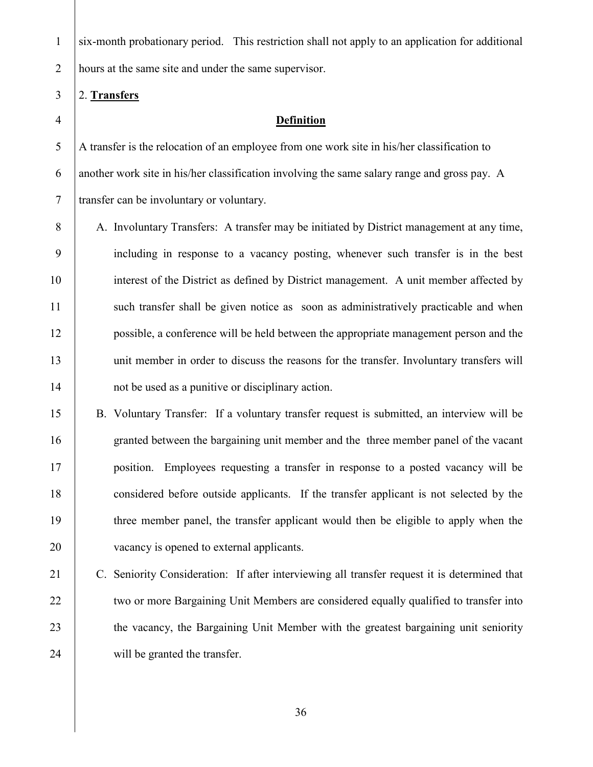six-month probationary period. This restriction shall not apply to an application for additional hours at the same site and under the same supervisor.

2. **Transfers**

**Definition**

A transfer is the relocation of an employee from one work site in his/her classification to another work site in his/her classification involving the same salary range and gross pay. A transfer can be involuntary or voluntary.

A. Involuntary Transfers: A transfer may be initiated by District management at any time, including in response to a vacancy posting, whenever such transfer is in the best interest of the District as defined by District management. A unit member affected by such transfer shall be given notice as soon as administratively practicable and when possible, a conference will be held between the appropriate management person and the unit member in order to discuss the reasons for the transfer. Involuntary transfers will not be used as a punitive or disciplinary action.

B. Voluntary Transfer: If a voluntary transfer request is submitted, an interview will be granted between the bargaining unit member and the three member panel of the vacant position. Employees requesting a transfer in response to a posted vacancy will be considered before outside applicants. If the transfer applicant is not selected by the three member panel, the transfer applicant would then be eligible to apply when the vacancy is opened to external applicants.

C. Seniority Consideration: If after interviewing all transfer request it is determined that two or more Bargaining Unit Members are considered equally qualified to transfer into the vacancy, the Bargaining Unit Member with the greatest bargaining unit seniority will be granted the transfer.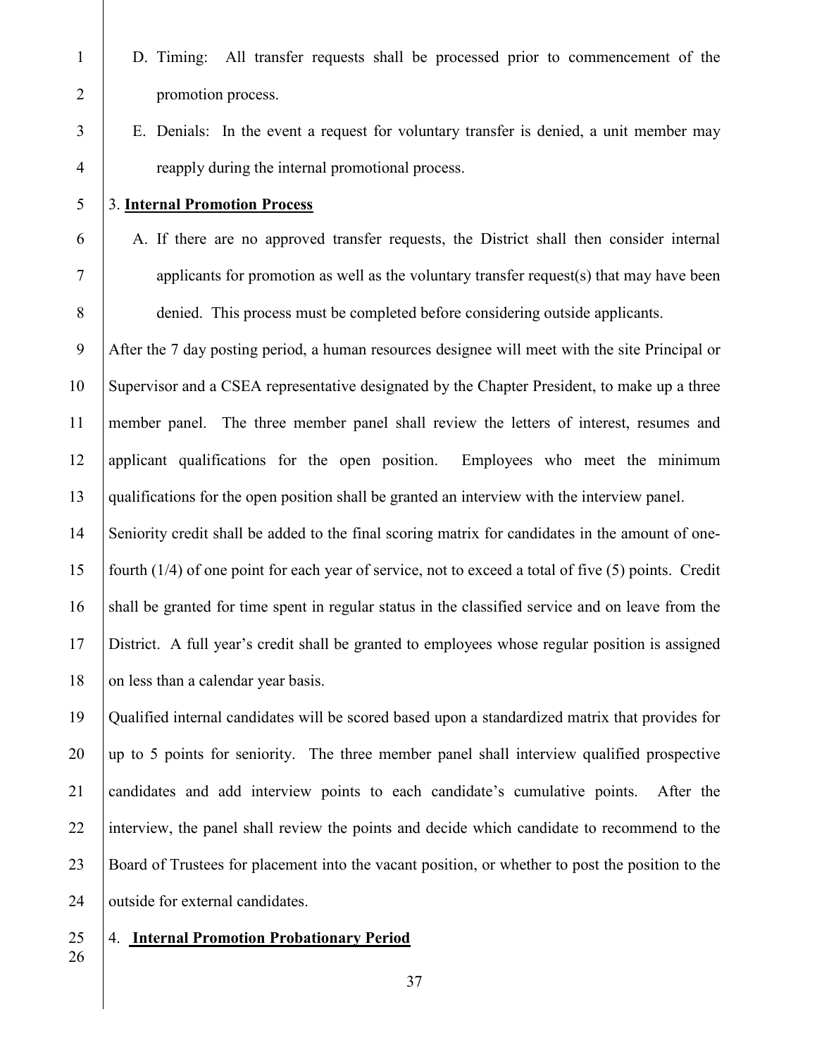D. Timing: All transfer requests shall be processed prior to commencement of the promotion process.

E. Denials: In the event a request for voluntary transfer is denied, a unit member may reapply during the internal promotional process.

3. **Internal Promotion Process**

A. If there are no approved transfer requests, the District shall then consider internal applicants for promotion as well as the voluntary transfer request(s) that may have been denied. This process must be completed before considering outside applicants.

After the 7 day posting period, a human resources designee will meet with the site Principal or Supervisor and a CSEA representative designated by the Chapter President, to make up a three member panel. The three member panel shall review the letters of interest, resumes and applicant qualifications for the open position. Employees who meet the minimum qualifications for the open position shall be granted an interview with the interview panel.

Seniority credit shall be added to the final scoring matrix for candidates in the amount of one-fourth (1/4) of one point for each year of service, not to exceed a total of five (5) points. Credit shall be granted for time spent in regular status in the classified service and on leave from the District. A full year's credit shall be granted to employees whose regular position is assigned on less than a calendar year basis.

Qualified internal candidates will be scored based upon a standardized matrix that provides for up to 5 points for seniority. The three member panel shall interview qualified prospective candidates and add interview points to each candidate's cumulative points. After the interview, the panel shall review the points and decide which candidate to recommend to the Board of Trustees for placement into the vacant position, or whether to post the position to the outside for external candidates.

4. **Internal Promotion Probationary Period**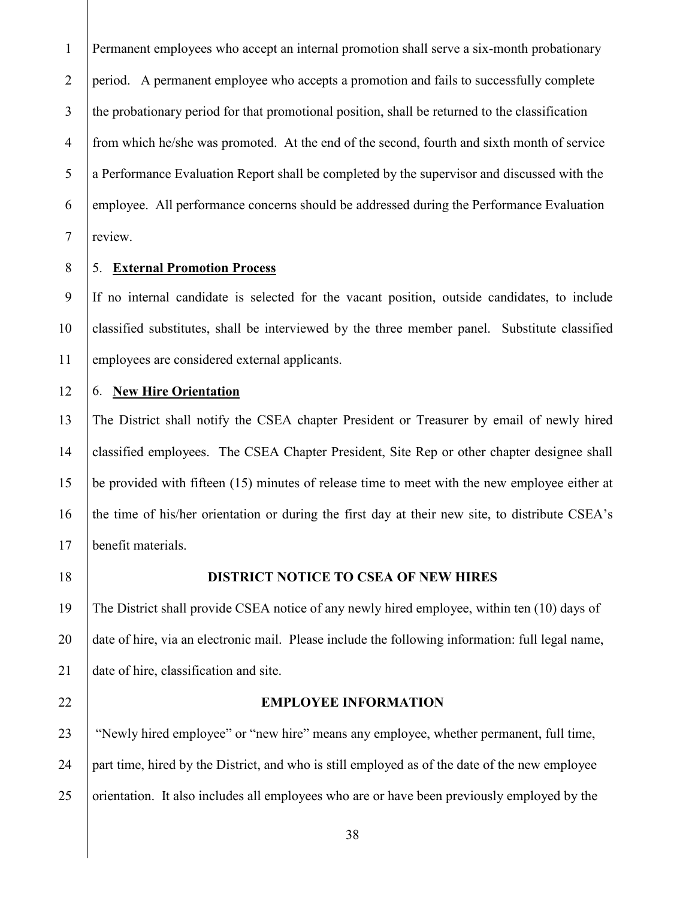Permanent employees who accept an internal promotion shall serve a six-month probationary period. A permanent employee who accepts a promotion and fails to successfully complete the probationary period for that promotional position, shall be returned to the classification from which he/she was promoted. At the end of the second, fourth and sixth month of service a Performance Evaluation Report shall be completed by the supervisor and discussed with the employee. All performance concerns should be addressed during the Performance Evaluation review.

5. **External Promotion Process**

If no internal candidate is selected for the vacant position, outside candidates, to include classified substitutes, shall be interviewed by the three member panel. Substitute classified employees are considered external applicants.

6. **New Hire Orientation**

The District shall notify the CSEA chapter President or Treasurer by email of newly hired classified employees. The CSEA Chapter President, Site Rep or other chapter designee shall be provided with fifteen (15) minutes of release time to meet with the new employee either at the time of his/her orientation or during the first day at their new site, to distribute CSEA's benefit materials.

**DISTRICT NOTICE TO CSEA OF NEW HIRES**

The District shall provide CSEA notice of any newly hired employee, within ten (10) days of date of hire, via an electronic mail. Please include the following information: full legal name, date of hire, classification and site.

**EMPLOYEE INFORMATION**

"Newly hired employee" or "new hire" means any employee, whether permanent, full time, part time, hired by the District, and who is still employed as of the date of the new employee orientation. It also includes all employees who are or have been previously employed by the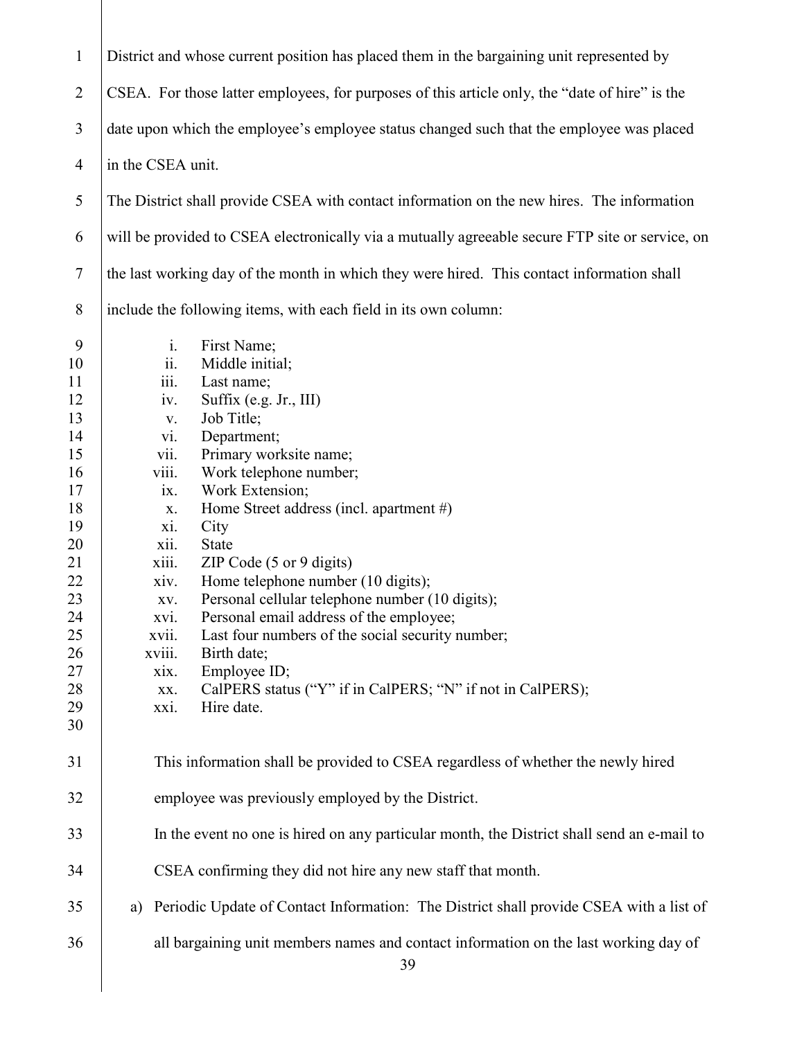District and whose current position has placed them in the bargaining unit represented by CSEA. For those latter employees, for purposes of this article only, the "date of hire" is the date upon which the employee's employee status changed such that the employee was placed in the CSEA unit.

The District shall provide CSEA with contact information on the new hires. The information will be provided to CSEA electronically via a mutually agreeable secure FTP site or service, on the last working day of the month in which they were hired. This contact information shall include the following items, with each field in its own column:

i. First Name;
ii. Middle initial;
iii. Last name;
iv. Suffix (e.g. Jr., III)
v. Job Title;
vi. Department;
vii. Primary worksite name;
viii. Work telephone number;
ix. Work Extension;
x. Home Street address (incl. apartment #)
xi. City
xii. State
xiii. ZIP Code (5 or 9 digits)
xiv. Home telephone number (10 digits);
xv. Personal cellular telephone number (10 digits);
xvi. Personal email address of the employee;
xvii. Last four numbers of the social security number;
xviii. Birth date;
xix. Employee ID;
xx. CalPERS status ("Y" if in CalPERS; "N" if not in CalPERS);
xxi. Hire date.

This information shall be provided to CSEA regardless of whether the newly hired employee was previously employed by the District.

In the event no one is hired on any particular month, the District shall send an e-mail to CSEA confirming they did not hire any new staff that month.

a) Periodic Update of Contact Information: The District shall provide CSEA with a list of all bargaining unit members names and contact information on the last working day of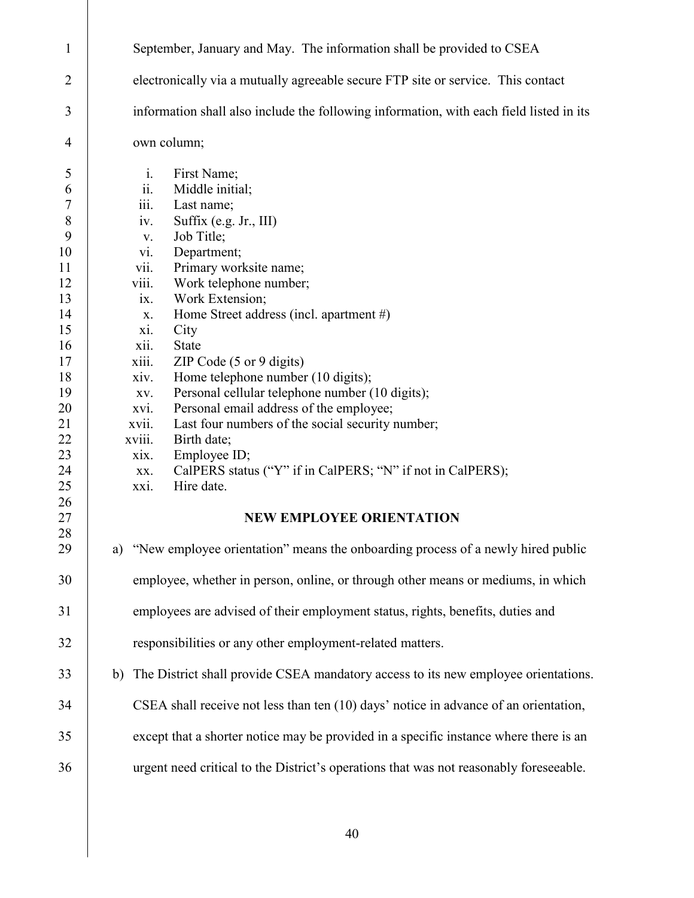September, January and May. The information shall be provided to CSEA electronically via a mutually agreeable secure FTP site or service. This contact information shall also include the following information, with each field listed in its own column;

i. First Name;
ii. Middle initial;
iii. Last name;
iv. Suffix (e.g. Jr., III)
v. Job Title;
vi. Department;
vii. Primary worksite name;
viii. Work telephone number;
ix. Work Extension;
x. Home Street address (incl. apartment #)
xi. City
xii. State
xiii. ZIP Code (5 or 9 digits)
xiv. Home telephone number (10 digits);
xv. Personal cellular telephone number (10 digits);
xvi. Personal email address of the employee;
xvii. Last four numbers of the social security number;
xviii. Birth date;
xix. Employee ID;
xx. CalPERS status ("Y" if in CalPERS; "N" if not in CalPERS);
xxi. Hire date.

**NEW EMPLOYEE ORIENTATION**

a) "New employee orientation" means the onboarding process of a newly hired public employee, whether in person, online, or through other means or mediums, in which employees are advised of their employment status, rights, benefits, duties and responsibilities or any other employment-related matters.

b) The District shall provide CSEA mandatory access to its new employee orientations. CSEA shall receive not less than ten (10) days' notice in advance of an orientation, except that a shorter notice may be provided in a specific instance where there is an urgent need critical to the District's operations that was not reasonably foreseeable.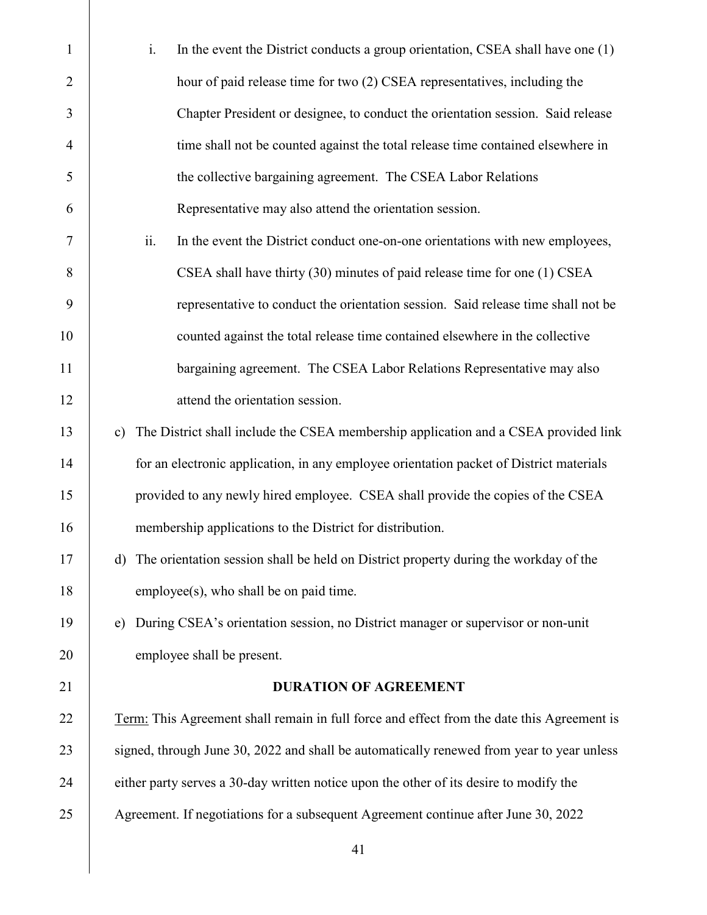i. In the event the District conducts a group orientation, CSEA shall have one (1) hour of paid release time for two (2) CSEA representatives, including the Chapter President or designee, to conduct the orientation session. Said release time shall not be counted against the total release time contained elsewhere in the collective bargaining agreement. The CSEA Labor Relations Representative may also attend the orientation session.

ii. In the event the District conduct one-on-one orientations with new employees, CSEA shall have thirty (30) minutes of paid release time for one (1) CSEA representative to conduct the orientation session. Said release time shall not be counted against the total release time contained elsewhere in the collective bargaining agreement. The CSEA Labor Relations Representative may also attend the orientation session.

c) The District shall include the CSEA membership application and a CSEA provided link for an electronic application, in any employee orientation packet of District materials provided to any newly hired employee. CSEA shall provide the copies of the CSEA membership applications to the District for distribution.

d) The orientation session shall be held on District property during the workday of the employee(s), who shall be on paid time.

e) During CSEA's orientation session, no District manager or supervisor or non-unit employee shall be present.

**DURATION OF AGREEMENT**

Term: This Agreement shall remain in full force and effect from the date this Agreement is signed, through June 30, 2022 and shall be automatically renewed from year to year unless either party serves a 30-day written notice upon the other of its desire to modify the Agreement. If negotiations for a subsequent Agreement continue after June 30, 2022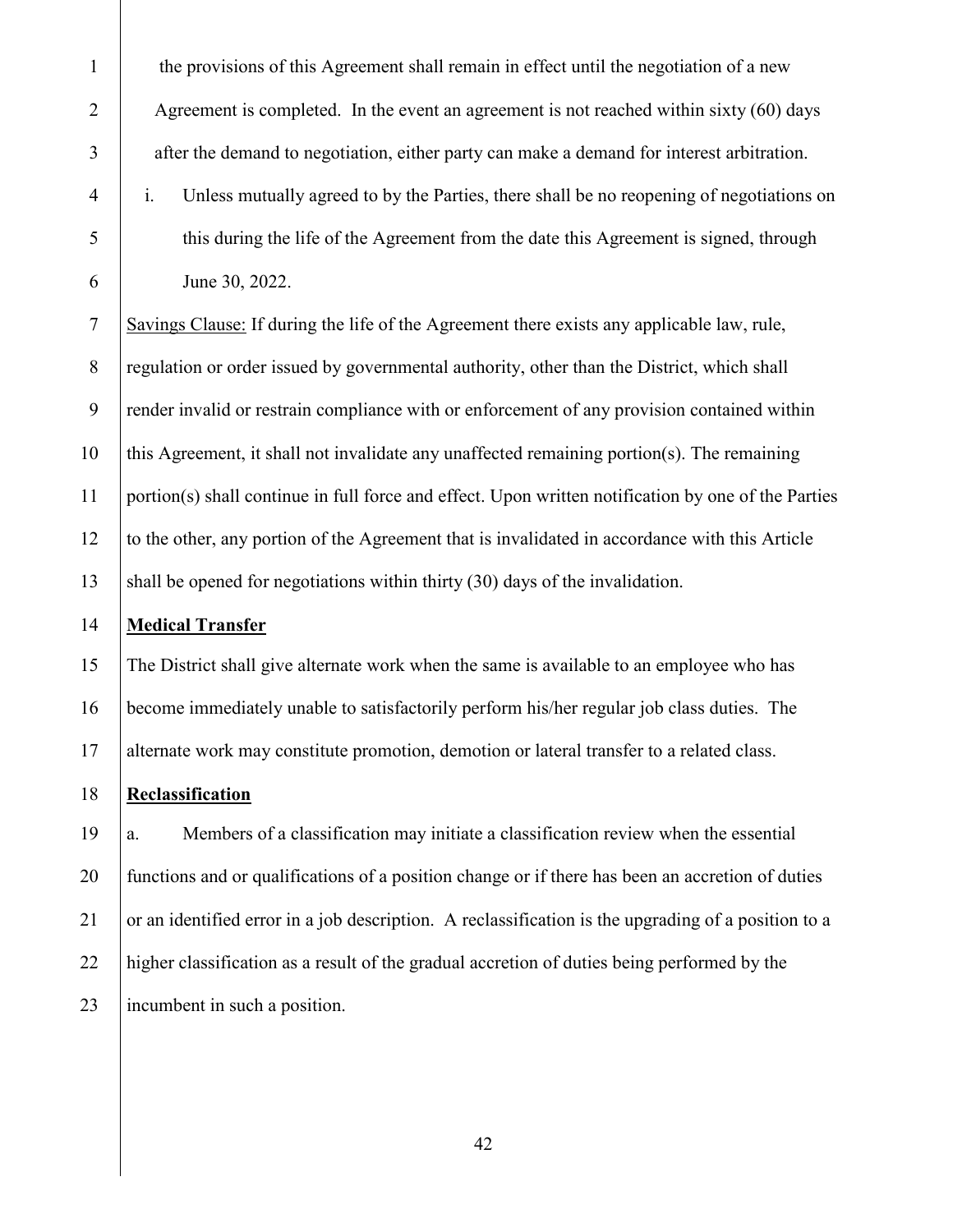the provisions of this Agreement shall remain in effect until the negotiation of a new Agreement is completed. In the event an agreement is not reached within sixty (60) days after the demand to negotiation, either party can make a demand for interest arbitration.

i. Unless mutually agreed to by the Parties, there shall be no reopening of negotiations on this during the life of the Agreement from the date this Agreement is signed, through June 30, 2022.

Savings Clause: If during the life of the Agreement there exists any applicable law, rule, regulation or order issued by governmental authority, other than the District, which shall render invalid or restrain compliance with or enforcement of any provision contained within this Agreement, it shall not invalidate any unaffected remaining portion(s). The remaining portion(s) shall continue in full force and effect. Upon written notification by one of the Parties to the other, any portion of the Agreement that is invalidated in accordance with this Article shall be opened for negotiations within thirty (30) days of the invalidation.

**Medical Transfer**

The District shall give alternate work when the same is available to an employee who has become immediately unable to satisfactorily perform his/her regular job class duties. The alternate work may constitute promotion, demotion or lateral transfer to a related class.

**Reclassification**

a. Members of a classification may initiate a classification review when the essential functions and or qualifications of a position change or if there has been an accretion of duties or an identified error in a job description. A reclassification is the upgrading of a position to a higher classification as a result of the gradual accretion of duties being performed by the incumbent in such a position.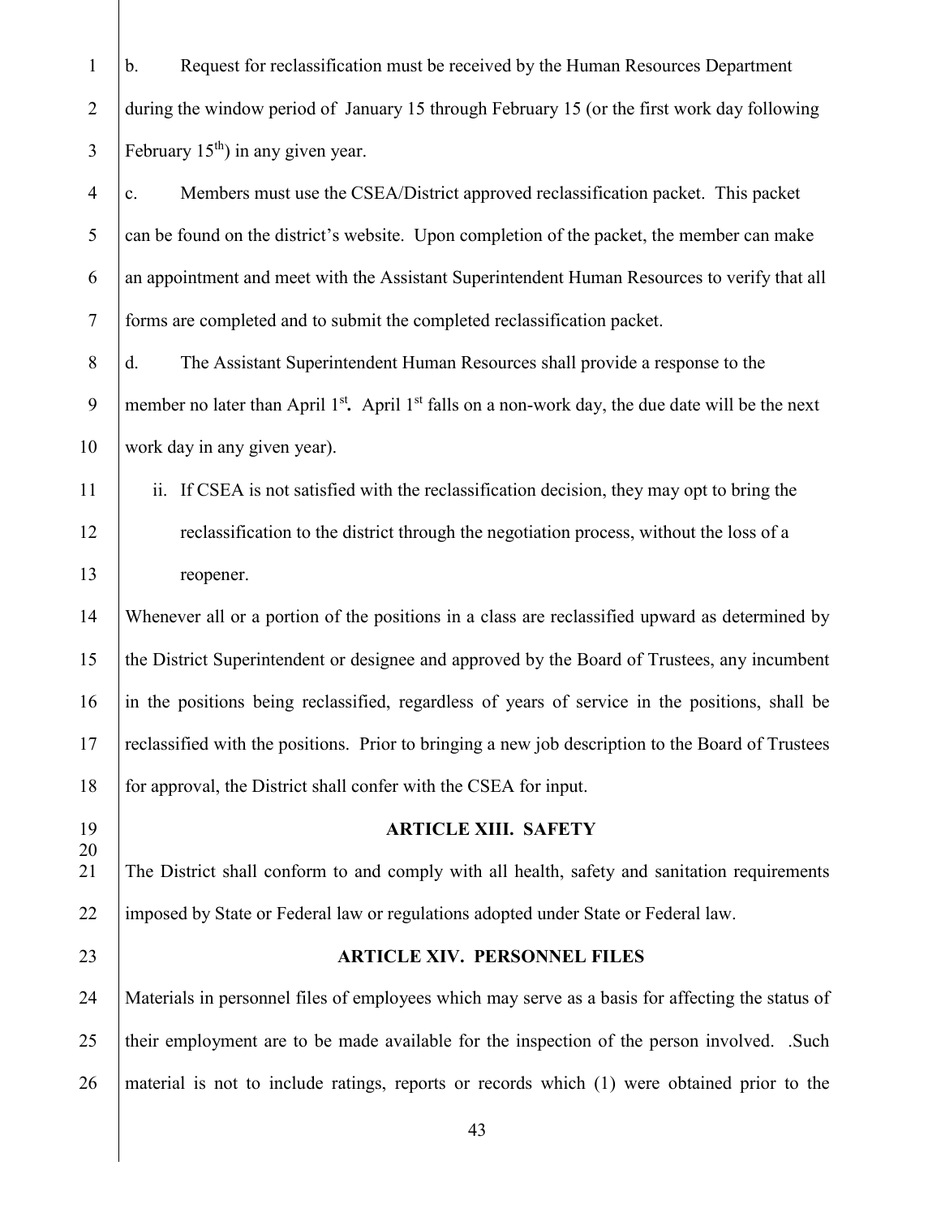b. Request for reclassification must be received by the Human Resources Department during the window period of January 15 through February 15 (or the first work day following February 15th) in any given year.

c. Members must use the CSEA/District approved reclassification packet. This packet can be found on the district's website. Upon completion of the packet, the member can make an appointment and meet with the Assistant Superintendent Human Resources to verify that all forms are completed and to submit the completed reclassification packet.

d. The Assistant Superintendent Human Resources shall provide a response to the member no later than April 1st**.** April 1st falls on a non-work day, the due date will be the next work day in any given year).

ii. If CSEA is not satisfied with the reclassification decision, they may opt to bring the reclassification to the district through the negotiation process, without the loss of a reopener.

Whenever all or a portion of the positions in a class are reclassified upward as determined by the District Superintendent or designee and approved by the Board of Trustees, any incumbent in the positions being reclassified, regardless of years of service in the positions, shall be reclassified with the positions. Prior to bringing a new job description to the Board of Trustees for approval, the District shall confer with the CSEA for input.

## ARTICLE XIII. SAFETY

The District shall conform to and comply with all health, safety and sanitation requirements imposed by State or Federal law or regulations adopted under State or Federal law.

## ARTICLE XIV. PERSONNEL FILES

Materials in personnel files of employees which may serve as a basis for affecting the status of their employment are to be made available for the inspection of the person involved. .Such material is not to include ratings, reports or records which (1) were obtained prior to the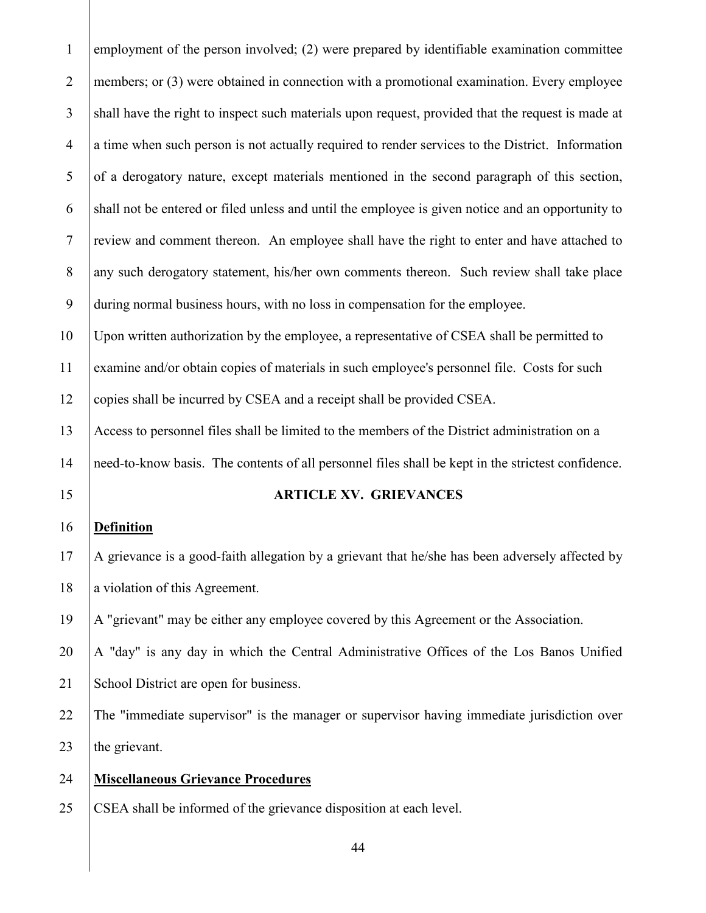employment of the person involved; (2) were prepared by identifiable examination committee members; or (3) were obtained in connection with a promotional examination. Every employee shall have the right to inspect such materials upon request, provided that the request is made at a time when such person is not actually required to render services to the District. Information of a derogatory nature, except materials mentioned in the second paragraph of this section, shall not be entered or filed unless and until the employee is given notice and an opportunity to review and comment thereon. An employee shall have the right to enter and have attached to any such derogatory statement, his/her own comments thereon. Such review shall take place during normal business hours, with no loss in compensation for the employee.

Upon written authorization by the employee, a representative of CSEA shall be permitted to examine and/or obtain copies of materials in such employee's personnel file. Costs for such copies shall be incurred by CSEA and a receipt shall be provided CSEA.

Access to personnel files shall be limited to the members of the District administration on a need-to-know basis. The contents of all personnel files shall be kept in the strictest confidence.

## ARTICLE XV. GRIEVANCES

**Definition**

A grievance is a good-faith allegation by a grievant that he/she has been adversely affected by a violation of this Agreement.

A "grievant" may be either any employee covered by this Agreement or the Association.

A "day" is any day in which the Central Administrative Offices of the Los Banos Unified School District are open for business.

The "immediate supervisor" is the manager or supervisor having immediate jurisdiction over the grievant.

**Miscellaneous Grievance Procedures**

CSEA shall be informed of the grievance disposition at each level.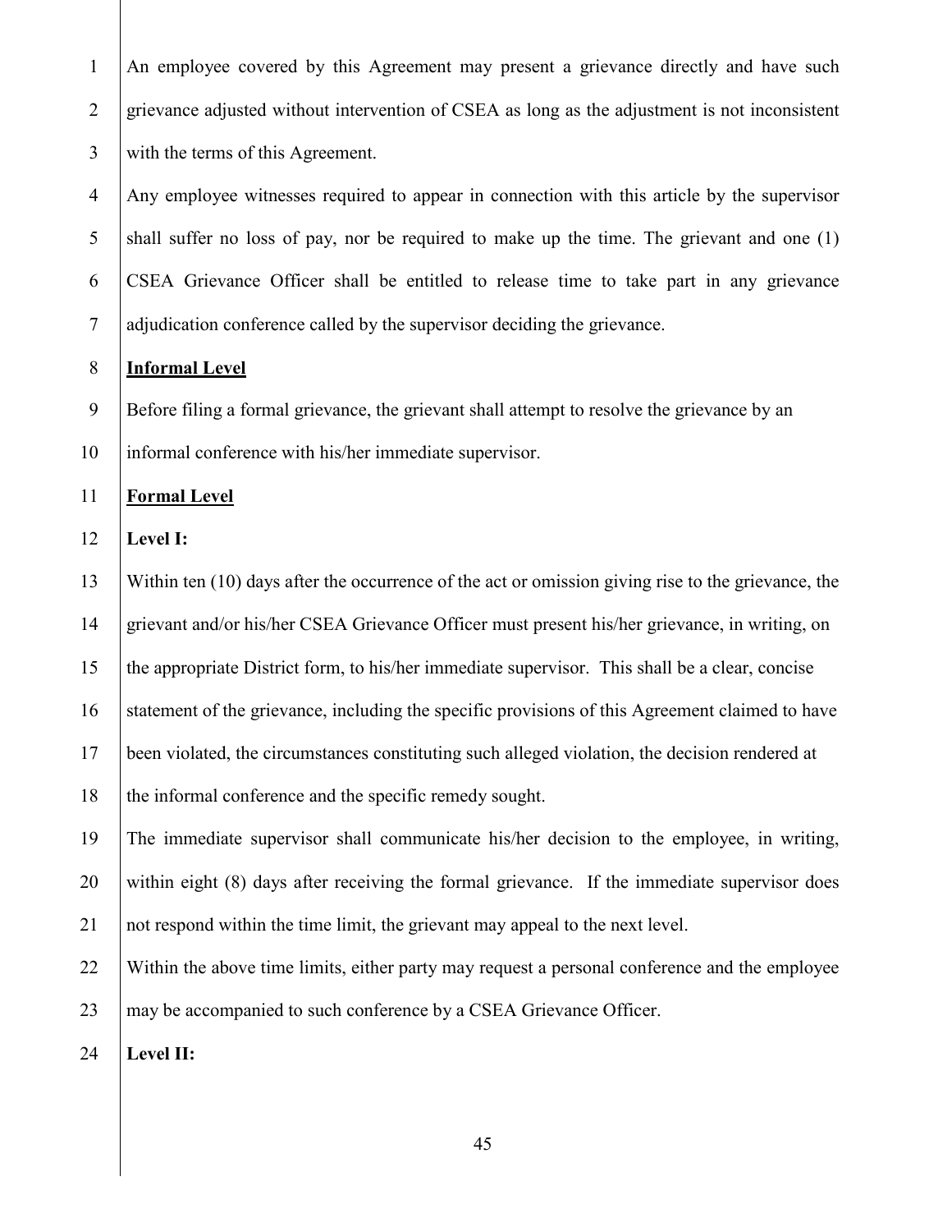An employee covered by this Agreement may present a grievance directly and have such grievance adjusted without intervention of CSEA as long as the adjustment is not inconsistent with the terms of this Agreement.

Any employee witnesses required to appear in connection with this article by the supervisor shall suffer no loss of pay, nor be required to make up the time. The grievant and one (1) CSEA Grievance Officer shall be entitled to release time to take part in any grievance adjudication conference called by the supervisor deciding the grievance.

**<u>Informal Level</u>**

Before filing a formal grievance, the grievant shall attempt to resolve the grievance by an informal conference with his/her immediate supervisor.

**<u>Formal Level</u>**

**Level I:**

Within ten (10) days after the occurrence of the act or omission giving rise to the grievance, the grievant and/or his/her CSEA Grievance Officer must present his/her grievance, in writing, on the appropriate District form, to his/her immediate supervisor. This shall be a clear, concise statement of the grievance, including the specific provisions of this Agreement claimed to have been violated, the circumstances constituting such alleged violation, the decision rendered at the informal conference and the specific remedy sought.

The immediate supervisor shall communicate his/her decision to the employee, in writing, within eight (8) days after receiving the formal grievance. If the immediate supervisor does not respond within the time limit, the grievant may appeal to the next level.

Within the above time limits, either party may request a personal conference and the employee may be accompanied to such conference by a CSEA Grievance Officer.

**Level II:**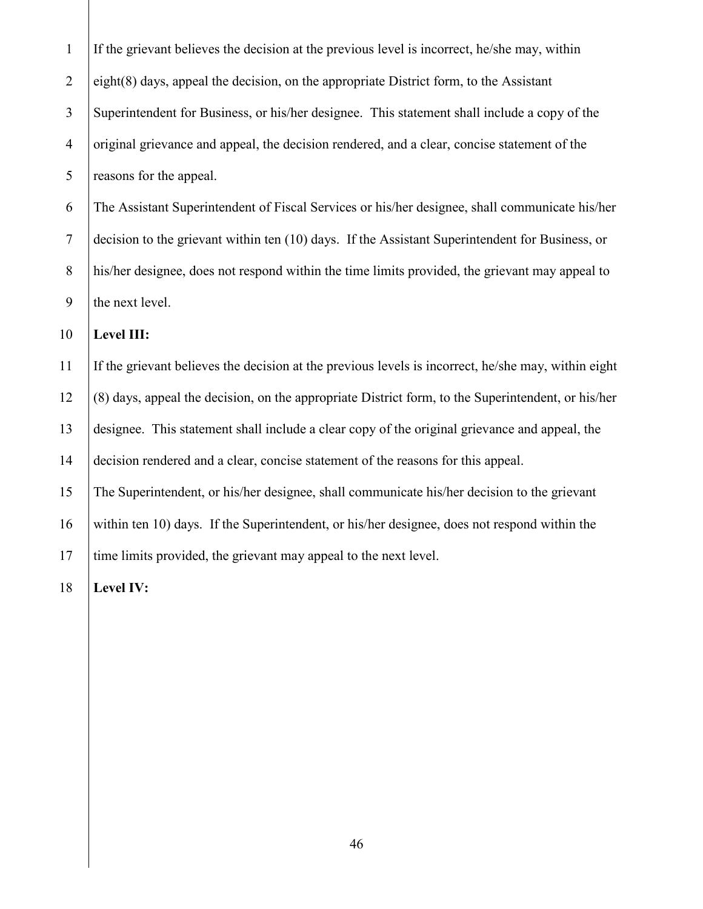If the grievant believes the decision at the previous level is incorrect, he/she may, within eight(8) days, appeal the decision, on the appropriate District form, to the Assistant Superintendent for Business, or his/her designee. This statement shall include a copy of the original grievance and appeal, the decision rendered, and a clear, concise statement of the reasons for the appeal.

The Assistant Superintendent of Fiscal Services or his/her designee, shall communicate his/her decision to the grievant within ten (10) days. If the Assistant Superintendent for Business, or his/her designee, does not respond within the time limits provided, the grievant may appeal to the next level.

**Level III:**

If the grievant believes the decision at the previous levels is incorrect, he/she may, within eight (8) days, appeal the decision, on the appropriate District form, to the Superintendent, or his/her designee. This statement shall include a clear copy of the original grievance and appeal, the decision rendered and a clear, concise statement of the reasons for this appeal.

The Superintendent, or his/her designee, shall communicate his/her decision to the grievant within ten 10) days. If the Superintendent, or his/her designee, does not respond within the time limits provided, the grievant may appeal to the next level.

**Level IV:**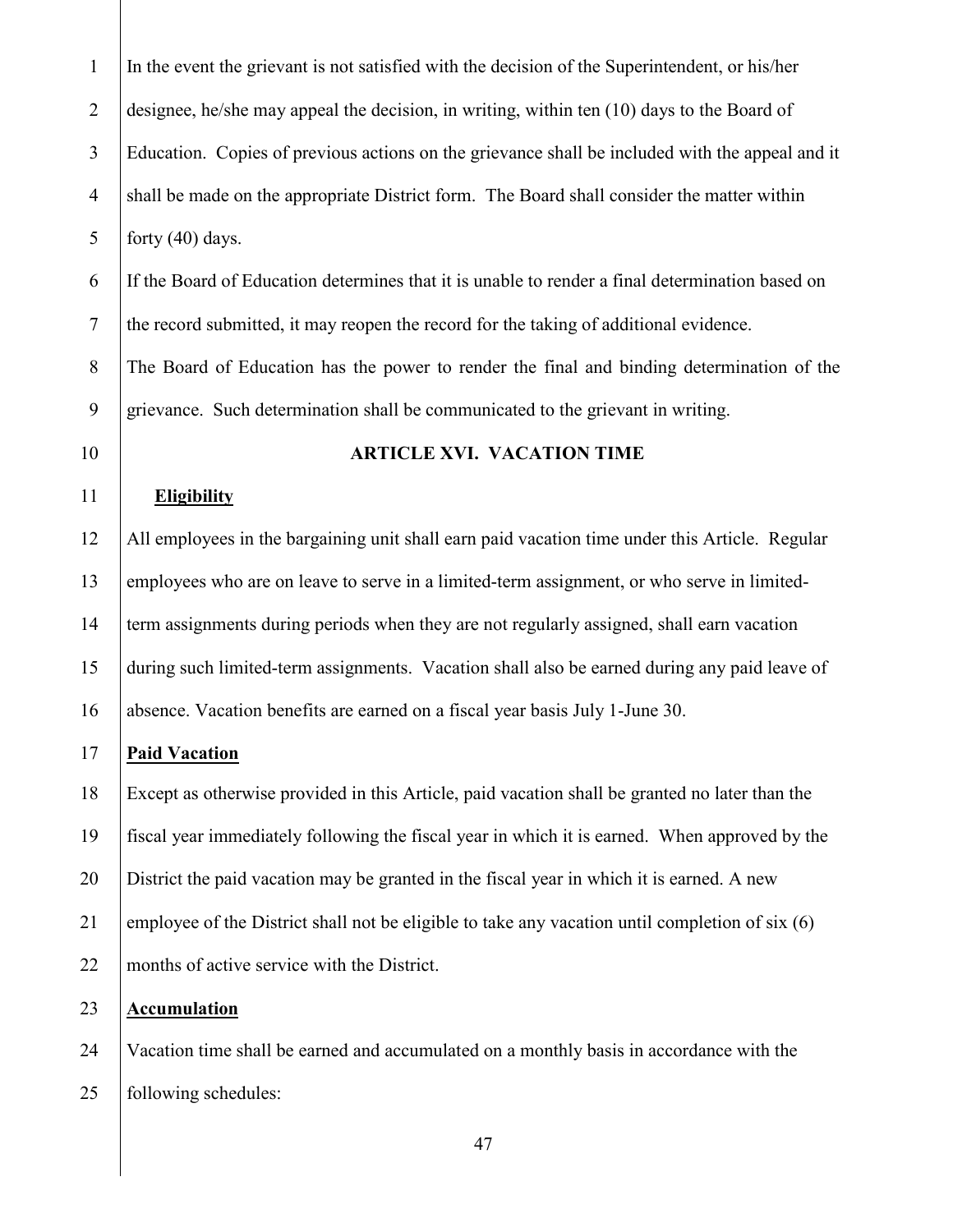In the event the grievant is not satisfied with the decision of the Superintendent, or his/her designee, he/she may appeal the decision, in writing, within ten (10) days to the Board of Education. Copies of previous actions on the grievance shall be included with the appeal and it shall be made on the appropriate District form. The Board shall consider the matter within forty (40) days.

If the Board of Education determines that it is unable to render a final determination based on the record submitted, it may reopen the record for the taking of additional evidence.

The Board of Education has the power to render the final and binding determination of the grievance. Such determination shall be communicated to the grievant in writing.

## ARTICLE XVI. VACATION TIME

**Eligibility**

All employees in the bargaining unit shall earn paid vacation time under this Article. Regular employees who are on leave to serve in a limited-term assignment, or who serve in limited-term assignments during periods when they are not regularly assigned, shall earn vacation during such limited-term assignments. Vacation shall also be earned during any paid leave of absence. Vacation benefits are earned on a fiscal year basis July 1-June 30.

**Paid Vacation**

Except as otherwise provided in this Article, paid vacation shall be granted no later than the fiscal year immediately following the fiscal year in which it is earned. When approved by the District the paid vacation may be granted in the fiscal year in which it is earned. A new employee of the District shall not be eligible to take any vacation until completion of six (6) months of active service with the District.

**Accumulation**

Vacation time shall be earned and accumulated on a monthly basis in accordance with the following schedules: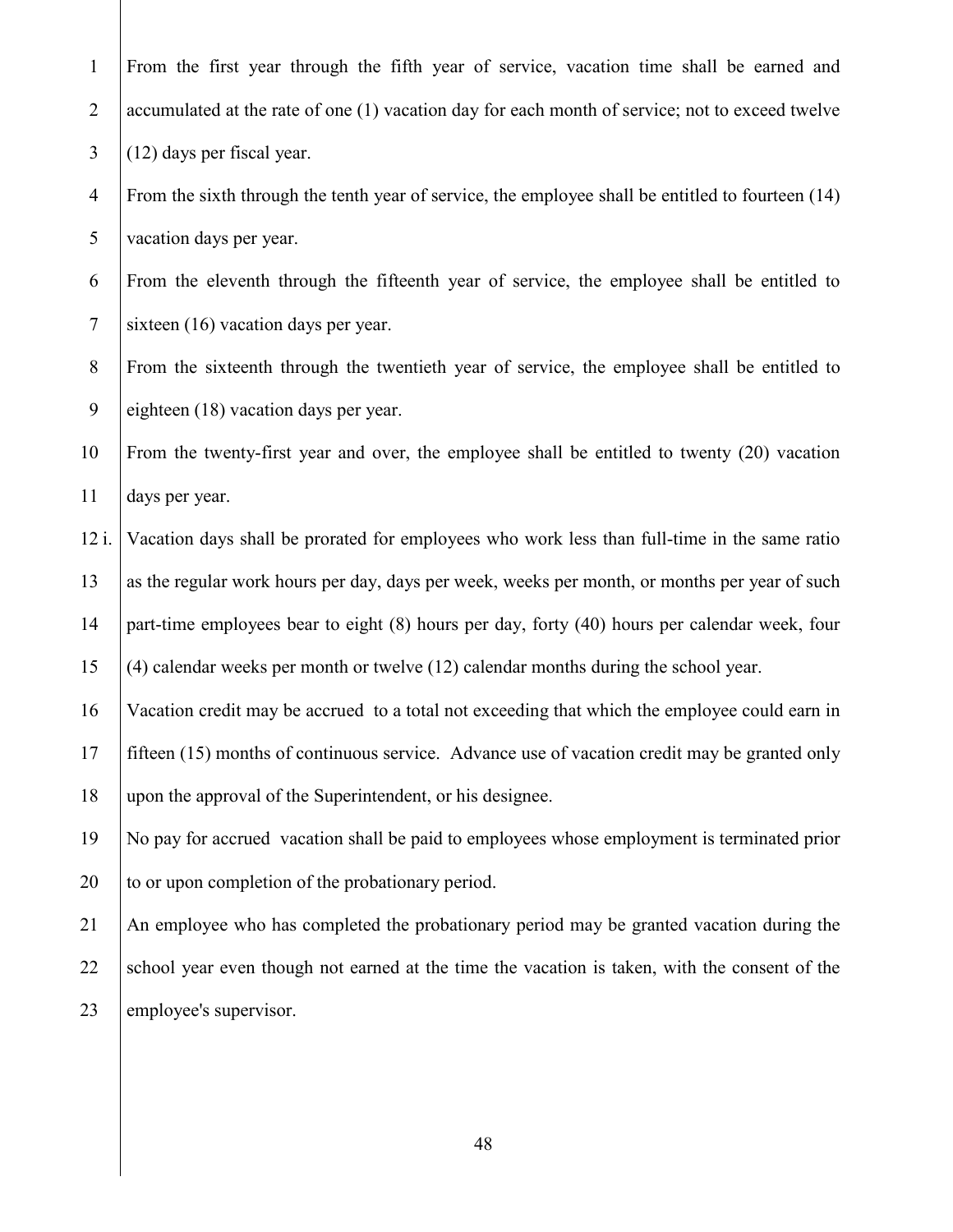From the first year through the fifth year of service, vacation time shall be earned and accumulated at the rate of one (1) vacation day for each month of service; not to exceed twelve (12) days per fiscal year.

From the sixth through the tenth year of service, the employee shall be entitled to fourteen (14) vacation days per year.

From the eleventh through the fifteenth year of service, the employee shall be entitled to sixteen (16) vacation days per year.

From the sixteenth through the twentieth year of service, the employee shall be entitled to eighteen (18) vacation days per year.

From the twenty-first year and over, the employee shall be entitled to twenty (20) vacation days per year.

i. Vacation days shall be prorated for employees who work less than full-time in the same ratio as the regular work hours per day, days per week, weeks per month, or months per year of such part-time employees bear to eight (8) hours per day, forty (40) hours per calendar week, four (4) calendar weeks per month or twelve (12) calendar months during the school year.

Vacation credit may be accrued to a total not exceeding that which the employee could earn in fifteen (15) months of continuous service. Advance use of vacation credit may be granted only upon the approval of the Superintendent, or his designee.

No pay for accrued vacation shall be paid to employees whose employment is terminated prior to or upon completion of the probationary period.

An employee who has completed the probationary period may be granted vacation during the school year even though not earned at the time the vacation is taken, with the consent of the employee's supervisor.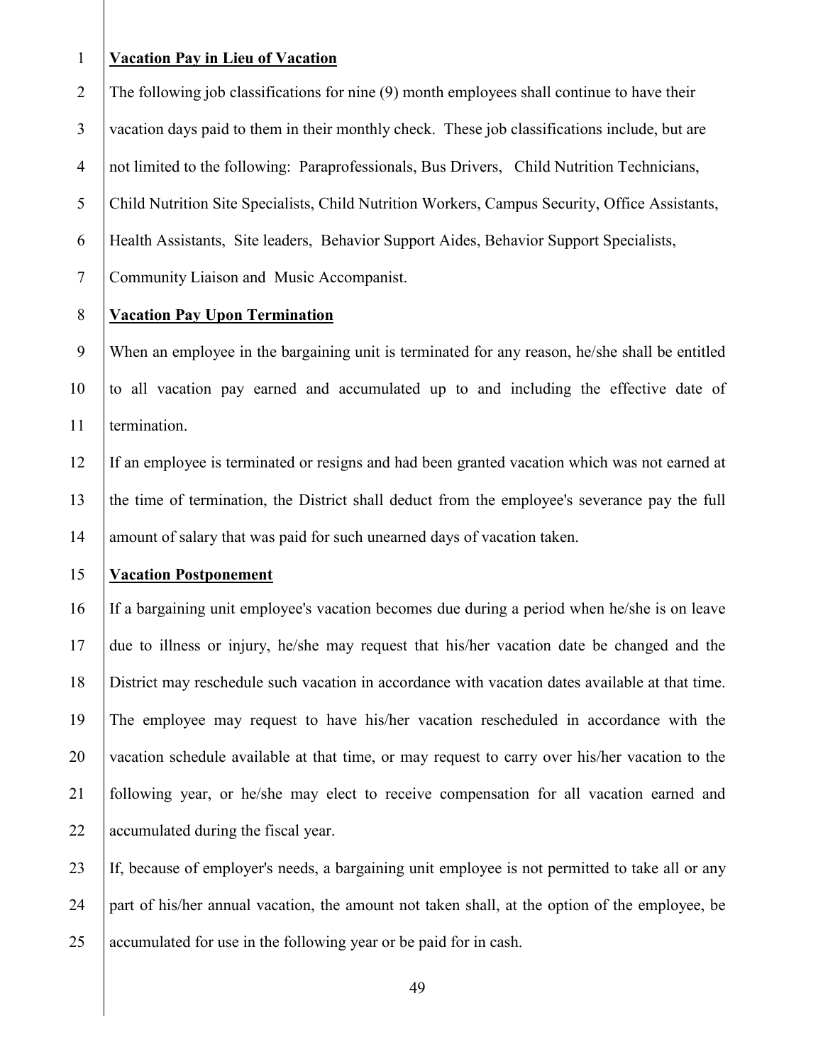**Vacation Pay in Lieu of Vacation**

The following job classifications for nine (9) month employees shall continue to have their vacation days paid to them in their monthly check. These job classifications include, but are not limited to the following: Paraprofessionals, Bus Drivers, Child Nutrition Technicians, Child Nutrition Site Specialists, Child Nutrition Workers, Campus Security, Office Assistants, Health Assistants, Site leaders, Behavior Support Aides, Behavior Support Specialists, Community Liaison and Music Accompanist.

**Vacation Pay Upon Termination**

When an employee in the bargaining unit is terminated for any reason, he/she shall be entitled to all vacation pay earned and accumulated up to and including the effective date of termination.

If an employee is terminated or resigns and had been granted vacation which was not earned at the time of termination, the District shall deduct from the employee's severance pay the full amount of salary that was paid for such unearned days of vacation taken.

**Vacation Postponement**

If a bargaining unit employee's vacation becomes due during a period when he/she is on leave due to illness or injury, he/she may request that his/her vacation date be changed and the District may reschedule such vacation in accordance with vacation dates available at that time. The employee may request to have his/her vacation rescheduled in accordance with the vacation schedule available at that time, or may request to carry over his/her vacation to the following year, or he/she may elect to receive compensation for all vacation earned and accumulated during the fiscal year.

If, because of employer's needs, a bargaining unit employee is not permitted to take all or any part of his/her annual vacation, the amount not taken shall, at the option of the employee, be accumulated for use in the following year or be paid for in cash.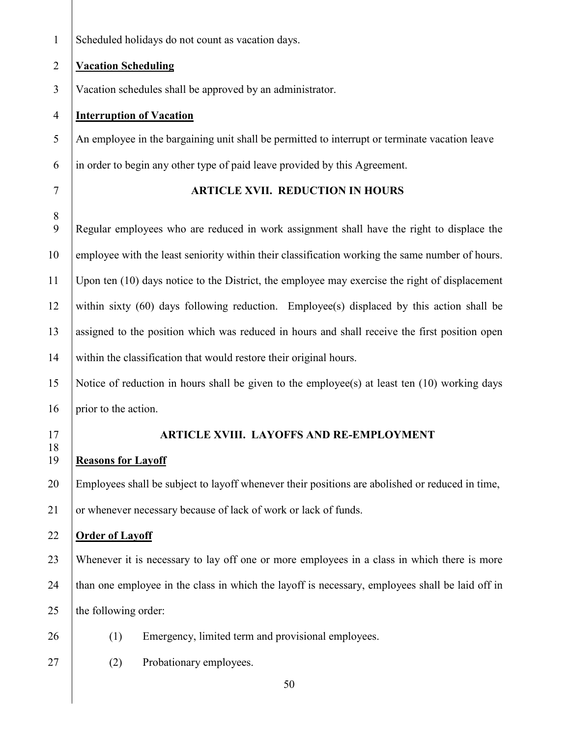Scheduled holidays do not count as vacation days.

**Vacation Scheduling**

Vacation schedules shall be approved by an administrator.

**Interruption of Vacation**

An employee in the bargaining unit shall be permitted to interrupt or terminate vacation leave in order to begin any other type of paid leave provided by this Agreement.

## ARTICLE XVII. REDUCTION IN HOURS

Regular employees who are reduced in work assignment shall have the right to displace the employee with the least seniority within their classification working the same number of hours. Upon ten (10) days notice to the District, the employee may exercise the right of displacement within sixty (60) days following reduction. Employee(s) displaced by this action shall be assigned to the position which was reduced in hours and shall receive the first position open within the classification that would restore their original hours.

Notice of reduction in hours shall be given to the employee(s) at least ten (10) working days prior to the action.

## ARTICLE XVIII. LAYOFFS AND RE-EMPLOYMENT

**Reasons for Layoff**

Employees shall be subject to layoff whenever their positions are abolished or reduced in time, or whenever necessary because of lack of work or lack of funds.

**Order of Layoff**

Whenever it is necessary to lay off one or more employees in a class in which there is more than one employee in the class in which the layoff is necessary, employees shall be laid off in the following order:

(1) Emergency, limited term and provisional employees.

(2) Probationary employees.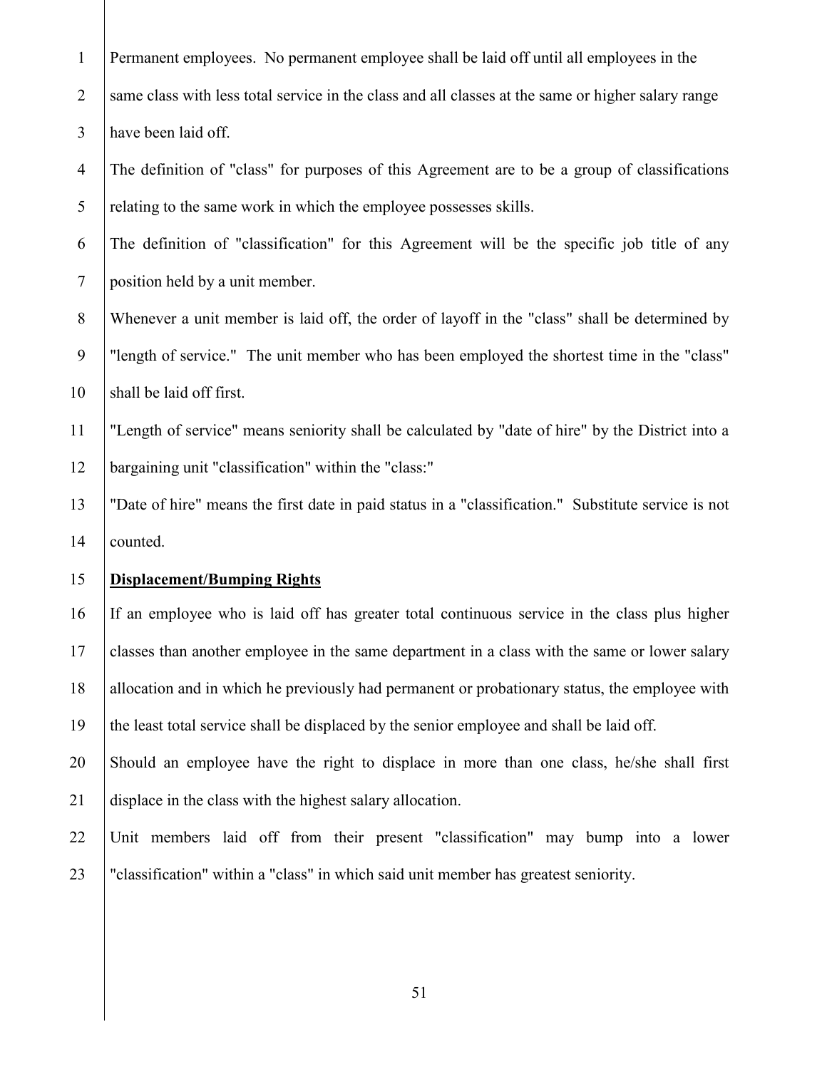Permanent employees. No permanent employee shall be laid off until all employees in the same class with less total service in the class and all classes at the same or higher salary range have been laid off.

The definition of "class" for purposes of this Agreement are to be a group of classifications relating to the same work in which the employee possesses skills.

The definition of "classification" for this Agreement will be the specific job title of any position held by a unit member.

Whenever a unit member is laid off, the order of layoff in the "class" shall be determined by "length of service." The unit member who has been employed the shortest time in the "class" shall be laid off first.

"Length of service" means seniority shall be calculated by "date of hire" by the District into a bargaining unit "classification" within the "class:"

"Date of hire" means the first date in paid status in a "classification." Substitute service is not counted.

**Displacement/Bumping Rights**

If an employee who is laid off has greater total continuous service in the class plus higher classes than another employee in the same department in a class with the same or lower salary allocation and in which he previously had permanent or probationary status, the employee with the least total service shall be displaced by the senior employee and shall be laid off.

Should an employee have the right to displace in more than one class, he/she shall first displace in the class with the highest salary allocation.

Unit members laid off from their present "classification" may bump into a lower "classification" within a "class" in which said unit member has greatest seniority.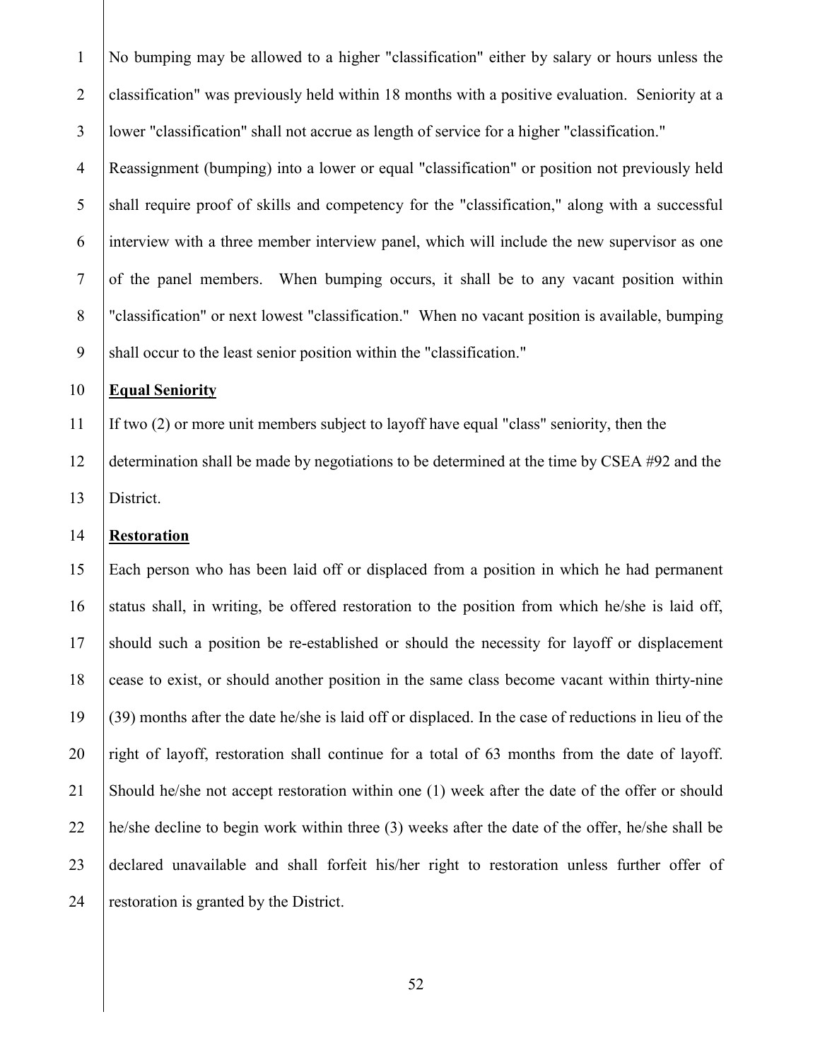No bumping may be allowed to a higher "classification" either by salary or hours unless the classification" was previously held within 18 months with a positive evaluation. Seniority at a lower "classification" shall not accrue as length of service for a higher "classification." Reassignment (bumping) into a lower or equal "classification" or position not previously held shall require proof of skills and competency for the "classification," along with a successful interview with a three member interview panel, which will include the new supervisor as one of the panel members. When bumping occurs, it shall be to any vacant position within "classification" or next lowest "classification." When no vacant position is available, bumping shall occur to the least senior position within the "classification."

**Equal Seniority**

If two (2) or more unit members subject to layoff have equal "class" seniority, then the determination shall be made by negotiations to be determined at the time by CSEA #92 and the District.

**Restoration**

Each person who has been laid off or displaced from a position in which he had permanent status shall, in writing, be offered restoration to the position from which he/she is laid off, should such a position be re-established or should the necessity for layoff or displacement cease to exist, or should another position in the same class become vacant within thirty-nine (39) months after the date he/she is laid off or displaced. In the case of reductions in lieu of the right of layoff, restoration shall continue for a total of 63 months from the date of layoff. Should he/she not accept restoration within one (1) week after the date of the offer or should he/she decline to begin work within three (3) weeks after the date of the offer, he/she shall be declared unavailable and shall forfeit his/her right to restoration unless further offer of restoration is granted by the District.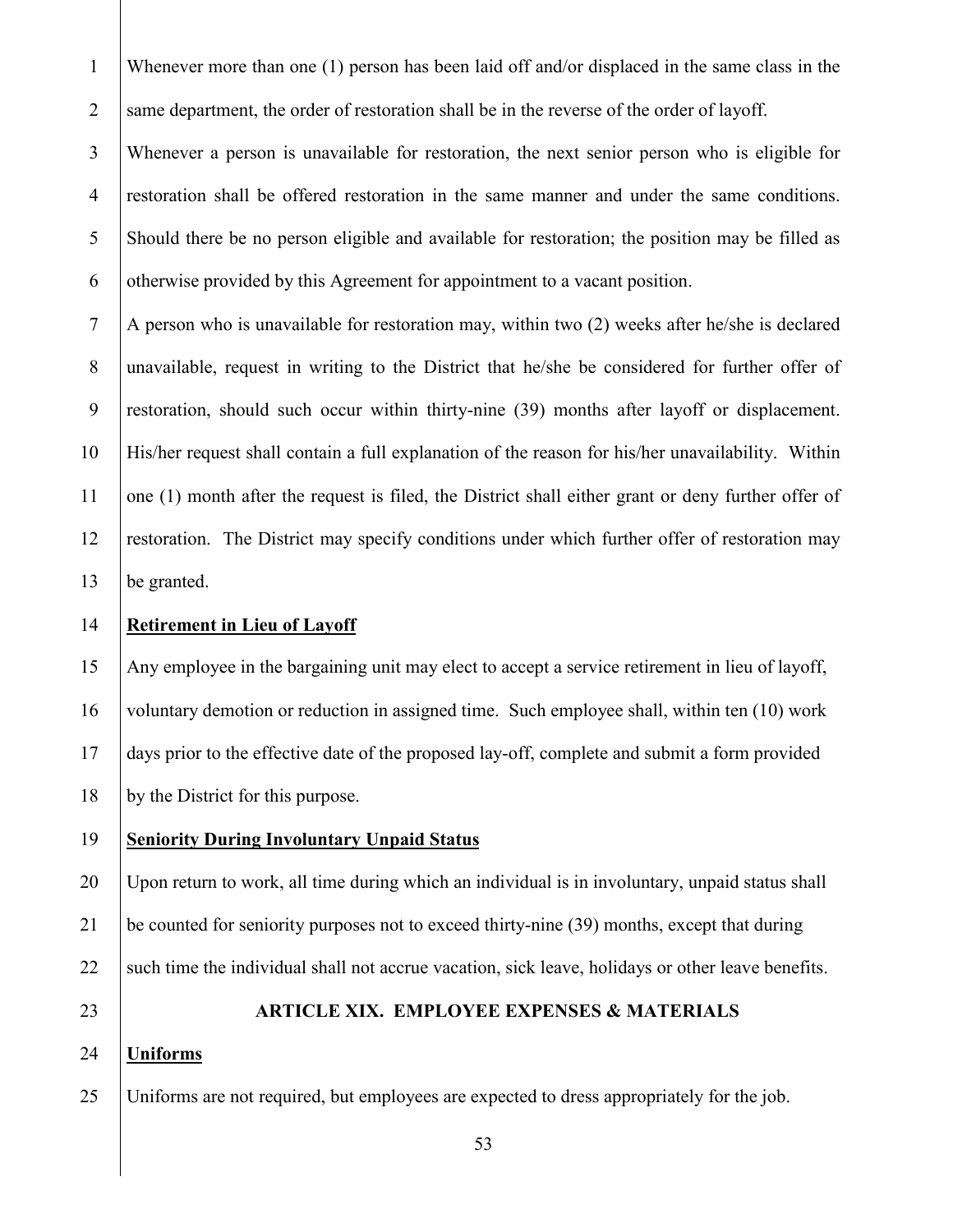Whenever more than one (1) person has been laid off and/or displaced in the same class in the same department, the order of restoration shall be in the reverse of the order of layoff.

Whenever a person is unavailable for restoration, the next senior person who is eligible for restoration shall be offered restoration in the same manner and under the same conditions. Should there be no person eligible and available for restoration; the position may be filled as otherwise provided by this Agreement for appointment to a vacant position.

A person who is unavailable for restoration may, within two (2) weeks after he/she is declared unavailable, request in writing to the District that he/she be considered for further offer of restoration, should such occur within thirty-nine (39) months after layoff or displacement. His/her request shall contain a full explanation of the reason for his/her unavailability. Within one (1) month after the request is filed, the District shall either grant or deny further offer of restoration. The District may specify conditions under which further offer of restoration may be granted.

**Retirement in Lieu of Layoff**

Any employee in the bargaining unit may elect to accept a service retirement in lieu of layoff, voluntary demotion or reduction in assigned time. Such employee shall, within ten (10) work days prior to the effective date of the proposed lay-off, complete and submit a form provided by the District for this purpose.

**Seniority During Involuntary Unpaid Status**

Upon return to work, all time during which an individual is in involuntary, unpaid status shall be counted for seniority purposes not to exceed thirty-nine (39) months, except that during such time the individual shall not accrue vacation, sick leave, holidays or other leave benefits.

## ARTICLE XIX. EMPLOYEE EXPENSES & MATERIALS

**Uniforms**

Uniforms are not required, but employees are expected to dress appropriately for the job.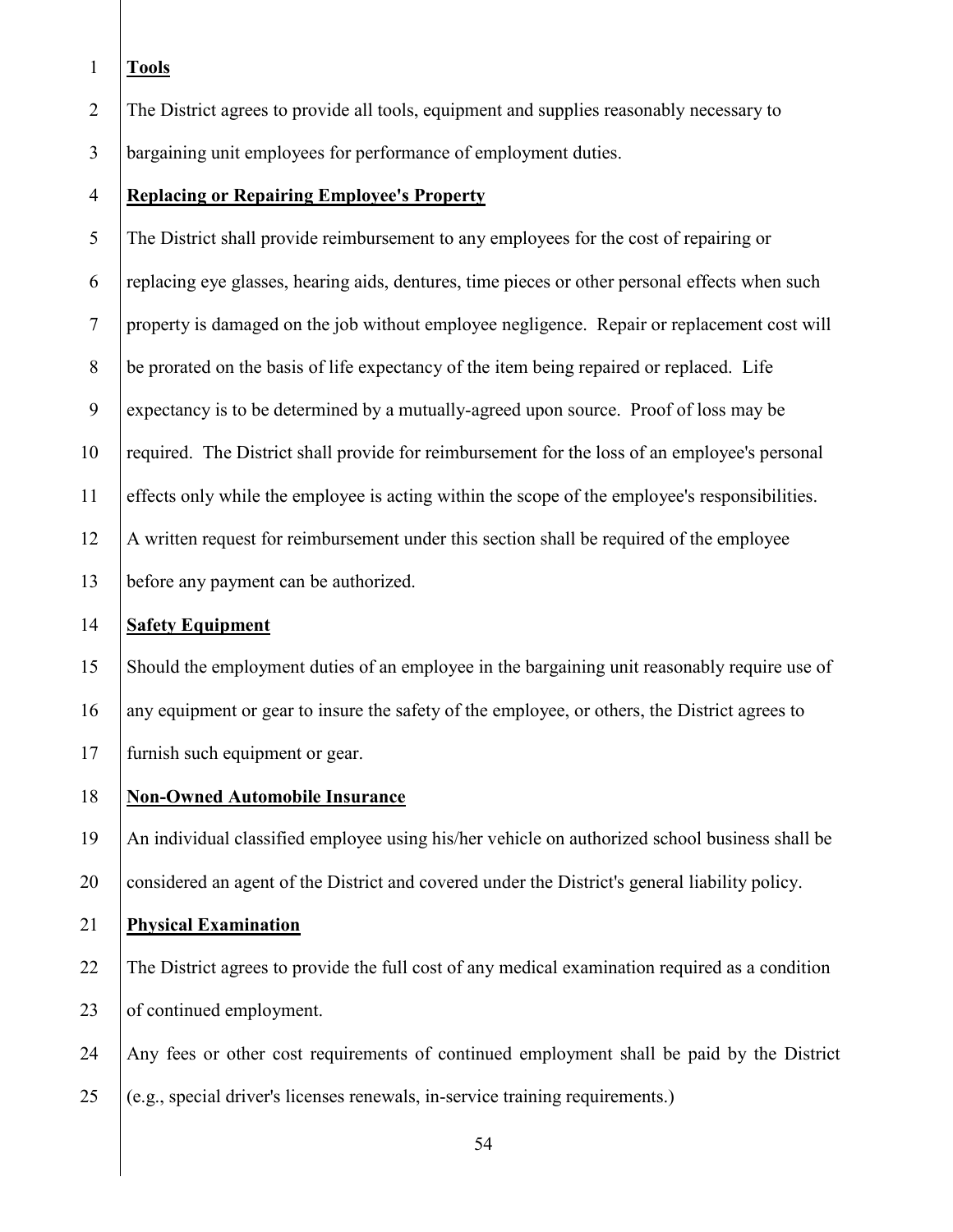**Tools**

The District agrees to provide all tools, equipment and supplies reasonably necessary to bargaining unit employees for performance of employment duties.

**Replacing or Repairing Employee's Property**

The District shall provide reimbursement to any employees for the cost of repairing or replacing eye glasses, hearing aids, dentures, time pieces or other personal effects when such property is damaged on the job without employee negligence. Repair or replacement cost will be prorated on the basis of life expectancy of the item being repaired or replaced. Life expectancy is to be determined by a mutually-agreed upon source. Proof of loss may be required. The District shall provide for reimbursement for the loss of an employee's personal effects only while the employee is acting within the scope of the employee's responsibilities. A written request for reimbursement under this section shall be required of the employee before any payment can be authorized.

**Safety Equipment**

Should the employment duties of an employee in the bargaining unit reasonably require use of any equipment or gear to insure the safety of the employee, or others, the District agrees to furnish such equipment or gear.

**Non-Owned Automobile Insurance**

An individual classified employee using his/her vehicle on authorized school business shall be considered an agent of the District and covered under the District's general liability policy.

**Physical Examination**

The District agrees to provide the full cost of any medical examination required as a condition of continued employment.

Any fees or other cost requirements of continued employment shall be paid by the District (e.g., special driver's licenses renewals, in-service training requirements.)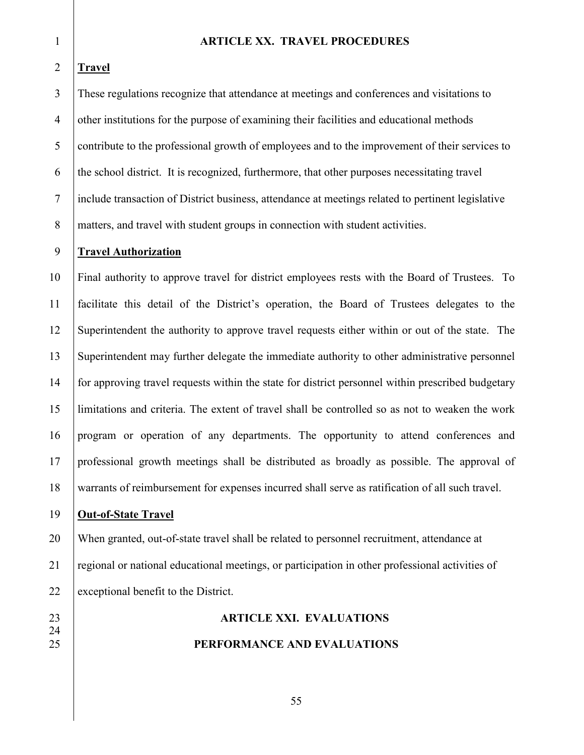## ARTICLE XX. TRAVEL PROCEDURES

**Travel**

These regulations recognize that attendance at meetings and conferences and visitations to other institutions for the purpose of examining their facilities and educational methods contribute to the professional growth of employees and to the improvement of their services to the school district. It is recognized, furthermore, that other purposes necessitating travel include transaction of District business, attendance at meetings related to pertinent legislative matters, and travel with student groups in connection with student activities.

**Travel Authorization**

Final authority to approve travel for district employees rests with the Board of Trustees. To facilitate this detail of the District's operation, the Board of Trustees delegates to the Superintendent the authority to approve travel requests either within or out of the state. The Superintendent may further delegate the immediate authority to other administrative personnel for approving travel requests within the state for district personnel within prescribed budgetary limitations and criteria. The extent of travel shall be controlled so as not to weaken the work program or operation of any departments. The opportunity to attend conferences and professional growth meetings shall be distributed as broadly as possible. The approval of warrants of reimbursement for expenses incurred shall serve as ratification of all such travel.

**Out-of-State Travel**

When granted, out-of-state travel shall be related to personnel recruitment, attendance at regional or national educational meetings, or participation in other professional activities of exceptional benefit to the District.

## ARTICLE XXI. EVALUATIONS

### PERFORMANCE AND EVALUATIONS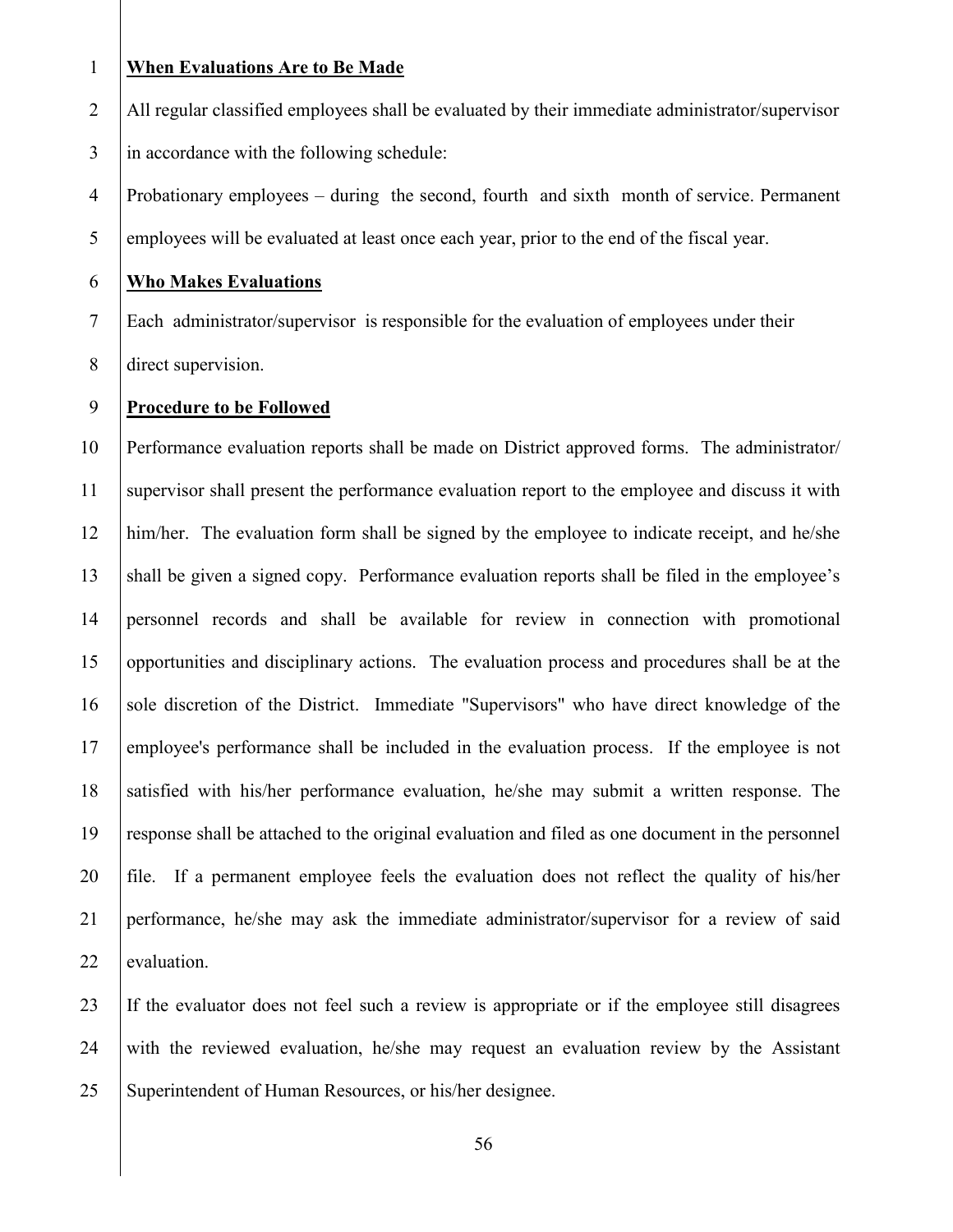**When Evaluations Are to Be Made**

All regular classified employees shall be evaluated by their immediate administrator/supervisor in accordance with the following schedule:

Probationary employees – during the second, fourth and sixth month of service. Permanent employees will be evaluated at least once each year, prior to the end of the fiscal year.

**Who Makes Evaluations**

Each administrator/supervisor is responsible for the evaluation of employees under their direct supervision.

**Procedure to be Followed**

Performance evaluation reports shall be made on District approved forms. The administrator/ supervisor shall present the performance evaluation report to the employee and discuss it with him/her. The evaluation form shall be signed by the employee to indicate receipt, and he/she shall be given a signed copy. Performance evaluation reports shall be filed in the employee's personnel records and shall be available for review in connection with promotional opportunities and disciplinary actions. The evaluation process and procedures shall be at the sole discretion of the District. Immediate "Supervisors" who have direct knowledge of the employee's performance shall be included in the evaluation process. If the employee is not satisfied with his/her performance evaluation, he/she may submit a written response. The response shall be attached to the original evaluation and filed as one document in the personnel file. If a permanent employee feels the evaluation does not reflect the quality of his/her performance, he/she may ask the immediate administrator/supervisor for a review of said evaluation.

If the evaluator does not feel such a review is appropriate or if the employee still disagrees with the reviewed evaluation, he/she may request an evaluation review by the Assistant Superintendent of Human Resources, or his/her designee.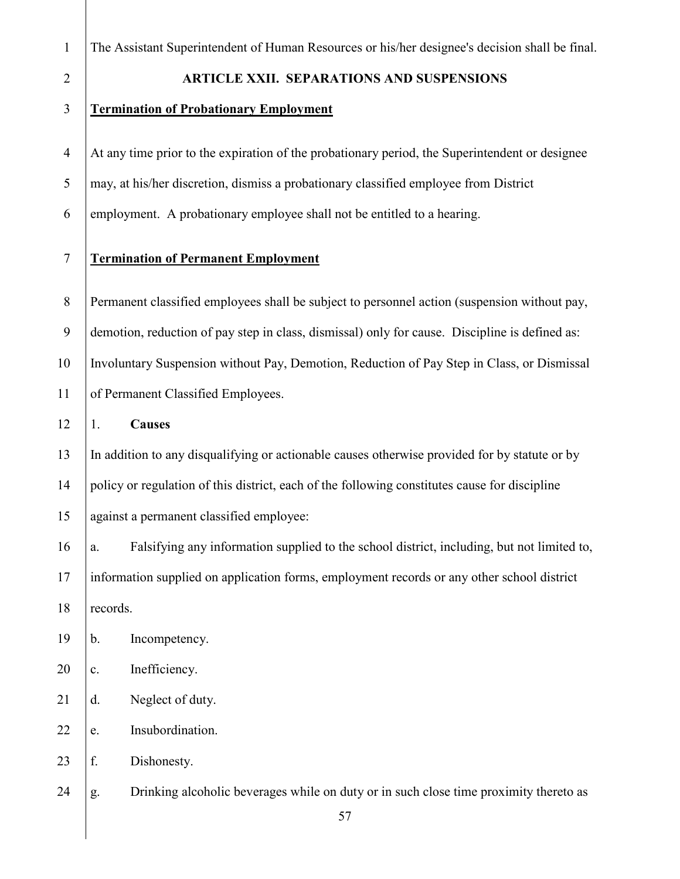The Assistant Superintendent of Human Resources or his/her designee's decision shall be final.

## ARTICLE XXII. SEPARATIONS AND SUSPENSIONS

**Termination of Probationary Employment**

At any time prior to the expiration of the probationary period, the Superintendent or designee may, at his/her discretion, dismiss a probationary classified employee from District employment. A probationary employee shall not be entitled to a hearing.

**Termination of Permanent Employment**

Permanent classified employees shall be subject to personnel action (suspension without pay, demotion, reduction of pay step in class, dismissal) only for cause. Discipline is defined as: Involuntary Suspension without Pay, Demotion, Reduction of Pay Step in Class, or Dismissal of Permanent Classified Employees.

1. **Causes**

In addition to any disqualifying or actionable causes otherwise provided for by statute or by policy or regulation of this district, each of the following constitutes cause for discipline against a permanent classified employee:

a. Falsifying any information supplied to the school district, including, but not limited to, information supplied on application forms, employment records or any other school district records.

b. Incompetency.

c. Inefficiency.

d. Neglect of duty.

e. Insubordination.

f. Dishonesty.

g. Drinking alcoholic beverages while on duty or in such close time proximity thereto as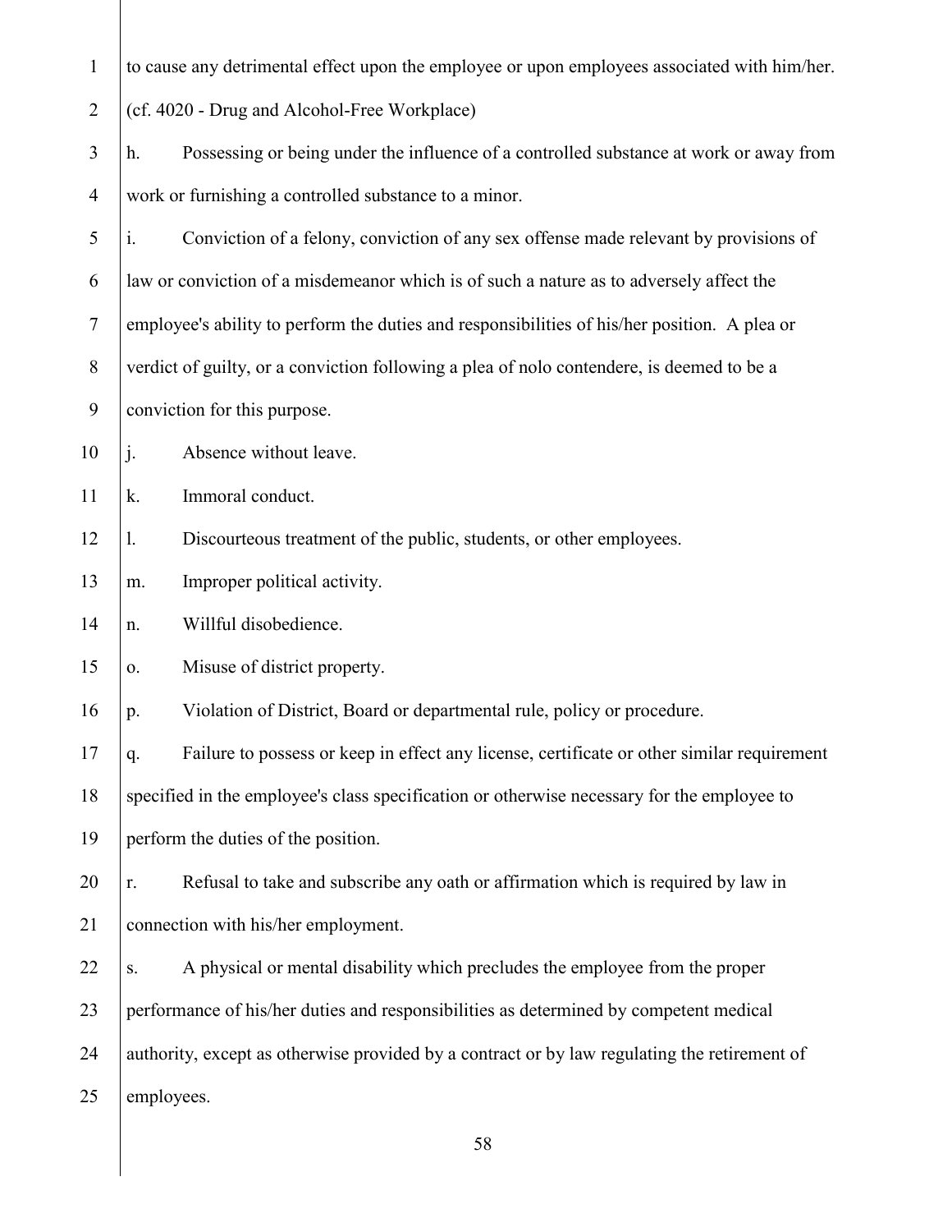to cause any detrimental effect upon the employee or upon employees associated with him/her.

(cf. 4020 - Drug and Alcohol-Free Workplace)

h. Possessing or being under the influence of a controlled substance at work or away from work or furnishing a controlled substance to a minor.

i. Conviction of a felony, conviction of any sex offense made relevant by provisions of law or conviction of a misdemeanor which is of such a nature as to adversely affect the employee's ability to perform the duties and responsibilities of his/her position. A plea or verdict of guilty, or a conviction following a plea of nolo contendere, is deemed to be a conviction for this purpose.

j. Absence without leave.

k. Immoral conduct.

l. Discourteous treatment of the public, students, or other employees.

m. Improper political activity.

n. Willful disobedience.

o. Misuse of district property.

p. Violation of District, Board or departmental rule, policy or procedure.

q. Failure to possess or keep in effect any license, certificate or other similar requirement specified in the employee's class specification or otherwise necessary for the employee to perform the duties of the position.

r. Refusal to take and subscribe any oath or affirmation which is required by law in connection with his/her employment.

s. A physical or mental disability which precludes the employee from the proper performance of his/her duties and responsibilities as determined by competent medical authority, except as otherwise provided by a contract or by law regulating the retirement of employees.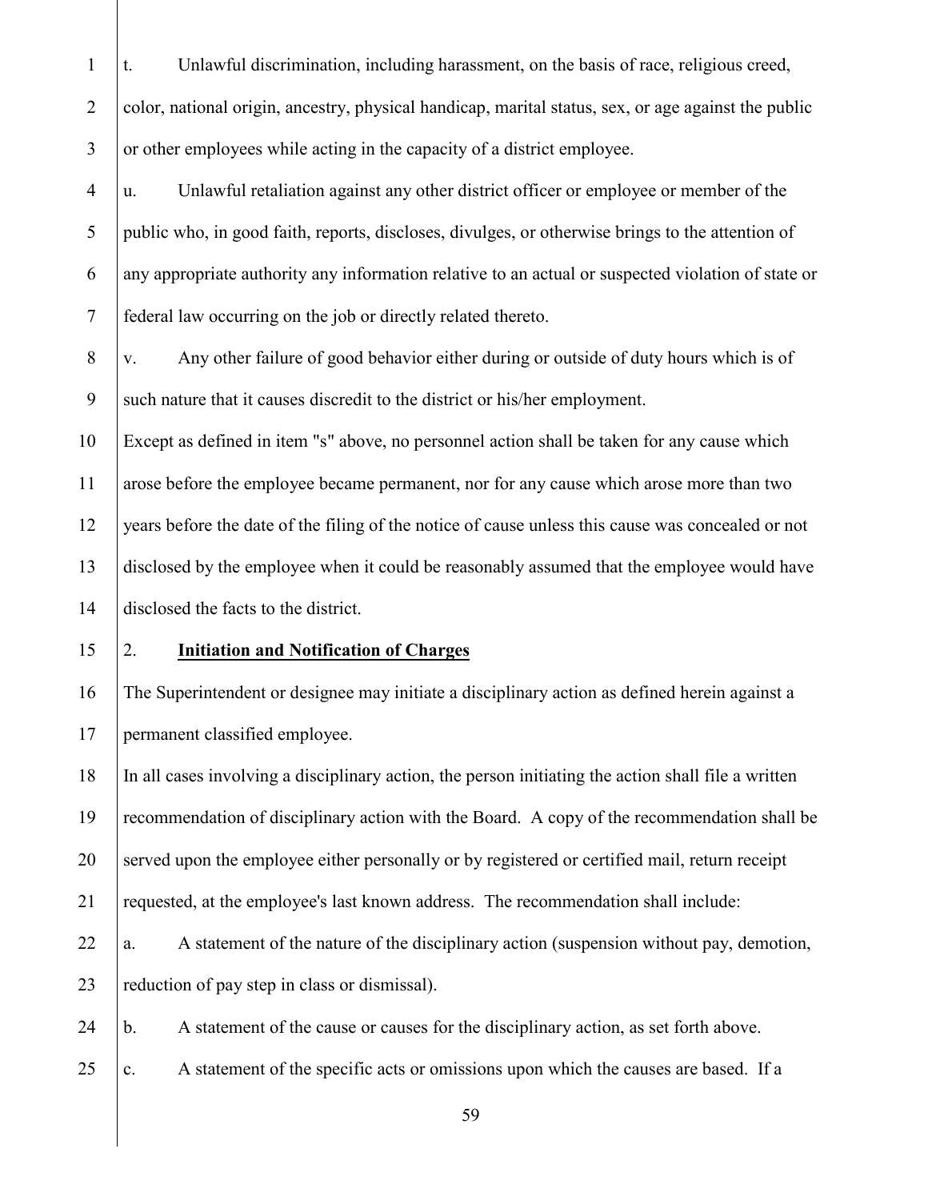t. Unlawful discrimination, including harassment, on the basis of race, religious creed, color, national origin, ancestry, physical handicap, marital status, sex, or age against the public or other employees while acting in the capacity of a district employee.

u. Unlawful retaliation against any other district officer or employee or member of the public who, in good faith, reports, discloses, divulges, or otherwise brings to the attention of any appropriate authority any information relative to an actual or suspected violation of state or federal law occurring on the job or directly related thereto.

v. Any other failure of good behavior either during or outside of duty hours which is of such nature that it causes discredit to the district or his/her employment.

Except as defined in item "s" above, no personnel action shall be taken for any cause which arose before the employee became permanent, nor for any cause which arose more than two years before the date of the filing of the notice of cause unless this cause was concealed or not disclosed by the employee when it could be reasonably assumed that the employee would have disclosed the facts to the district.

2. **Initiation and Notification of Charges**

The Superintendent or designee may initiate a disciplinary action as defined herein against a permanent classified employee.

In all cases involving a disciplinary action, the person initiating the action shall file a written recommendation of disciplinary action with the Board. A copy of the recommendation shall be served upon the employee either personally or by registered or certified mail, return receipt requested, at the employee's last known address. The recommendation shall include:

a. A statement of the nature of the disciplinary action (suspension without pay, demotion, reduction of pay step in class or dismissal).

b. A statement of the cause or causes for the disciplinary action, as set forth above.

c. A statement of the specific acts or omissions upon which the causes are based. If a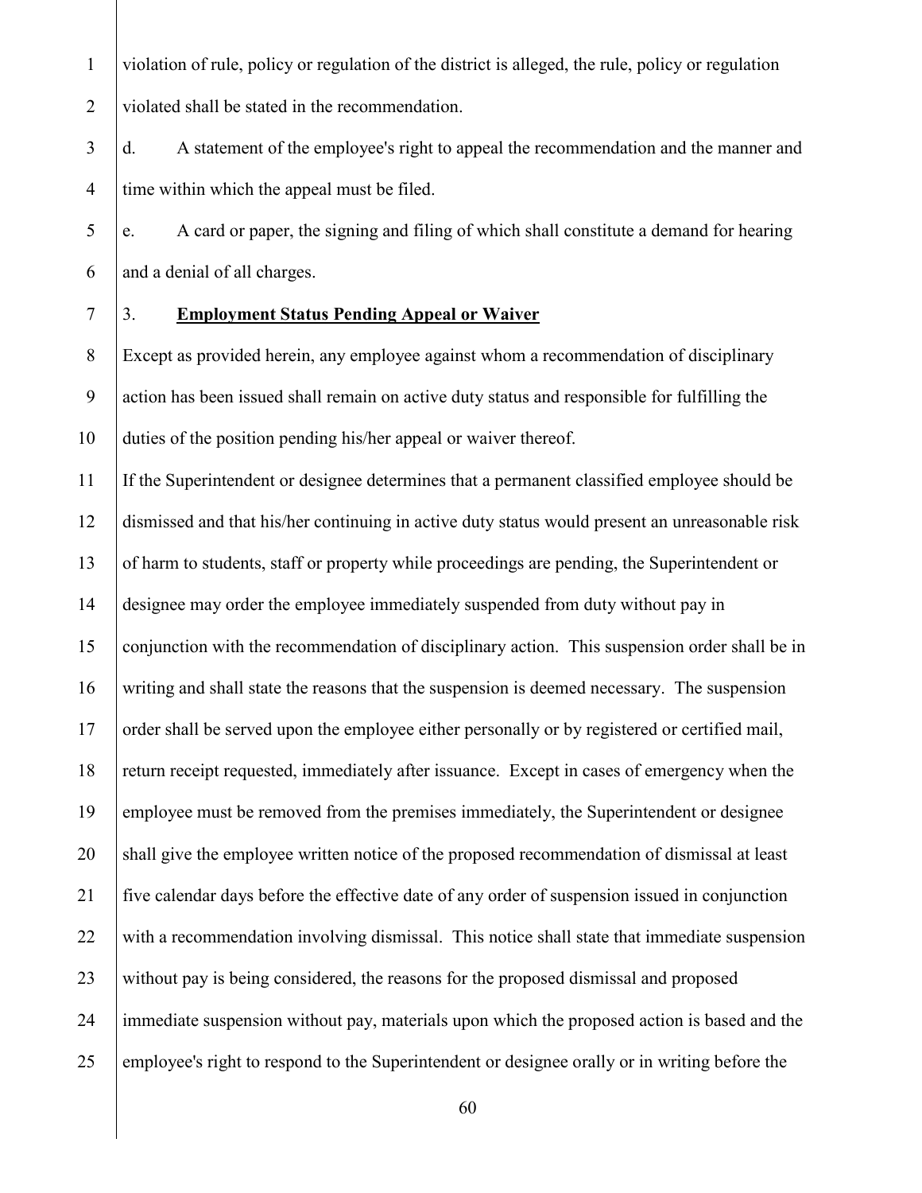violation of rule, policy or regulation of the district is alleged, the rule, policy or regulation violated shall be stated in the recommendation.

d. A statement of the employee's right to appeal the recommendation and the manner and time within which the appeal must be filed.

e. A card or paper, the signing and filing of which shall constitute a demand for hearing and a denial of all charges.

3. **Employment Status Pending Appeal or Waiver**

Except as provided herein, any employee against whom a recommendation of disciplinary action has been issued shall remain on active duty status and responsible for fulfilling the duties of the position pending his/her appeal or waiver thereof.

If the Superintendent or designee determines that a permanent classified employee should be dismissed and that his/her continuing in active duty status would present an unreasonable risk of harm to students, staff or property while proceedings are pending, the Superintendent or designee may order the employee immediately suspended from duty without pay in conjunction with the recommendation of disciplinary action. This suspension order shall be in writing and shall state the reasons that the suspension is deemed necessary. The suspension order shall be served upon the employee either personally or by registered or certified mail, return receipt requested, immediately after issuance. Except in cases of emergency when the employee must be removed from the premises immediately, the Superintendent or designee shall give the employee written notice of the proposed recommendation of dismissal at least five calendar days before the effective date of any order of suspension issued in conjunction with a recommendation involving dismissal. This notice shall state that immediate suspension without pay is being considered, the reasons for the proposed dismissal and proposed immediate suspension without pay, materials upon which the proposed action is based and the employee's right to respond to the Superintendent or designee orally or in writing before the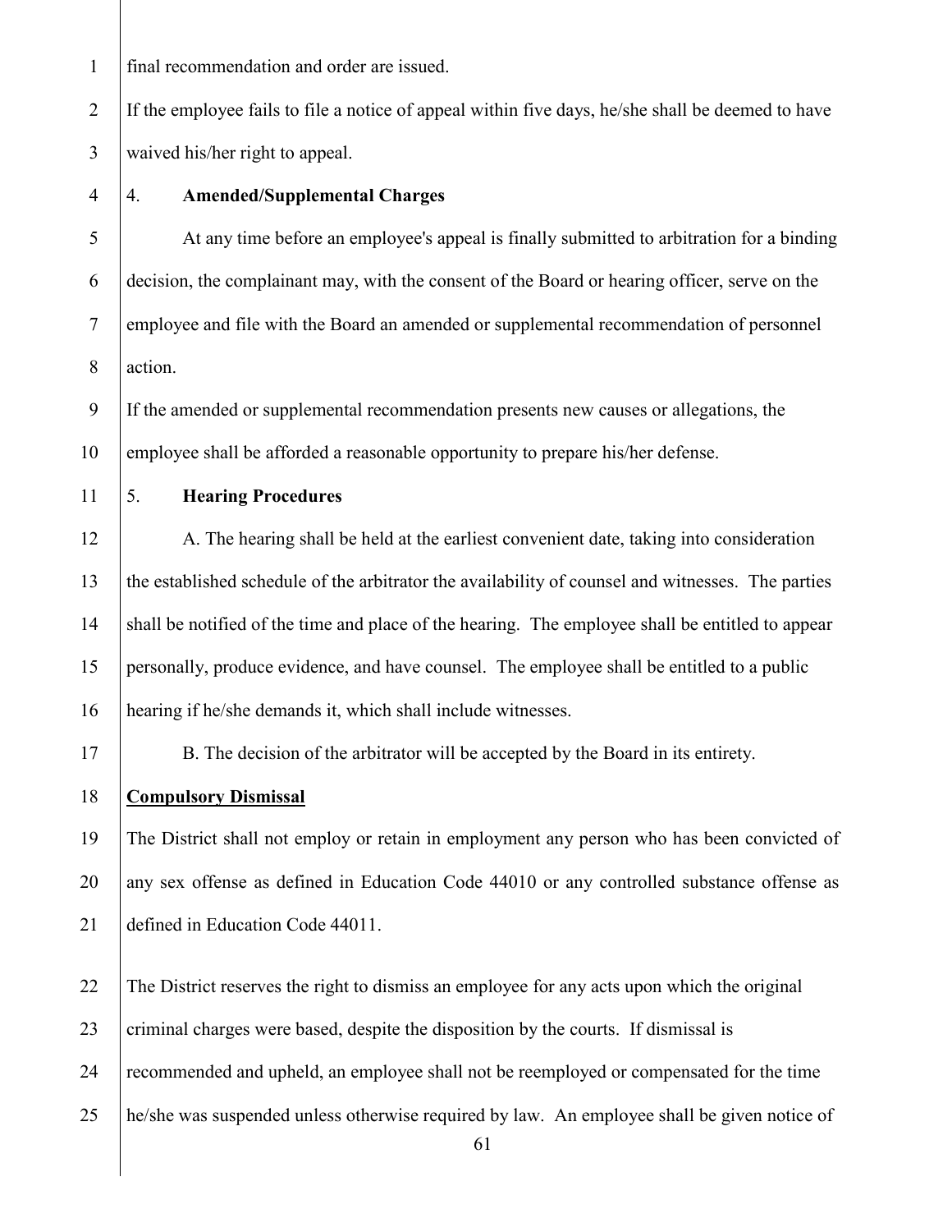final recommendation and order are issued.

If the employee fails to file a notice of appeal within five days, he/she shall be deemed to have waived his/her right to appeal.

4. **Amended/Supplemental Charges**

At any time before an employee's appeal is finally submitted to arbitration for a binding decision, the complainant may, with the consent of the Board or hearing officer, serve on the employee and file with the Board an amended or supplemental recommendation of personnel action.

If the amended or supplemental recommendation presents new causes or allegations, the employee shall be afforded a reasonable opportunity to prepare his/her defense.

5. **Hearing Procedures**

A. The hearing shall be held at the earliest convenient date, taking into consideration the established schedule of the arbitrator the availability of counsel and witnesses. The parties shall be notified of the time and place of the hearing. The employee shall be entitled to appear personally, produce evidence, and have counsel. The employee shall be entitled to a public hearing if he/she demands it, which shall include witnesses.

B. The decision of the arbitrator will be accepted by the Board in its entirety.

**Compulsory Dismissal**

The District shall not employ or retain in employment any person who has been convicted of any sex offense as defined in Education Code 44010 or any controlled substance offense as defined in Education Code 44011.

The District reserves the right to dismiss an employee for any acts upon which the original criminal charges were based, despite the disposition by the courts. If dismissal is recommended and upheld, an employee shall not be reemployed or compensated for the time he/she was suspended unless otherwise required by law. An employee shall be given notice of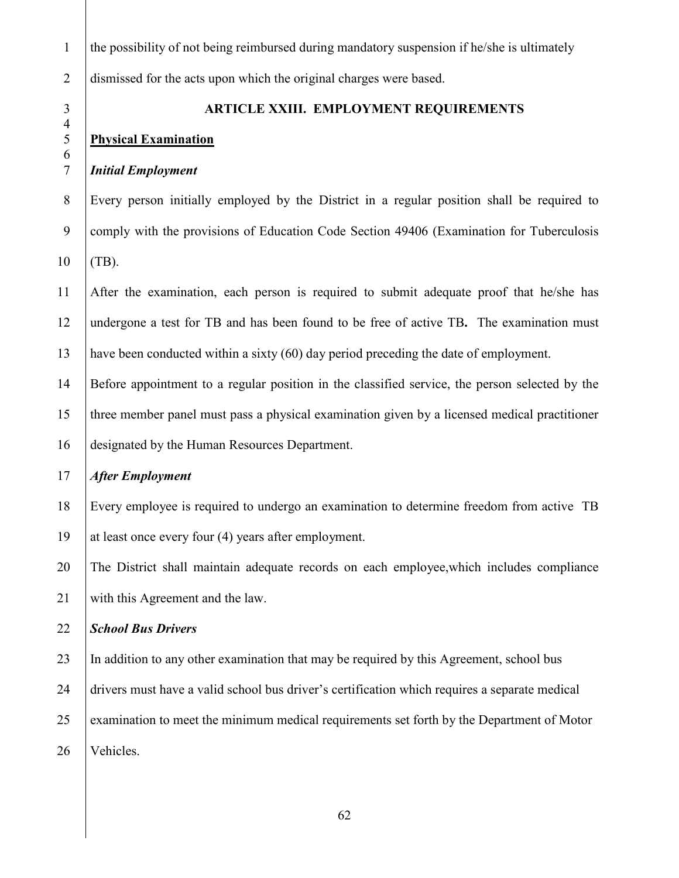the possibility of not being reimbursed during mandatory suspension if he/she is ultimately dismissed for the acts upon which the original charges were based.

## ARTICLE XXIII. EMPLOYMENT REQUIREMENTS

**Physical Examination**

***Initial Employment***

Every person initially employed by the District in a regular position shall be required to comply with the provisions of Education Code Section 49406 (Examination for Tuberculosis (TB).

After the examination, each person is required to submit adequate proof that he/she has undergone a test for TB and has been found to be free of active TB**.** The examination must have been conducted within a sixty (60) day period preceding the date of employment.

Before appointment to a regular position in the classified service, the person selected by the three member panel must pass a physical examination given by a licensed medical practitioner designated by the Human Resources Department.

***After Employment***

Every employee is required to undergo an examination to determine freedom from active TB at least once every four (4) years after employment.

The District shall maintain adequate records on each employee,which includes compliance with this Agreement and the law.

***School Bus Drivers***

In addition to any other examination that may be required by this Agreement, school bus drivers must have a valid school bus driver's certification which requires a separate medical examination to meet the minimum medical requirements set forth by the Department of Motor Vehicles.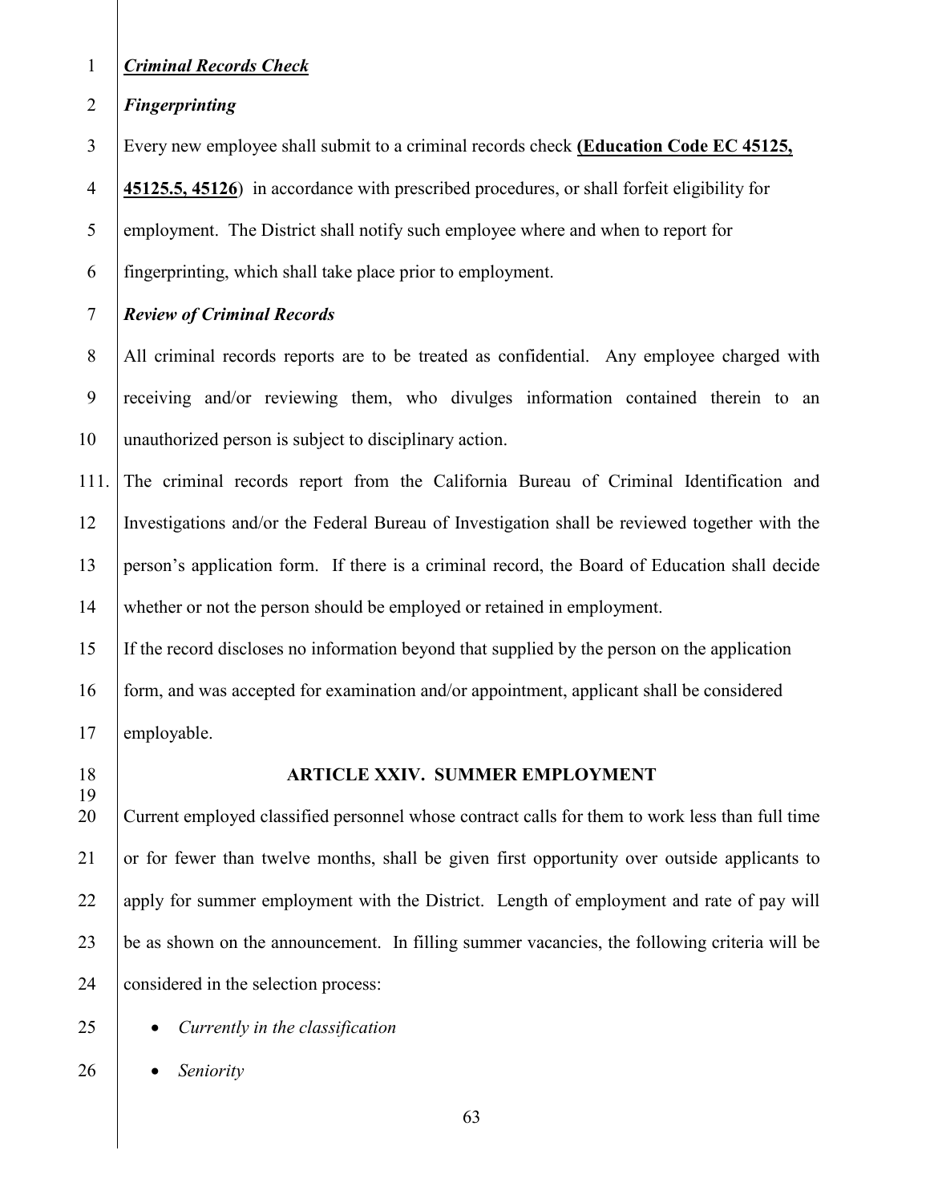***Criminal Records Check***

***Fingerprinting***

Every new employee shall submit to a criminal records check **(Education Code EC 45125, 45125.5, 45126**) in accordance with prescribed procedures, or shall forfeit eligibility for employment. The District shall notify such employee where and when to report for fingerprinting, which shall take place prior to employment.

***Review of Criminal Records***

All criminal records reports are to be treated as confidential. Any employee charged with receiving and/or reviewing them, who divulges information contained therein to an unauthorized person is subject to disciplinary action.

The criminal records report from the California Bureau of Criminal Identification and Investigations and/or the Federal Bureau of Investigation shall be reviewed together with the person's application form. If there is a criminal record, the Board of Education shall decide whether or not the person should be employed or retained in employment.

If the record discloses no information beyond that supplied by the person on the application form, and was accepted for examination and/or appointment, applicant shall be considered employable.

## ARTICLE XXIV. SUMMER EMPLOYMENT

Current employed classified personnel whose contract calls for them to work less than full time or for fewer than twelve months, shall be given first opportunity over outside applicants to apply for summer employment with the District. Length of employment and rate of pay will be as shown on the announcement. In filling summer vacancies, the following criteria will be considered in the selection process:

- *Currently in the classification*
- *Seniority*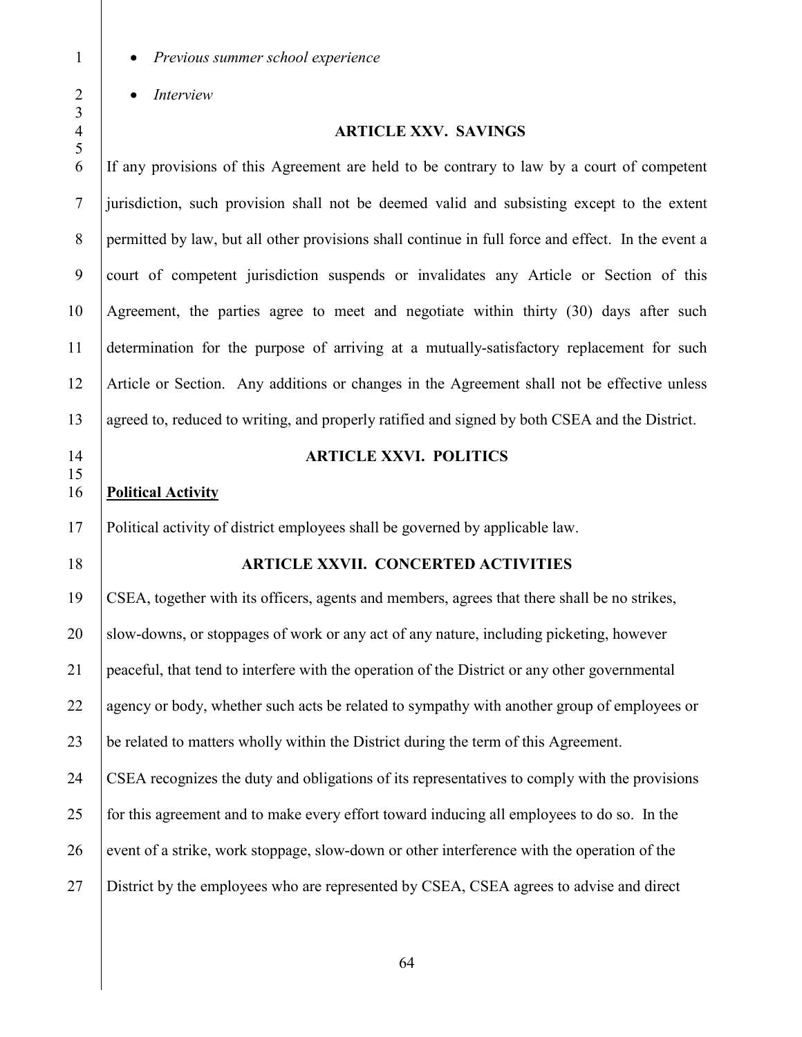- *Previous summer school experience*
- *Interview*

## ARTICLE XXV. SAVINGS

If any provisions of this Agreement are held to be contrary to law by a court of competent jurisdiction, such provision shall not be deemed valid and subsisting except to the extent permitted by law, but all other provisions shall continue in full force and effect. In the event a court of competent jurisdiction suspends or invalidates any Article or Section of this Agreement, the parties agree to meet and negotiate within thirty (30) days after such determination for the purpose of arriving at a mutually-satisfactory replacement for such Article or Section. Any additions or changes in the Agreement shall not be effective unless agreed to, reduced to writing, and properly ratified and signed by both CSEA and the District.

## ARTICLE XXVI. POLITICS

**Political Activity**

Political activity of district employees shall be governed by applicable law.

## ARTICLE XXVII. CONCERTED ACTIVITIES

CSEA, together with its officers, agents and members, agrees that there shall be no strikes, slow-downs, or stoppages of work or any act of any nature, including picketing, however peaceful, that tend to interfere with the operation of the District or any other governmental agency or body, whether such acts be related to sympathy with another group of employees or be related to matters wholly within the District during the term of this Agreement.

CSEA recognizes the duty and obligations of its representatives to comply with the provisions for this agreement and to make every effort toward inducing all employees to do so. In the event of a strike, work stoppage, slow-down or other interference with the operation of the District by the employees who are represented by CSEA, CSEA agrees to advise and direct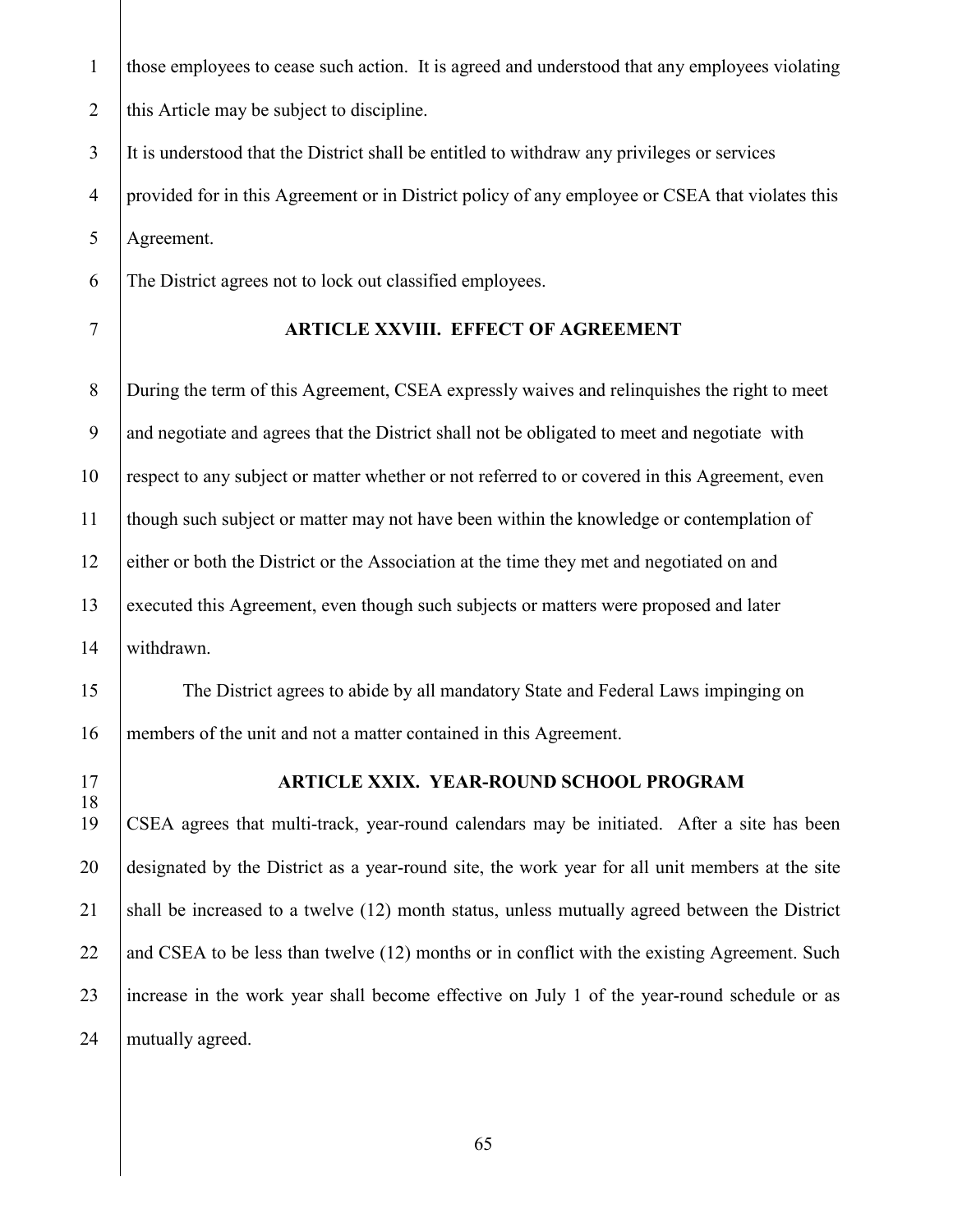those employees to cease such action. It is agreed and understood that any employees violating this Article may be subject to discipline.

It is understood that the District shall be entitled to withdraw any privileges or services provided for in this Agreement or in District policy of any employee or CSEA that violates this Agreement.

The District agrees not to lock out classified employees.

## ARTICLE XXVIII. EFFECT OF AGREEMENT

During the term of this Agreement, CSEA expressly waives and relinquishes the right to meet and negotiate and agrees that the District shall not be obligated to meet and negotiate with respect to any subject or matter whether or not referred to or covered in this Agreement, even though such subject or matter may not have been within the knowledge or contemplation of either or both the District or the Association at the time they met and negotiated on and executed this Agreement, even though such subjects or matters were proposed and later withdrawn.

The District agrees to abide by all mandatory State and Federal Laws impinging on members of the unit and not a matter contained in this Agreement.

## ARTICLE XXIX. YEAR-ROUND SCHOOL PROGRAM

CSEA agrees that multi-track, year-round calendars may be initiated. After a site has been designated by the District as a year-round site, the work year for all unit members at the site shall be increased to a twelve (12) month status, unless mutually agreed between the District and CSEA to be less than twelve (12) months or in conflict with the existing Agreement. Such increase in the work year shall become effective on July 1 of the year-round schedule or as mutually agreed.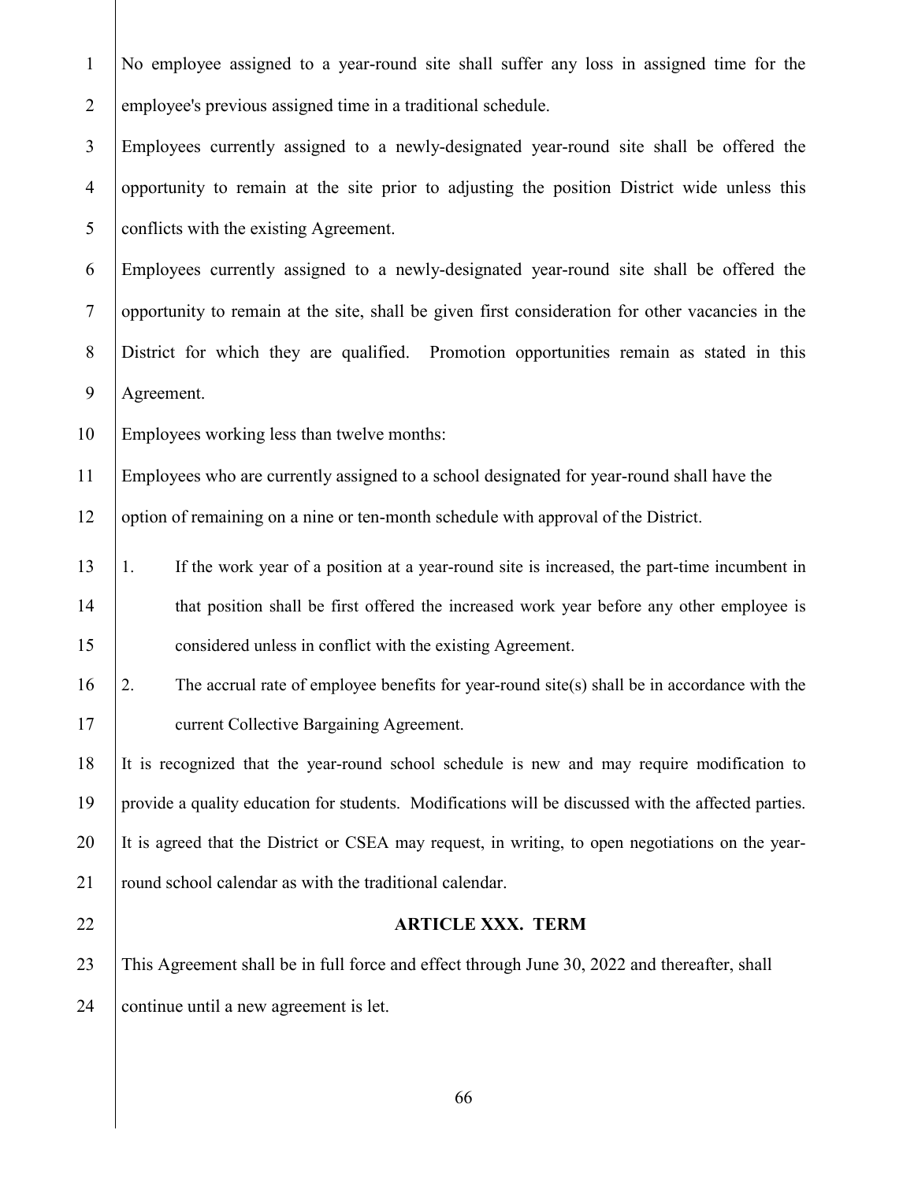No employee assigned to a year-round site shall suffer any loss in assigned time for the employee's previous assigned time in a traditional schedule.

Employees currently assigned to a newly-designated year-round site shall be offered the opportunity to remain at the site prior to adjusting the position District wide unless this conflicts with the existing Agreement.

Employees currently assigned to a newly-designated year-round site shall be offered the opportunity to remain at the site, shall be given first consideration for other vacancies in the District for which they are qualified. Promotion opportunities remain as stated in this Agreement.

Employees working less than twelve months:

Employees who are currently assigned to a school designated for year-round shall have the option of remaining on a nine or ten-month schedule with approval of the District.

1. If the work year of a position at a year-round site is increased, the part-time incumbent in that position shall be first offered the increased work year before any other employee is considered unless in conflict with the existing Agreement.
2. The accrual rate of employee benefits for year-round site(s) shall be in accordance with the current Collective Bargaining Agreement.

It is recognized that the year-round school schedule is new and may require modification to provide a quality education for students. Modifications will be discussed with the affected parties. It is agreed that the District or CSEA may request, in writing, to open negotiations on the year-round school calendar as with the traditional calendar.

## ARTICLE XXX. TERM

This Agreement shall be in full force and effect through June 30, 2022 and thereafter, shall continue until a new agreement is let.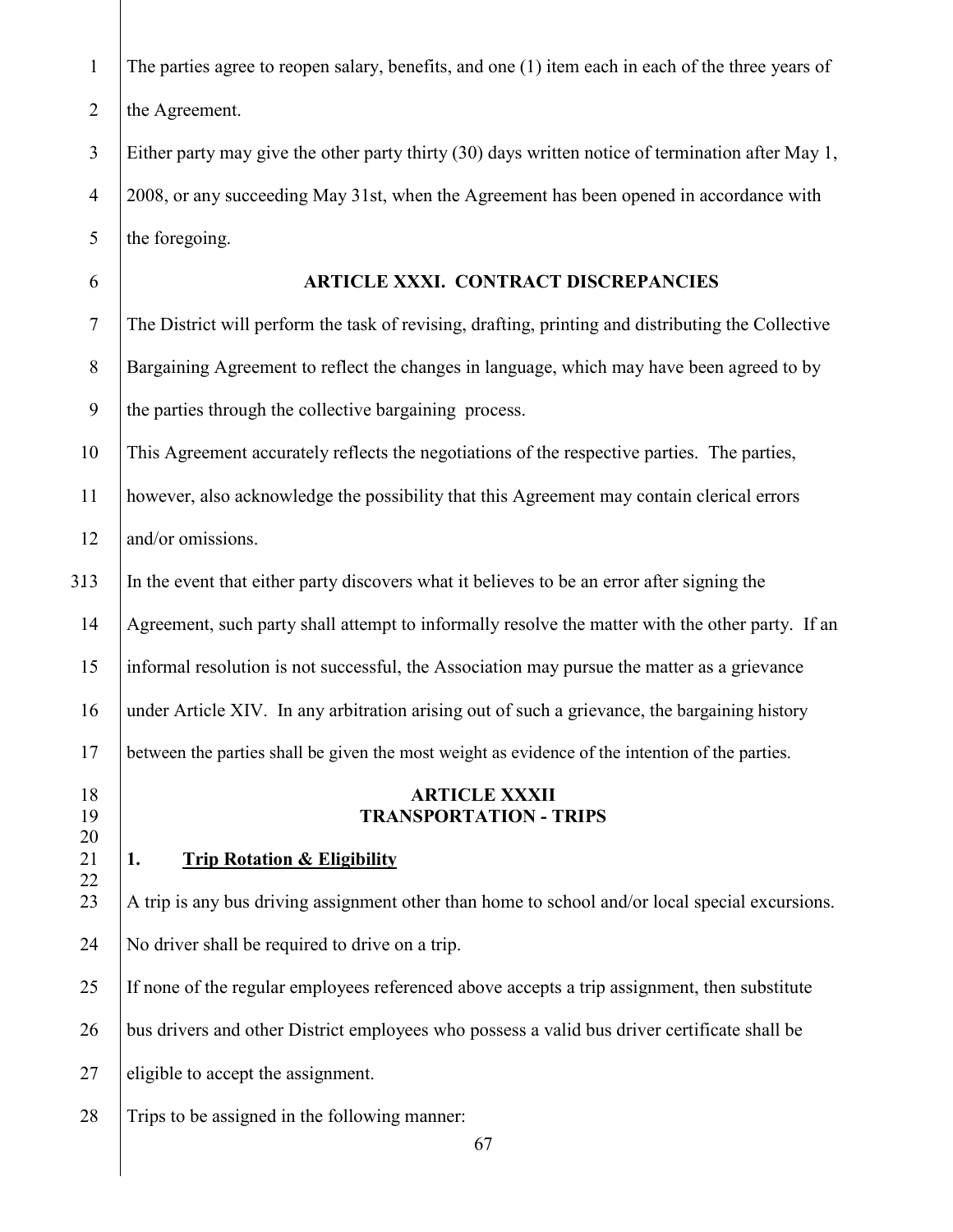The parties agree to reopen salary, benefits, and one (1) item each in each of the three years of the Agreement.

Either party may give the other party thirty (30) days written notice of termination after May 1, 2008, or any succeeding May 31st, when the Agreement has been opened in accordance with the foregoing.

## ARTICLE XXXI. CONTRACT DISCREPANCIES

The District will perform the task of revising, drafting, printing and distributing the Collective Bargaining Agreement to reflect the changes in language, which may have been agreed to by the parties through the collective bargaining process.

This Agreement accurately reflects the negotiations of the respective parties. The parties, however, also acknowledge the possibility that this Agreement may contain clerical errors and/or omissions.

In the event that either party discovers what it believes to be an error after signing the Agreement, such party shall attempt to informally resolve the matter with the other party. If an informal resolution is not successful, the Association may pursue the matter as a grievance under Article XIV. In any arbitration arising out of such a grievance, the bargaining history between the parties shall be given the most weight as evidence of the intention of the parties.

## ARTICLE XXXII
## TRANSPORTATION - TRIPS

**1. Trip Rotation & Eligibility**

A trip is any bus driving assignment other than home to school and/or local special excursions.

No driver shall be required to drive on a trip.

If none of the regular employees referenced above accepts a trip assignment, then substitute bus drivers and other District employees who possess a valid bus driver certificate shall be eligible to accept the assignment.

Trips to be assigned in the following manner: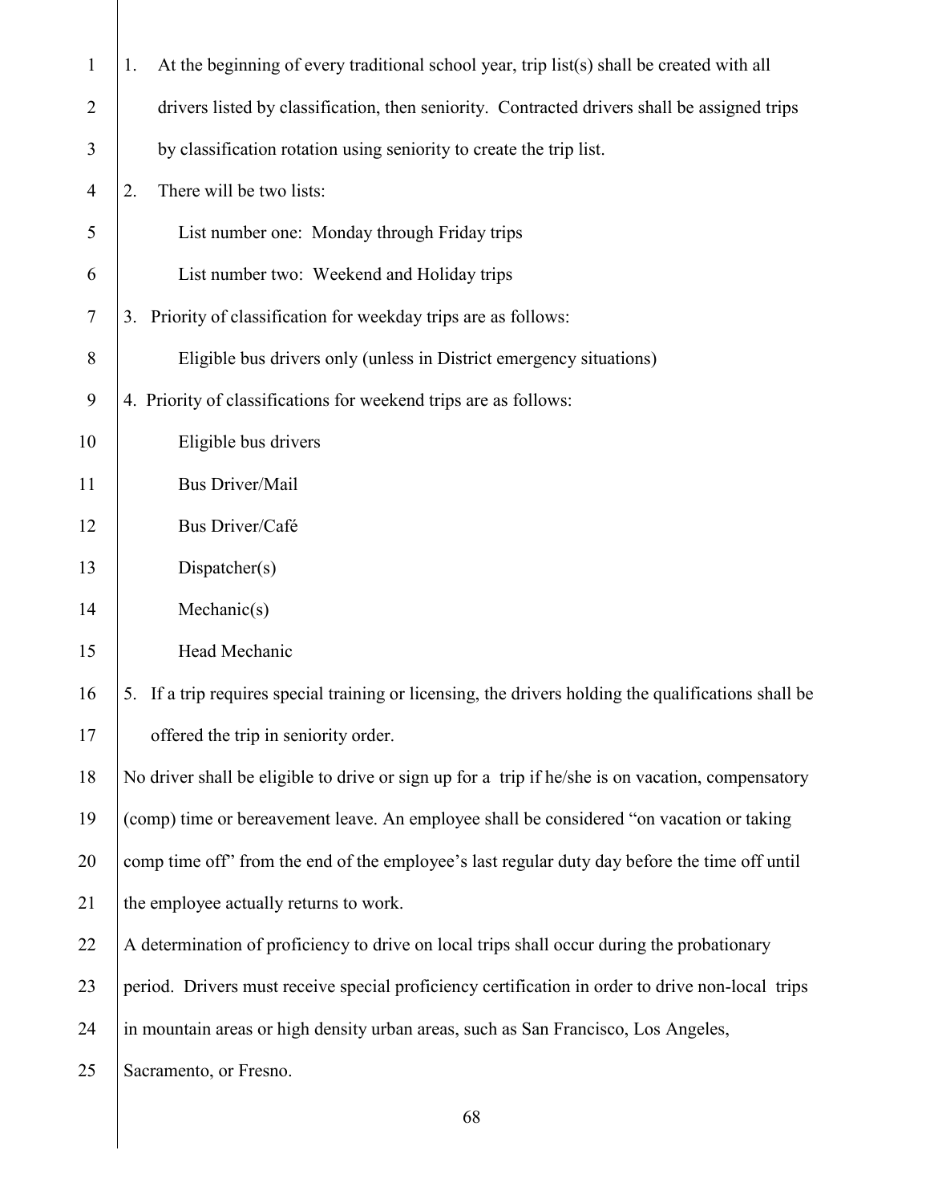1. At the beginning of every traditional school year, trip list(s) shall be created with all drivers listed by classification, then seniority. Contracted drivers shall be assigned trips by classification rotation using seniority to create the trip list.
2. There will be two lists:

   List number one: Monday through Friday trips

   List number two: Weekend and Holiday trips
3. Priority of classification for weekday trips are as follows:

   Eligible bus drivers only (unless in District emergency situations)
4. Priority of classifications for weekend trips are as follows:

   Eligible bus drivers

   Bus Driver/Mail

   Bus Driver/Café

   Dispatcher(s)

   Mechanic(s)

   Head Mechanic
5. If a trip requires special training or licensing, the drivers holding the qualifications shall be offered the trip in seniority order.

No driver shall be eligible to drive or sign up for a trip if he/she is on vacation, compensatory (comp) time or bereavement leave. An employee shall be considered "on vacation or taking comp time off" from the end of the employee's last regular duty day before the time off until the employee actually returns to work.

A determination of proficiency to drive on local trips shall occur during the probationary period. Drivers must receive special proficiency certification in order to drive non-local trips in mountain areas or high density urban areas, such as San Francisco, Los Angeles, Sacramento, or Fresno.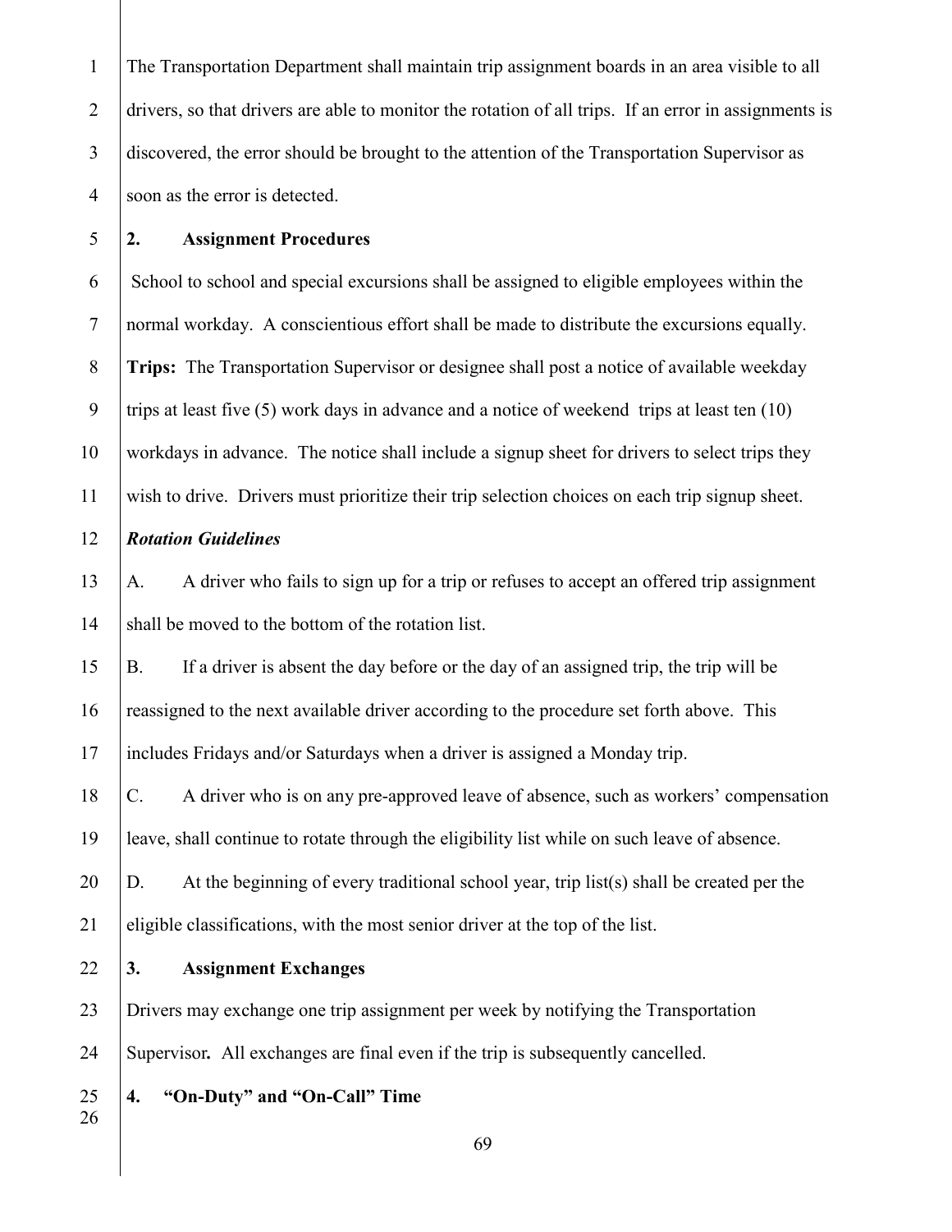The Transportation Department shall maintain trip assignment boards in an area visible to all drivers, so that drivers are able to monitor the rotation of all trips. If an error in assignments is discovered, the error should be brought to the attention of the Transportation Supervisor as soon as the error is detected.

**2. Assignment Procedures**

School to school and special excursions shall be assigned to eligible employees within the normal workday. A conscientious effort shall be made to distribute the excursions equally.

**Trips:** The Transportation Supervisor or designee shall post a notice of available weekday trips at least five (5) work days in advance and a notice of weekend trips at least ten (10) workdays in advance. The notice shall include a signup sheet for drivers to select trips they wish to drive. Drivers must prioritize their trip selection choices on each trip signup sheet.

***Rotation Guidelines***

A. A driver who fails to sign up for a trip or refuses to accept an offered trip assignment shall be moved to the bottom of the rotation list.

B. If a driver is absent the day before or the day of an assigned trip, the trip will be reassigned to the next available driver according to the procedure set forth above. This includes Fridays and/or Saturdays when a driver is assigned a Monday trip.

C. A driver who is on any pre-approved leave of absence, such as workers' compensation leave, shall continue to rotate through the eligibility list while on such leave of absence.

D. At the beginning of every traditional school year, trip list(s) shall be created per the eligible classifications, with the most senior driver at the top of the list.

**3. Assignment Exchanges**

Drivers may exchange one trip assignment per week by notifying the Transportation Supervisor**.** All exchanges are final even if the trip is subsequently cancelled.

**4. "On-Duty" and "On-Call" Time**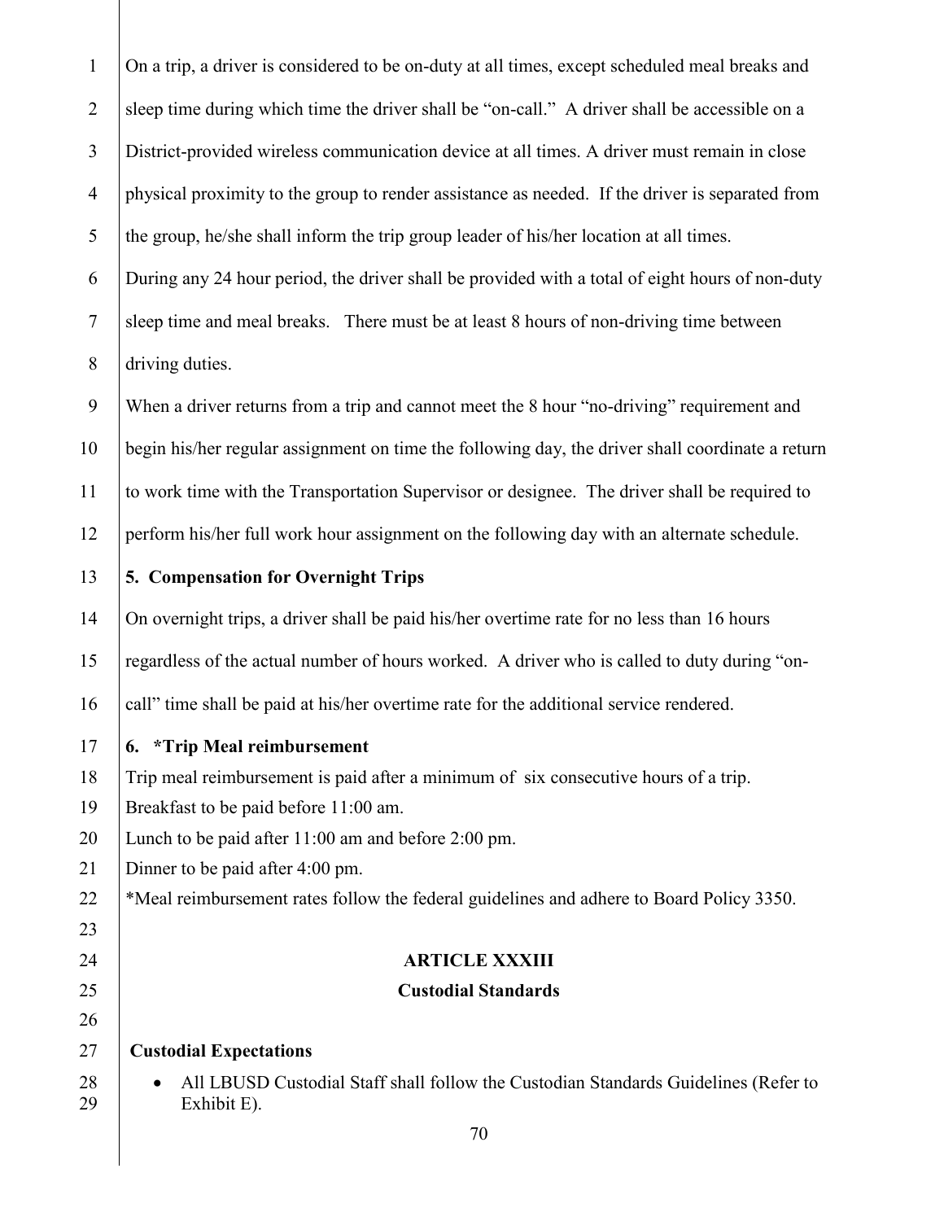On a trip, a driver is considered to be on-duty at all times, except scheduled meal breaks and sleep time during which time the driver shall be "on-call." A driver shall be accessible on a District-provided wireless communication device at all times. A driver must remain in close physical proximity to the group to render assistance as needed. If the driver is separated from the group, he/she shall inform the trip group leader of his/her location at all times.

During any 24 hour period, the driver shall be provided with a total of eight hours of non-duty sleep time and meal breaks. There must be at least 8 hours of non-driving time between driving duties.

When a driver returns from a trip and cannot meet the 8 hour "no-driving" requirement and begin his/her regular assignment on time the following day, the driver shall coordinate a return to work time with the Transportation Supervisor or designee. The driver shall be required to perform his/her full work hour assignment on the following day with an alternate schedule.

**5. Compensation for Overnight Trips**

On overnight trips, a driver shall be paid his/her overtime rate for no less than 16 hours regardless of the actual number of hours worked. A driver who is called to duty during "on-call" time shall be paid at his/her overtime rate for the additional service rendered.

**6. *Trip Meal reimbursement**

Trip meal reimbursement is paid after a minimum of six consecutive hours of a trip.
Breakfast to be paid before 11:00 am.
Lunch to be paid after 11:00 am and before 2:00 pm.
Dinner to be paid after 4:00 pm.
*Meal reimbursement rates follow the federal guidelines and adhere to Board Policy 3350.

## ARTICLE XXXIII
## Custodial Standards

**Custodial Expectations**

- All LBUSD Custodial Staff shall follow the Custodian Standards Guidelines (Refer to Exhibit E).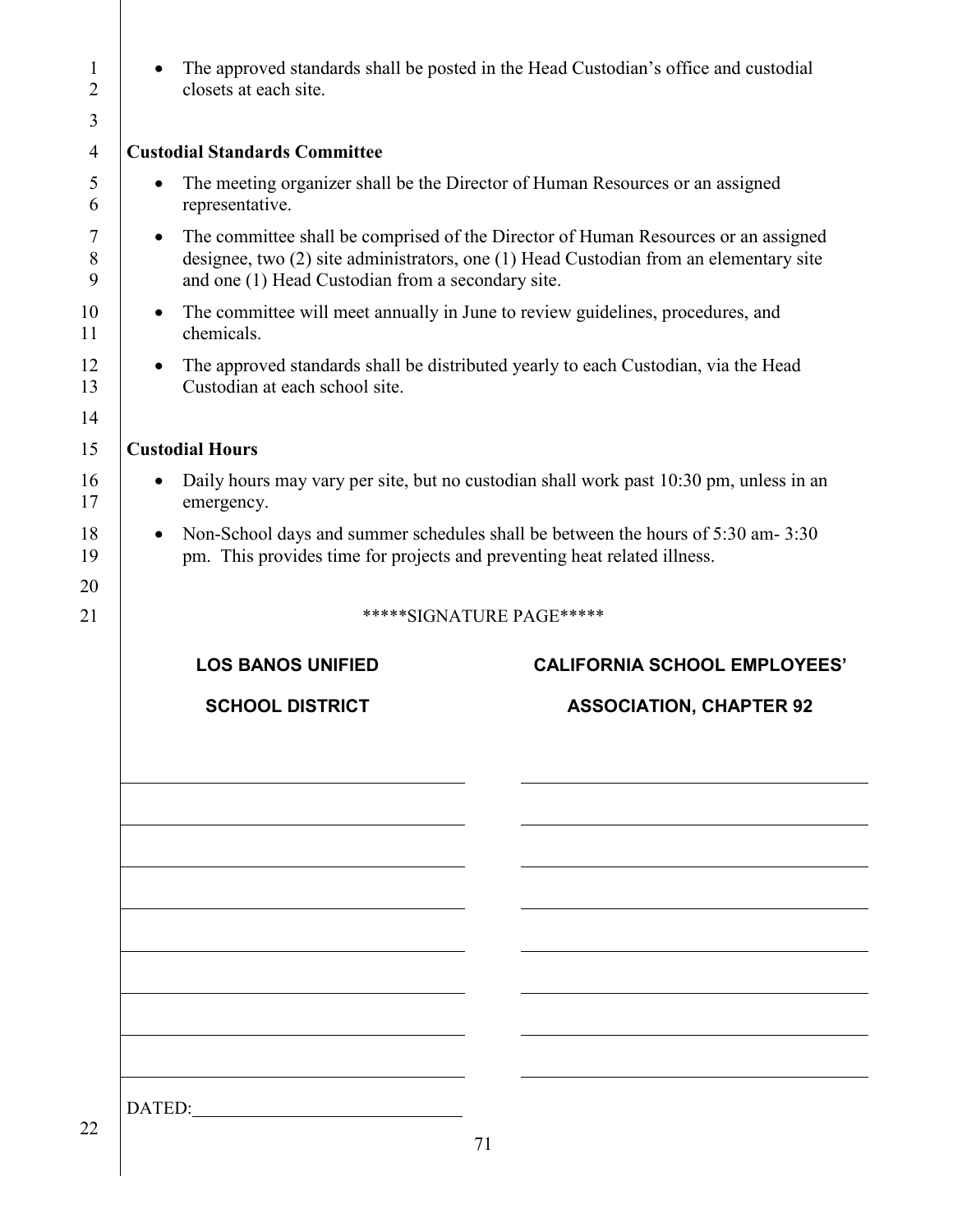- The approved standards shall be posted in the Head Custodian's office and custodial closets at each site.

**Custodial Standards Committee**

- The meeting organizer shall be the Director of Human Resources or an assigned representative.
- The committee shall be comprised of the Director of Human Resources or an assigned designee, two (2) site administrators, one (1) Head Custodian from an elementary site and one (1) Head Custodian from a secondary site.
- The committee will meet annually in June to review guidelines, procedures, and chemicals.
- The approved standards shall be distributed yearly to each Custodian, via the Head Custodian at each school site.

**Custodial Hours**

- Daily hours may vary per site, but no custodian shall work past 10:30 pm, unless in an emergency.
- Non-School days and summer schedules shall be between the hours of 5:30 am- 3:30 pm. This provides time for projects and preventing heat related illness.

*****SIGNATURE PAGE*****

| LOS BANOS UNIFIED SCHOOL DISTRICT | CALIFORNIA SCHOOL EMPLOYEES' ASSOCIATION, CHAPTER 92 |
| --- | --- |
| ______________________________ | ______________________________ |
| ______________________________ | ______________________________ |
| ______________________________ | ______________________________ |
| ______________________________ | ______________________________ |
| ______________________________ | ______________________________ |
| ______________________________ | ______________________________ |
| ______________________________ | ______________________________ |
| ______________________________ | ______________________________ |

DATED:______________________________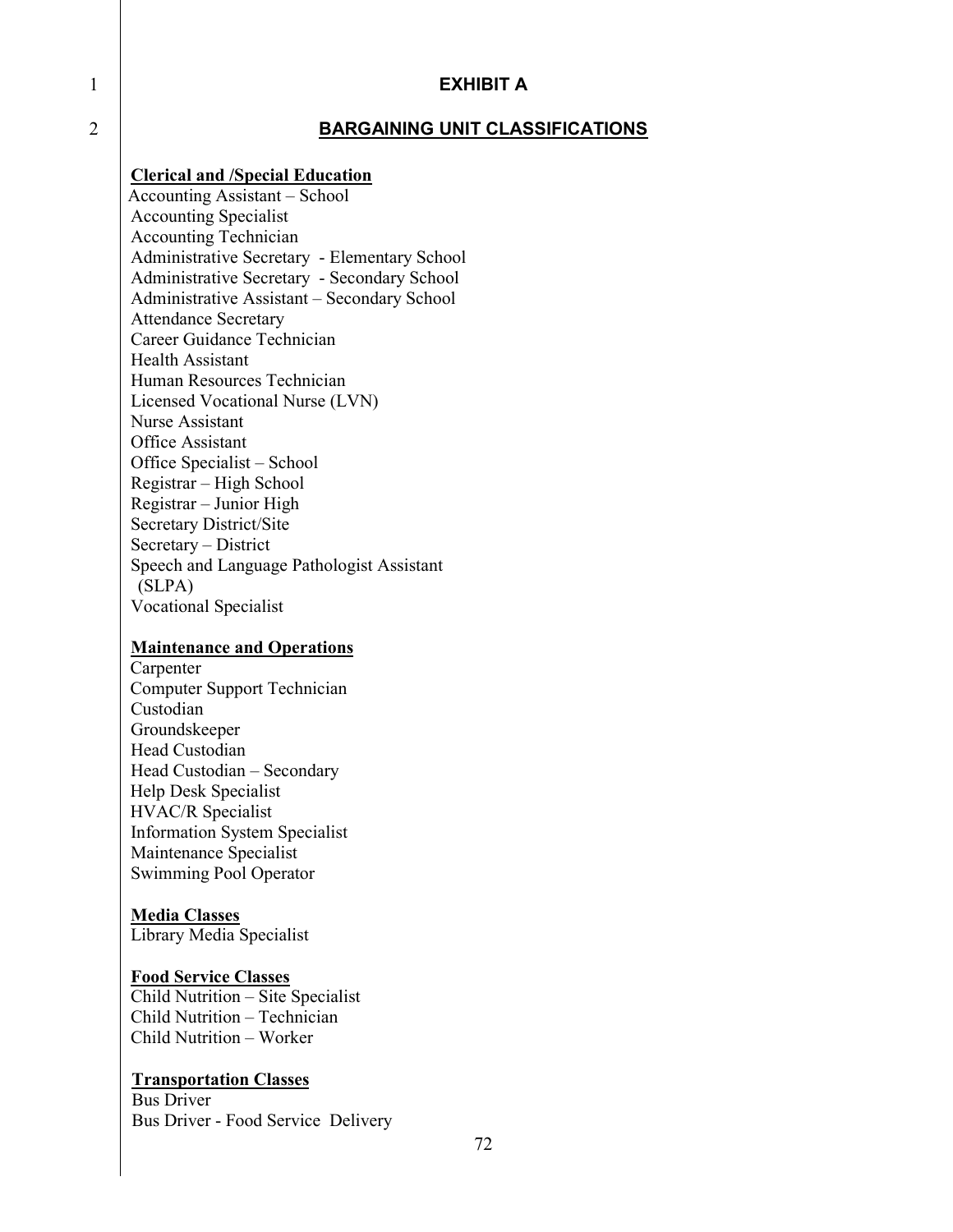# EXHIBIT A

## BARGAINING UNIT CLASSIFICATIONS

**Clerical and /Special Education**

Accounting Assistant – School
Accounting Specialist
Accounting Technician
Administrative Secretary - Elementary School
Administrative Secretary - Secondary School
Administrative Assistant – Secondary School
Attendance Secretary
Career Guidance Technician
Health Assistant
Human Resources Technician
Licensed Vocational Nurse (LVN)
Nurse Assistant
Office Assistant
Office Specialist – School
Registrar – High School
Registrar – Junior High
Secretary District/Site
Secretary – District
Speech and Language Pathologist Assistant (SLPA)
Vocational Specialist

**Maintenance and Operations**

Carpenter
Computer Support Technician
Custodian
Groundskeeper
Head Custodian
Head Custodian – Secondary
Help Desk Specialist
HVAC/R Specialist
Information System Specialist
Maintenance Specialist
Swimming Pool Operator

**Media Classes**

Library Media Specialist

**Food Service Classes**

Child Nutrition – Site Specialist
Child Nutrition – Technician
Child Nutrition – Worker

**Transportation Classes**

Bus Driver
Bus Driver - Food Service Delivery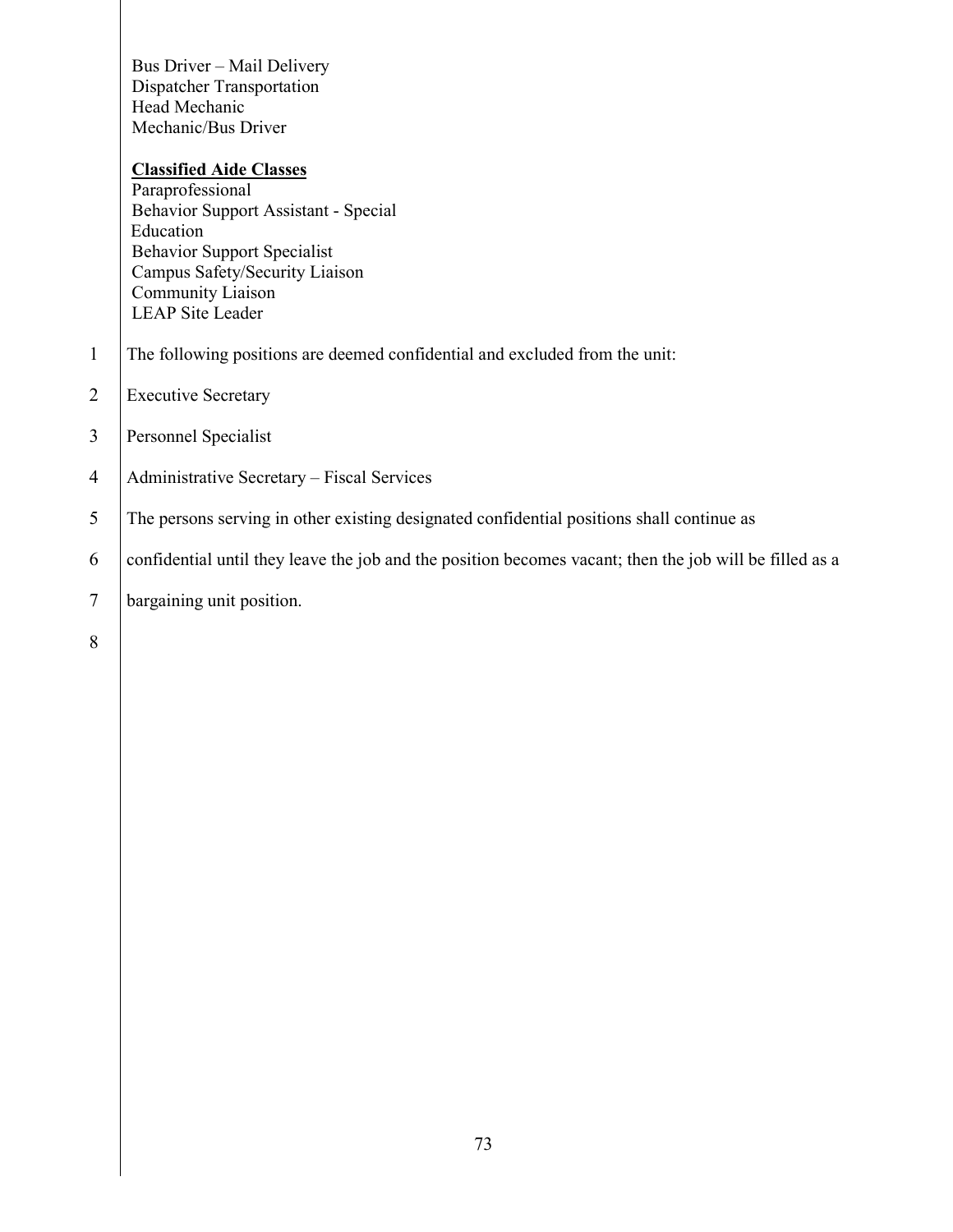Bus Driver – Mail Delivery
Dispatcher Transportation
Head Mechanic
Mechanic/Bus Driver

**Classified Aide Classes**
Paraprofessional
Behavior Support Assistant - Special Education
Behavior Support Specialist
Campus Safety/Security Liaison
Community Liaison
LEAP Site Leader

The following positions are deemed confidential and excluded from the unit:

Executive Secretary

Personnel Specialist

Administrative Secretary – Fiscal Services

The persons serving in other existing designated confidential positions shall continue as confidential until they leave the job and the position becomes vacant; then the job will be filled as a bargaining unit position.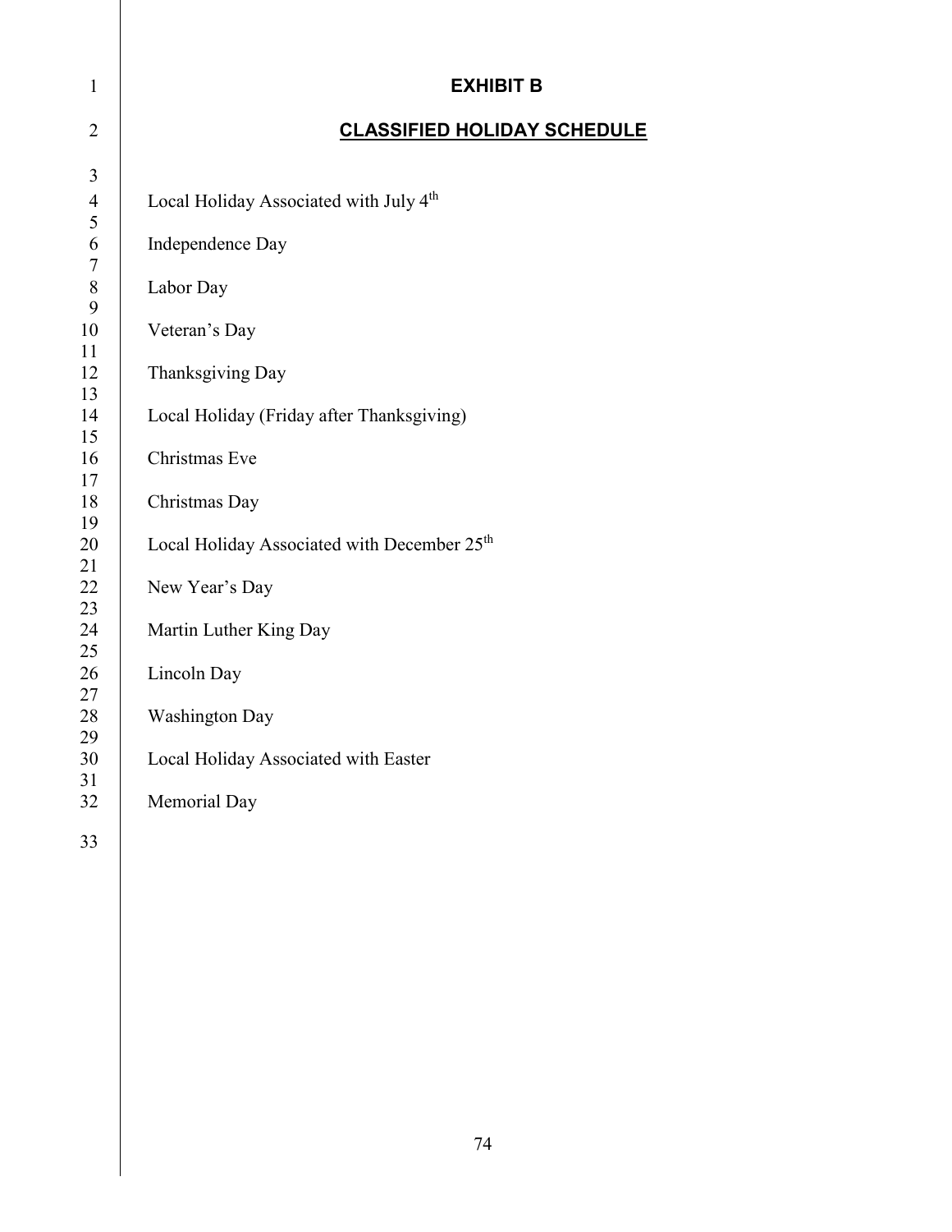# EXHIBIT B

## CLASSIFIED HOLIDAY SCHEDULE

Local Holiday Associated with July 4th

Independence Day

Labor Day

Veteran's Day

Thanksgiving Day

Local Holiday (Friday after Thanksgiving)

Christmas Eve

Christmas Day

Local Holiday Associated with December 25th

New Year's Day

Martin Luther King Day

Lincoln Day

Washington Day

Local Holiday Associated with Easter

Memorial Day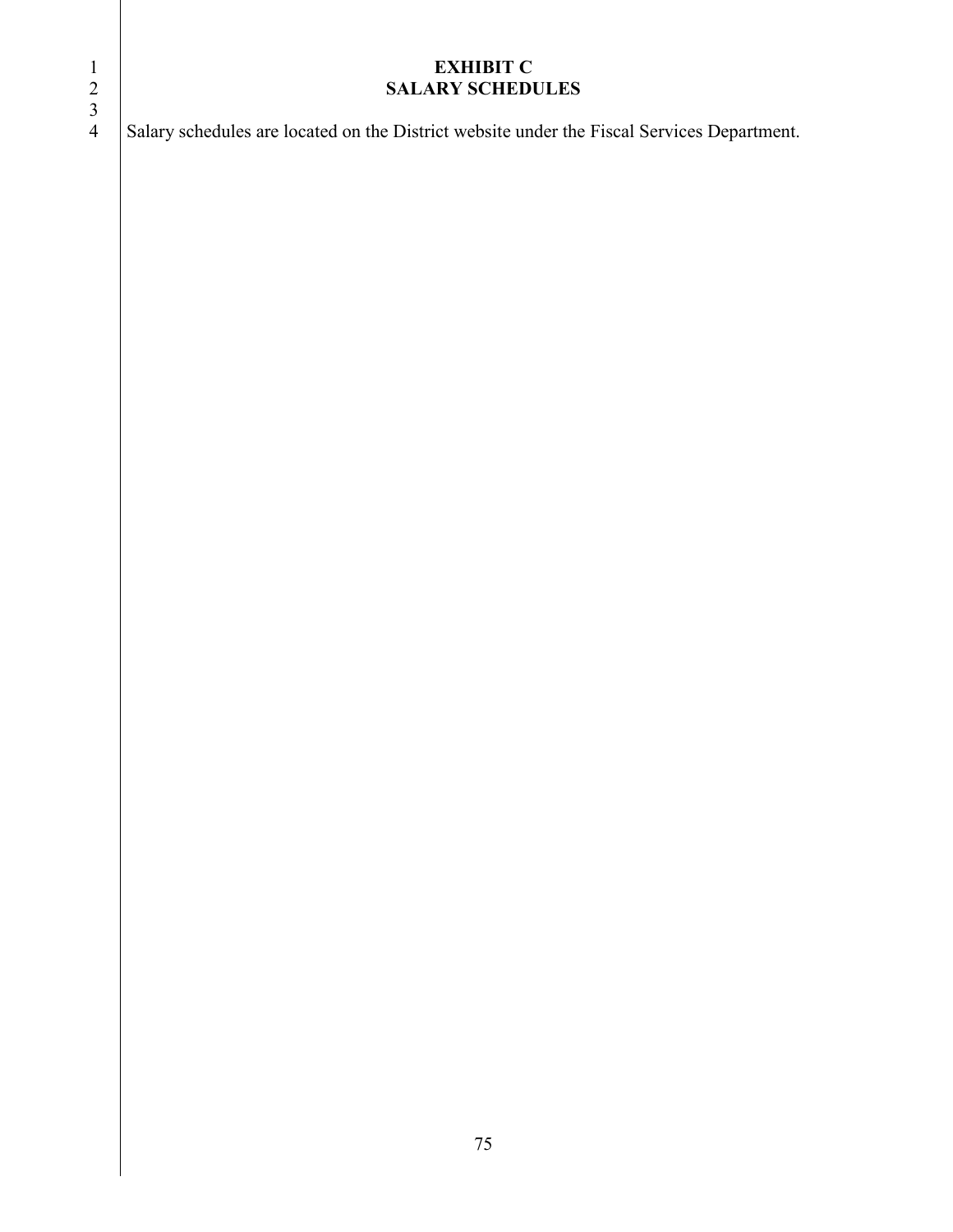# EXHIBIT C
# SALARY SCHEDULES

Salary schedules are located on the District website under the Fiscal Services Department.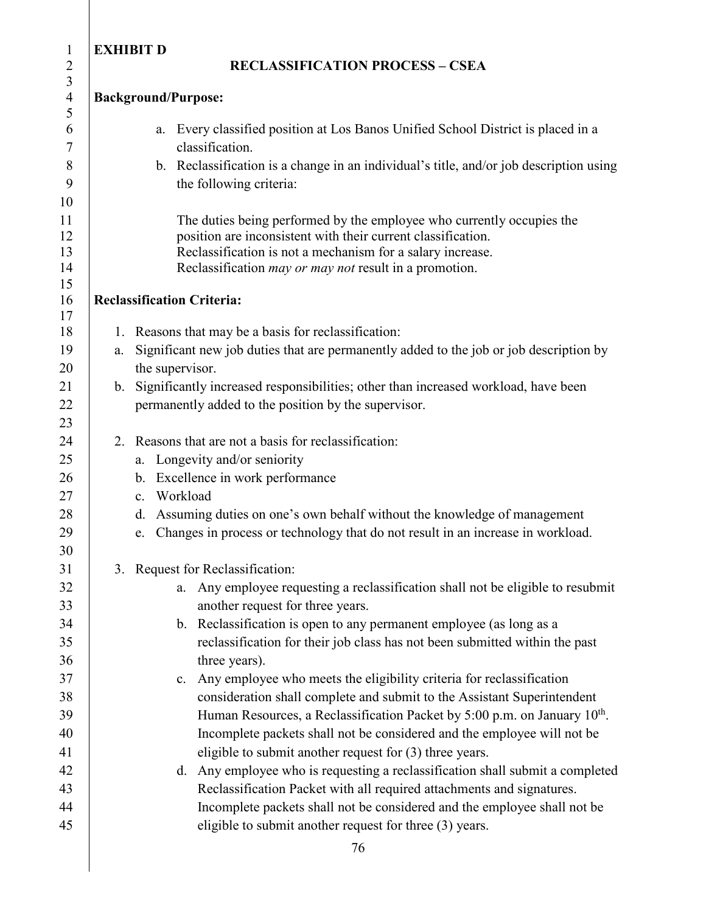**EXHIBIT D**

## RECLASSIFICATION PROCESS – CSEA

**Background/Purpose:**

a. Every classified position at Los Banos Unified School District is placed in a classification.
b. Reclassification is a change in an individual's title, and/or job description using the following criteria:

The duties being performed by the employee who currently occupies the position are inconsistent with their current classification.
Reclassification is not a mechanism for a salary increase.
Reclassification *may or may not* result in a promotion.

**Reclassification Criteria:**

1. Reasons that may be a basis for reclassification:
   a. Significant new job duties that are permanently added to the job or job description by the supervisor.
   b. Significantly increased responsibilities; other than increased workload, have been permanently added to the position by the supervisor.

2. Reasons that are not a basis for reclassification:
   a. Longevity and/or seniority
   b. Excellence in work performance
   c. Workload
   d. Assuming duties on one's own behalf without the knowledge of management
   e. Changes in process or technology that do not result in an increase in workload.

3. Request for Reclassification:
   a. Any employee requesting a reclassification shall not be eligible to resubmit another request for three years.
   b. Reclassification is open to any permanent employee (as long as a reclassification for their job class has not been submitted within the past three years).
   c. Any employee who meets the eligibility criteria for reclassification consideration shall complete and submit to the Assistant Superintendent Human Resources, a Reclassification Packet by 5:00 p.m. on January 10th. Incomplete packets shall not be considered and the employee will not be eligible to submit another request for (3) three years.
   d. Any employee who is requesting a reclassification shall submit a completed Reclassification Packet with all required attachments and signatures. Incomplete packets shall not be considered and the employee shall not be eligible to submit another request for three (3) years.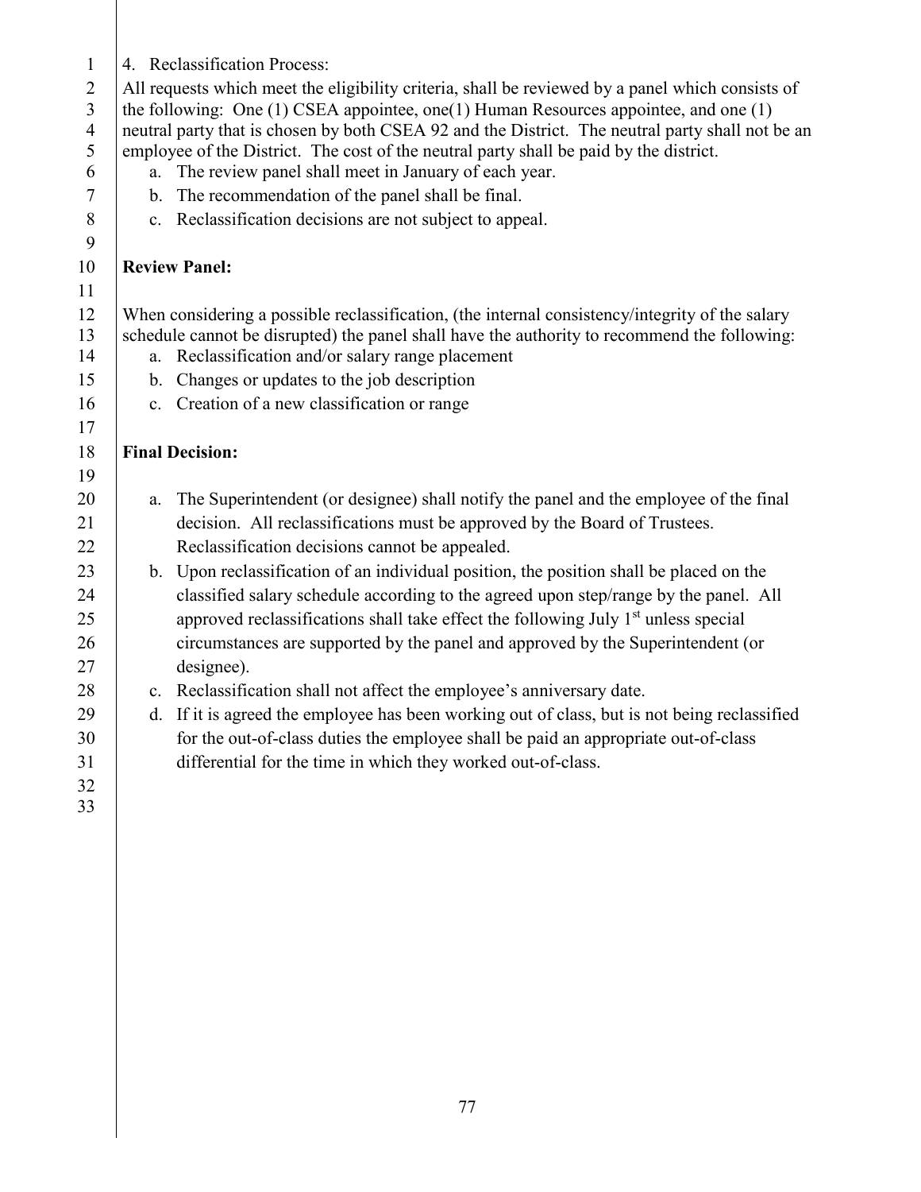4. Reclassification Process:

All requests which meet the eligibility criteria, shall be reviewed by a panel which consists of the following: One (1) CSEA appointee, one(1) Human Resources appointee, and one (1) neutral party that is chosen by both CSEA 92 and the District. The neutral party shall not be an employee of the District. The cost of the neutral party shall be paid by the district.

a. The review panel shall meet in January of each year.
b. The recommendation of the panel shall be final.
c. Reclassification decisions are not subject to appeal.

**Review Panel:**

When considering a possible reclassification, (the internal consistency/integrity of the salary schedule cannot be disrupted) the panel shall have the authority to recommend the following:

a. Reclassification and/or salary range placement
b. Changes or updates to the job description
c. Creation of a new classification or range

**Final Decision:**

a. The Superintendent (or designee) shall notify the panel and the employee of the final decision. All reclassifications must be approved by the Board of Trustees. Reclassification decisions cannot be appealed.
b. Upon reclassification of an individual position, the position shall be placed on the classified salary schedule according to the agreed upon step/range by the panel. All approved reclassifications shall take effect the following July 1st unless special circumstances are supported by the panel and approved by the Superintendent (or designee).
c. Reclassification shall not affect the employee's anniversary date.
d. If it is agreed the employee has been working out of class, but is not being reclassified for the out-of-class duties the employee shall be paid an appropriate out-of-class differential for the time in which they worked out-of-class.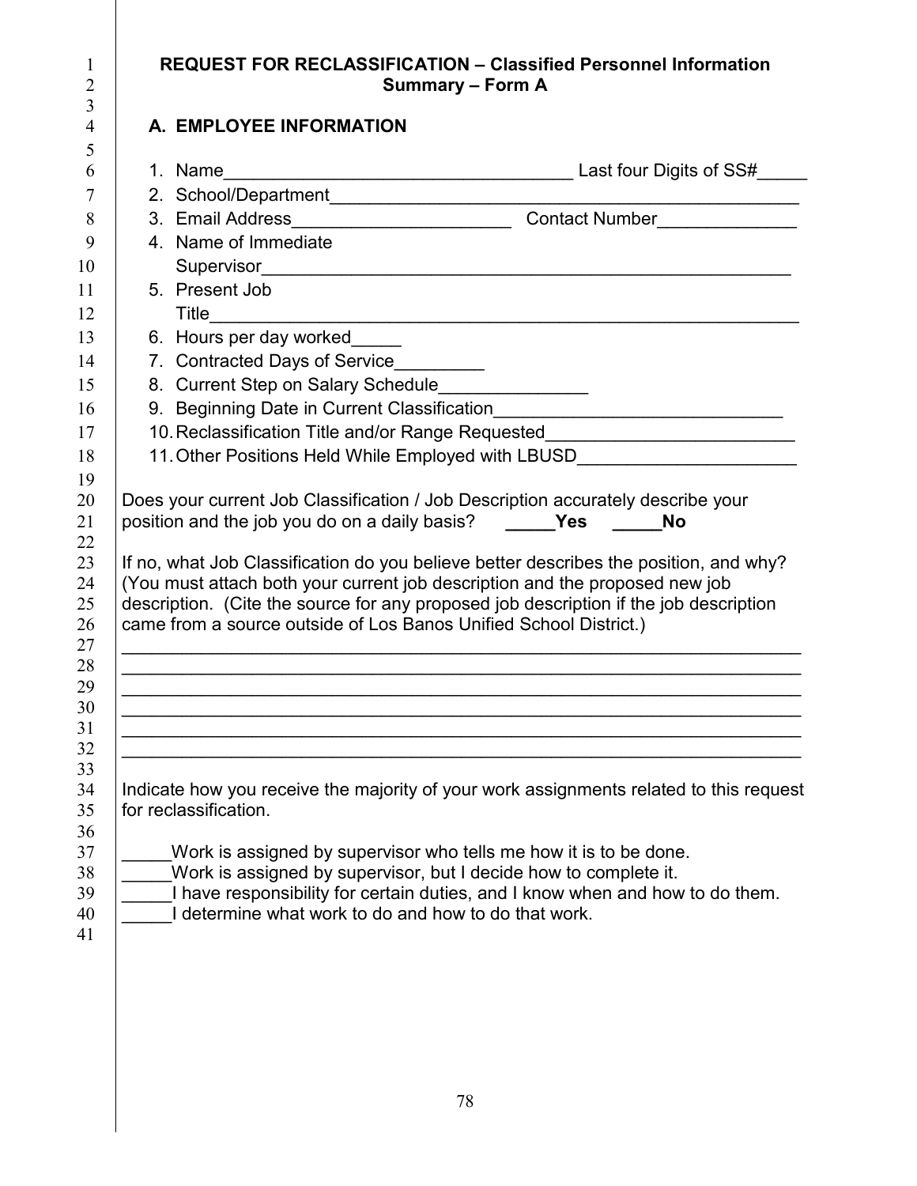**REQUEST FOR RECLASSIFICATION – Classified Personnel Information Summary – Form A**

## A. EMPLOYEE INFORMATION

1. Name____________________________________ Last four Digits of SS#_____
2. School/Department_______________________________________________
3. Email Address______________________ Contact Number______________
4. Name of Immediate Supervisor___________________________________________________
5. Present Job Title____________________________________________________________
6. Hours per day worked_____
7. Contracted Days of Service_________
8. Current Step on Salary Schedule_______________
9. Beginning Date in Current Classification_____________________________
10. Reclassification Title and/or Range Requested_________________________
11. Other Positions Held While Employed with LBUSD______________________

Does your current Job Classification / Job Description accurately describe your position and the job you do on a daily basis? **_____Yes _____No**

If no, what Job Classification do you believe better describes the position, and why? (You must attach both your current job description and the proposed new job description. (Cite the source for any proposed job description if the job description came from a source outside of Los Banos Unified School District.)

______________________________________________________________________
______________________________________________________________________
______________________________________________________________________
______________________________________________________________________
______________________________________________________________________
______________________________________________________________________

Indicate how you receive the majority of your work assignments related to this request for reclassification.

_____Work is assigned by supervisor who tells me how it is to be done.
_____Work is assigned by supervisor, but I decide how to complete it.
_____I have responsibility for certain duties, and I know when and how to do them.
_____I determine what work to do and how to do that work.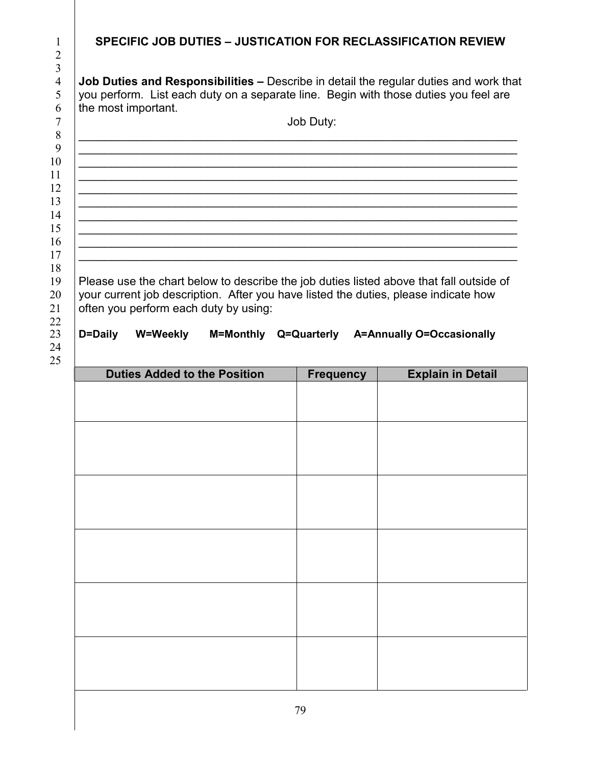## SPECIFIC JOB DUTIES – JUSTICATION FOR RECLASSIFICATION REVIEW

**Job Duties and Responsibilities –** Describe in detail the regular duties and work that you perform. List each duty on a separate line. Begin with those duties you feel are the most important.

Job Duty:

_______________________________________________________________________
_______________________________________________________________________
_______________________________________________________________________
_______________________________________________________________________
_______________________________________________________________________
_______________________________________________________________________
_______________________________________________________________________
_______________________________________________________________________
_______________________________________________________________________
_______________________________________________________________________

Please use the chart below to describe the job duties listed above that fall outside of your current job description. After you have listed the duties, please indicate how often you perform each duty by using:

**D=Daily W=Weekly M=Monthly Q=Quarterly A=Annually O=Occasionally**

| Duties Added to the Position | Frequency | Explain in Detail |
|---|---|---|
| | | |
| | | |
| | | |
| | | |
| | | |
| | | |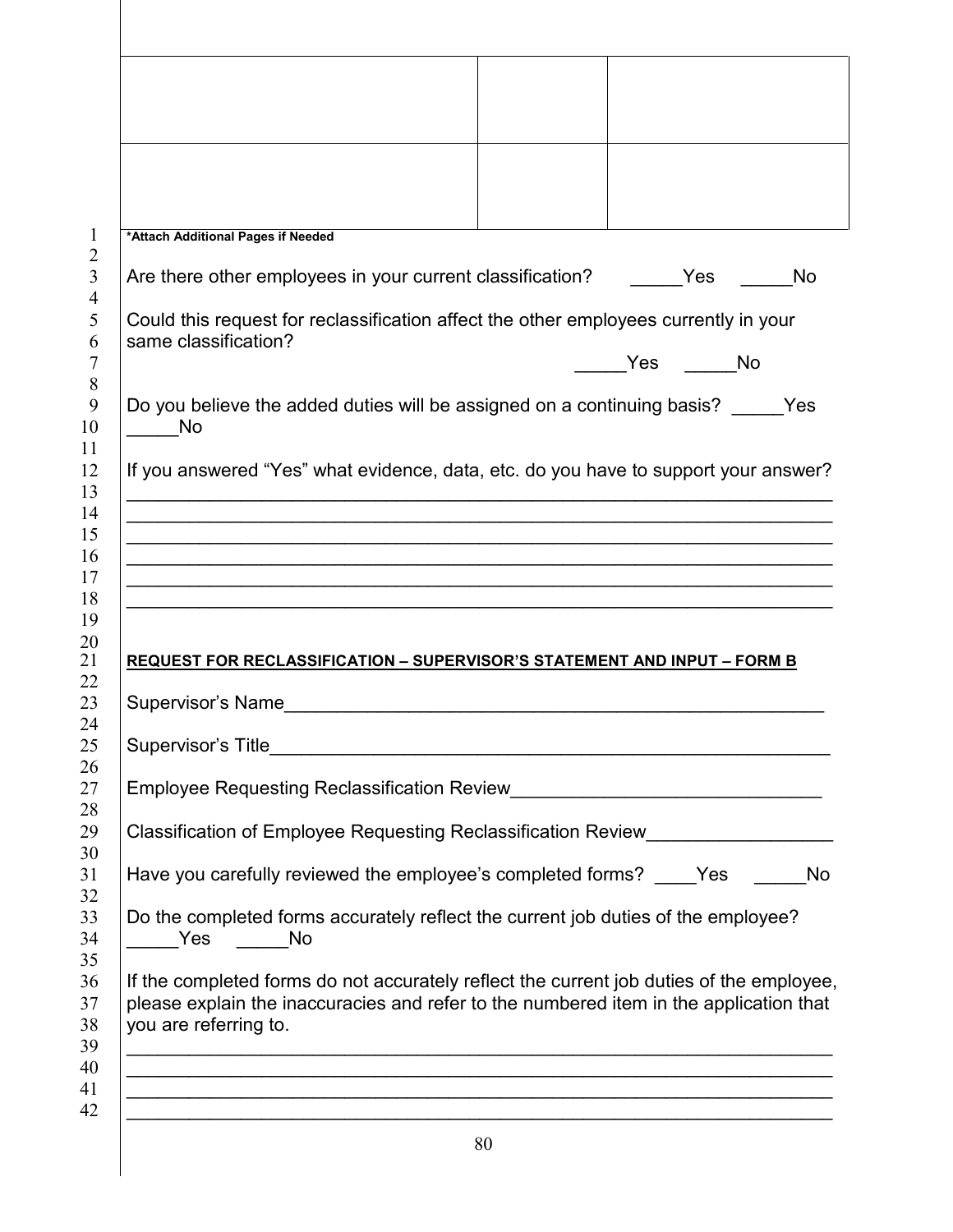|  |  |  |
|---|---|---|
|  |  |  |
|  |  |  |

***Attach Additional Pages if Needed**

Are there other employees in your current classification? _____Yes _____No

Could this request for reclassification affect the other employees currently in your same classification?

_____Yes _____No

Do you believe the added duties will be assigned on a continuing basis? _____Yes _____No

If you answered "Yes" what evidence, data, etc. do you have to support your answer?

______________________________________________________________________

______________________________________________________________________

______________________________________________________________________

______________________________________________________________________

______________________________________________________________________

______________________________________________________________________

**REQUEST FOR RECLASSIFICATION – SUPERVISOR'S STATEMENT AND INPUT – FORM B**

Supervisor's Name______________________________________________________

Supervisor's Title_______________________________________________________

Employee Requesting Reclassification Review______________________________

Classification of Employee Requesting Reclassification Review__________________

Have you carefully reviewed the employee's completed forms? ____Yes _____No

Do the completed forms accurately reflect the current job duties of the employee? _____Yes _____No

If the completed forms do not accurately reflect the current job duties of the employee, please explain the inaccuracies and refer to the numbered item in the application that you are referring to.

______________________________________________________________________

______________________________________________________________________

______________________________________________________________________

______________________________________________________________________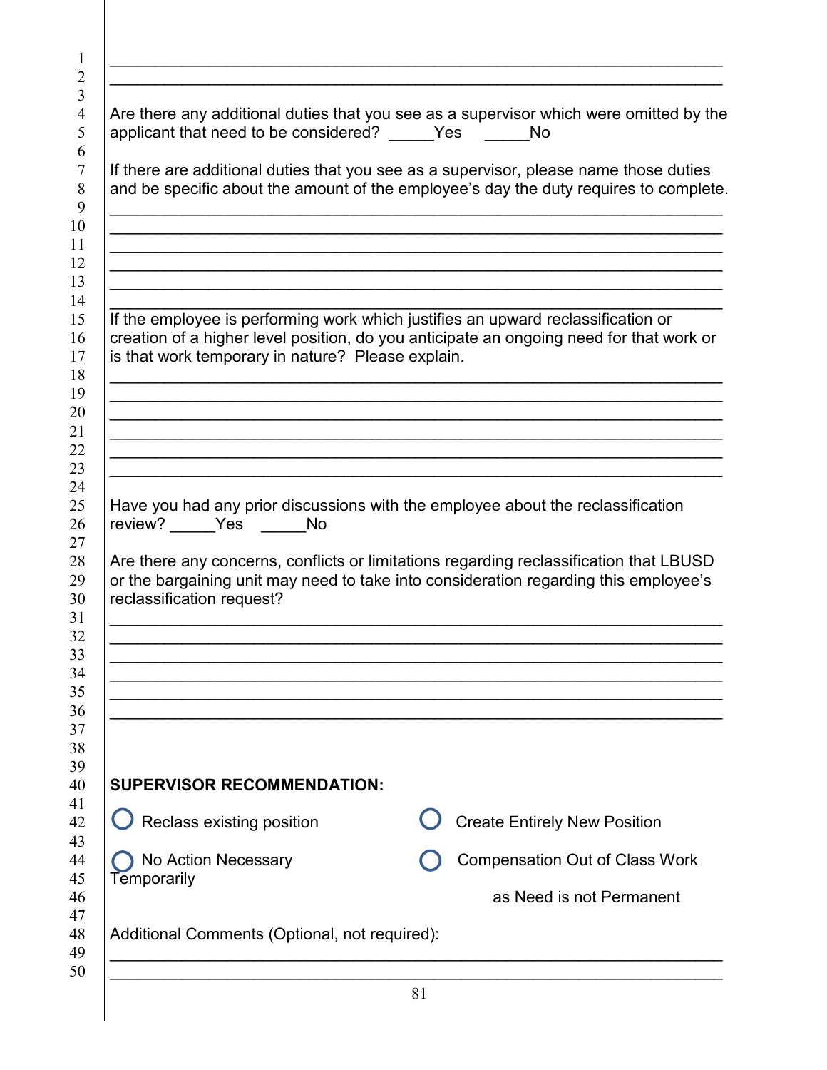\_\_\_\_\_\_\_\_\_\_\_\_\_\_\_\_\_\_\_\_\_\_\_\_\_\_\_\_\_\_\_\_\_\_\_\_\_\_\_\_\_\_\_\_\_\_\_\_\_\_\_\_\_\_\_\_\_\_\_\_\_\_\_\_\_\_\_\_\_\_\_\_\_
\_\_\_\_\_\_\_\_\_\_\_\_\_\_\_\_\_\_\_\_\_\_\_\_\_\_\_\_\_\_\_\_\_\_\_\_\_\_\_\_\_\_\_\_\_\_\_\_\_\_\_\_\_\_\_\_\_\_\_\_\_\_\_\_\_\_\_\_\_\_\_\_\_

Are there any additional duties that you see as a supervisor which were omitted by the applicant that need to be considered? \_\_\_\_\_Yes \_\_\_\_\_No

If there are additional duties that you see as a supervisor, please name those duties and be specific about the amount of the employee's day the duty requires to complete.

\_\_\_\_\_\_\_\_\_\_\_\_\_\_\_\_\_\_\_\_\_\_\_\_\_\_\_\_\_\_\_\_\_\_\_\_\_\_\_\_\_\_\_\_\_\_\_\_\_\_\_\_\_\_\_\_\_\_\_\_\_\_\_\_\_\_\_\_\_\_\_\_\_
\_\_\_\_\_\_\_\_\_\_\_\_\_\_\_\_\_\_\_\_\_\_\_\_\_\_\_\_\_\_\_\_\_\_\_\_\_\_\_\_\_\_\_\_\_\_\_\_\_\_\_\_\_\_\_\_\_\_\_\_\_\_\_\_\_\_\_\_\_\_\_\_\_
\_\_\_\_\_\_\_\_\_\_\_\_\_\_\_\_\_\_\_\_\_\_\_\_\_\_\_\_\_\_\_\_\_\_\_\_\_\_\_\_\_\_\_\_\_\_\_\_\_\_\_\_\_\_\_\_\_\_\_\_\_\_\_\_\_\_\_\_\_\_\_\_\_
\_\_\_\_\_\_\_\_\_\_\_\_\_\_\_\_\_\_\_\_\_\_\_\_\_\_\_\_\_\_\_\_\_\_\_\_\_\_\_\_\_\_\_\_\_\_\_\_\_\_\_\_\_\_\_\_\_\_\_\_\_\_\_\_\_\_\_\_\_\_\_\_\_
\_\_\_\_\_\_\_\_\_\_\_\_\_\_\_\_\_\_\_\_\_\_\_\_\_\_\_\_\_\_\_\_\_\_\_\_\_\_\_\_\_\_\_\_\_\_\_\_\_\_\_\_\_\_\_\_\_\_\_\_\_\_\_\_\_\_\_\_\_\_\_\_\_
\_\_\_\_\_\_\_\_\_\_\_\_\_\_\_\_\_\_\_\_\_\_\_\_\_\_\_\_\_\_\_\_\_\_\_\_\_\_\_\_\_\_\_\_\_\_\_\_\_\_\_\_\_\_\_\_\_\_\_\_\_\_\_\_\_\_\_\_\_\_\_\_\_

If the employee is performing work which justifies an upward reclassification or creation of a higher level position, do you anticipate an ongoing need for that work or is that work temporary in nature? Please explain.

\_\_\_\_\_\_\_\_\_\_\_\_\_\_\_\_\_\_\_\_\_\_\_\_\_\_\_\_\_\_\_\_\_\_\_\_\_\_\_\_\_\_\_\_\_\_\_\_\_\_\_\_\_\_\_\_\_\_\_\_\_\_\_\_\_\_\_\_\_\_\_\_\_
\_\_\_\_\_\_\_\_\_\_\_\_\_\_\_\_\_\_\_\_\_\_\_\_\_\_\_\_\_\_\_\_\_\_\_\_\_\_\_\_\_\_\_\_\_\_\_\_\_\_\_\_\_\_\_\_\_\_\_\_\_\_\_\_\_\_\_\_\_\_\_\_\_
\_\_\_\_\_\_\_\_\_\_\_\_\_\_\_\_\_\_\_\_\_\_\_\_\_\_\_\_\_\_\_\_\_\_\_\_\_\_\_\_\_\_\_\_\_\_\_\_\_\_\_\_\_\_\_\_\_\_\_\_\_\_\_\_\_\_\_\_\_\_\_\_\_
\_\_\_\_\_\_\_\_\_\_\_\_\_\_\_\_\_\_\_\_\_\_\_\_\_\_\_\_\_\_\_\_\_\_\_\_\_\_\_\_\_\_\_\_\_\_\_\_\_\_\_\_\_\_\_\_\_\_\_\_\_\_\_\_\_\_\_\_\_\_\_\_\_
\_\_\_\_\_\_\_\_\_\_\_\_\_\_\_\_\_\_\_\_\_\_\_\_\_\_\_\_\_\_\_\_\_\_\_\_\_\_\_\_\_\_\_\_\_\_\_\_\_\_\_\_\_\_\_\_\_\_\_\_\_\_\_\_\_\_\_\_\_\_\_\_\_
\_\_\_\_\_\_\_\_\_\_\_\_\_\_\_\_\_\_\_\_\_\_\_\_\_\_\_\_\_\_\_\_\_\_\_\_\_\_\_\_\_\_\_\_\_\_\_\_\_\_\_\_\_\_\_\_\_\_\_\_\_\_\_\_\_\_\_\_\_\_\_\_\_

Have you had any prior discussions with the employee about the reclassification review? \_\_\_\_\_Yes \_\_\_\_\_No

Are there any concerns, conflicts or limitations regarding reclassification that LBUSD or the bargaining unit may need to take into consideration regarding this employee's reclassification request?

\_\_\_\_\_\_\_\_\_\_\_\_\_\_\_\_\_\_\_\_\_\_\_\_\_\_\_\_\_\_\_\_\_\_\_\_\_\_\_\_\_\_\_\_\_\_\_\_\_\_\_\_\_\_\_\_\_\_\_\_\_\_\_\_\_\_\_\_\_\_\_\_\_
\_\_\_\_\_\_\_\_\_\_\_\_\_\_\_\_\_\_\_\_\_\_\_\_\_\_\_\_\_\_\_\_\_\_\_\_\_\_\_\_\_\_\_\_\_\_\_\_\_\_\_\_\_\_\_\_\_\_\_\_\_\_\_\_\_\_\_\_\_\_\_\_\_
\_\_\_\_\_\_\_\_\_\_\_\_\_\_\_\_\_\_\_\_\_\_\_\_\_\_\_\_\_\_\_\_\_\_\_\_\_\_\_\_\_\_\_\_\_\_\_\_\_\_\_\_\_\_\_\_\_\_\_\_\_\_\_\_\_\_\_\_\_\_\_\_\_
\_\_\_\_\_\_\_\_\_\_\_\_\_\_\_\_\_\_\_\_\_\_\_\_\_\_\_\_\_\_\_\_\_\_\_\_\_\_\_\_\_\_\_\_\_\_\_\_\_\_\_\_\_\_\_\_\_\_\_\_\_\_\_\_\_\_\_\_\_\_\_\_\_
\_\_\_\_\_\_\_\_\_\_\_\_\_\_\_\_\_\_\_\_\_\_\_\_\_\_\_\_\_\_\_\_\_\_\_\_\_\_\_\_\_\_\_\_\_\_\_\_\_\_\_\_\_\_\_\_\_\_\_\_\_\_\_\_\_\_\_\_\_\_\_\_\_
\_\_\_\_\_\_\_\_\_\_\_\_\_\_\_\_\_\_\_\_\_\_\_\_\_\_\_\_\_\_\_\_\_\_\_\_\_\_\_\_\_\_\_\_\_\_\_\_\_\_\_\_\_\_\_\_\_\_\_\_\_\_\_\_\_\_\_\_\_\_\_\_\_

**SUPERVISOR RECOMMENDATION:**

- ◯ Reclass existing position
- ◯ Create Entirely New Position
- ◯ No Action Necessary
- ◯ Compensation Out of Class Work Temporarily as Need is not Permanent

Additional Comments (Optional, not required):

\_\_\_\_\_\_\_\_\_\_\_\_\_\_\_\_\_\_\_\_\_\_\_\_\_\_\_\_\_\_\_\_\_\_\_\_\_\_\_\_\_\_\_\_\_\_\_\_\_\_\_\_\_\_\_\_\_\_\_\_\_\_\_\_\_\_\_\_\_\_\_\_\_
\_\_\_\_\_\_\_\_\_\_\_\_\_\_\_\_\_\_\_\_\_\_\_\_\_\_\_\_\_\_\_\_\_\_\_\_\_\_\_\_\_\_\_\_\_\_\_\_\_\_\_\_\_\_\_\_\_\_\_\_\_\_\_\_\_\_\_\_\_\_\_\_\_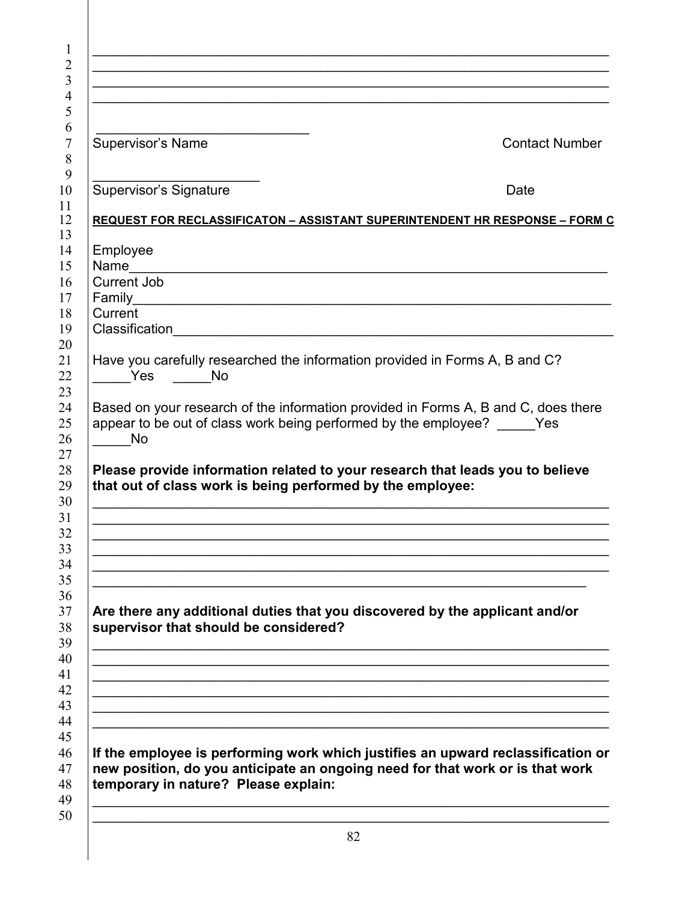\_\_\_\_\_\_\_\_\_\_\_\_\_\_\_\_\_\_\_\_\_\_\_\_\_\_\_\_\_\_\_\_\_\_\_\_\_\_\_\_\_\_\_\_\_\_\_\_\_\_\_\_\_\_\_\_\_\_\_\_\_\_\_\_\_\_\_\_
\_\_\_\_\_\_\_\_\_\_\_\_\_\_\_\_\_\_\_\_\_\_\_\_\_\_\_\_\_\_\_\_\_\_\_\_\_\_\_\_\_\_\_\_\_\_\_\_\_\_\_\_\_\_\_\_\_\_\_\_\_\_\_\_\_\_\_\_
\_\_\_\_\_\_\_\_\_\_\_\_\_\_\_\_\_\_\_\_\_\_\_\_\_\_\_\_\_\_\_\_\_\_\_\_\_\_\_\_\_\_\_\_\_\_\_\_\_\_\_\_\_\_\_\_\_\_\_\_\_\_\_\_\_\_\_\_
\_\_\_\_\_\_\_\_\_\_\_\_\_\_\_\_\_\_\_\_\_\_\_\_\_\_\_\_\_\_\_\_\_\_\_\_\_\_\_\_\_\_\_\_\_\_\_\_\_\_\_\_\_\_\_\_\_\_\_\_\_\_\_\_\_\_\_\_

\_\_\_\_\_\_\_\_\_\_\_\_\_\_\_\_\_\_\_\_\_\_\_\_\_\_\_\_\_\_
Supervisor's Name                                                                 Contact Number

\_\_\_\_\_\_\_\_\_\_\_\_\_\_\_\_\_\_\_\_\_\_\_
Supervisor's Signature                                                              Date

**REQUEST FOR RECLASSIFICATON – ASSISTANT SUPERINTENDENT HR RESPONSE – FORM C**

Employee Name\_\_\_\_\_\_\_\_\_\_\_\_\_\_\_\_\_\_\_\_\_\_\_\_\_\_\_\_\_\_\_\_\_\_\_\_\_\_\_\_\_\_\_\_\_\_\_\_\_\_\_\_\_\_\_
Current Job Family\_\_\_\_\_\_\_\_\_\_\_\_\_\_\_\_\_\_\_\_\_\_\_\_\_\_\_\_\_\_\_\_\_\_\_\_\_\_\_\_\_\_\_\_\_\_\_\_\_\_\_\_\_\_\_
Current Classification\_\_\_\_\_\_\_\_\_\_\_\_\_\_\_\_\_\_\_\_\_\_\_\_\_\_\_\_\_\_\_\_\_\_\_\_\_\_\_\_\_\_\_\_\_\_\_\_\_\_\_

Have you carefully researched the information provided in Forms A, B and C?
\_\_\_\_\_Yes     \_\_\_\_\_No

Based on your research of the information provided in Forms A, B and C, does there appear to be out of class work being performed by the employee? \_\_\_\_\_Yes \_\_\_\_\_No

**Please provide information related to your research that leads you to believe that out of class work is being performed by the employee:**

\_\_\_\_\_\_\_\_\_\_\_\_\_\_\_\_\_\_\_\_\_\_\_\_\_\_\_\_\_\_\_\_\_\_\_\_\_\_\_\_\_\_\_\_\_\_\_\_\_\_\_\_\_\_\_\_\_\_\_\_\_\_\_\_\_\_\_\_
\_\_\_\_\_\_\_\_\_\_\_\_\_\_\_\_\_\_\_\_\_\_\_\_\_\_\_\_\_\_\_\_\_\_\_\_\_\_\_\_\_\_\_\_\_\_\_\_\_\_\_\_\_\_\_\_\_\_\_\_\_\_\_\_\_\_\_\_
\_\_\_\_\_\_\_\_\_\_\_\_\_\_\_\_\_\_\_\_\_\_\_\_\_\_\_\_\_\_\_\_\_\_\_\_\_\_\_\_\_\_\_\_\_\_\_\_\_\_\_\_\_\_\_\_\_\_\_\_\_\_\_\_\_\_\_\_
\_\_\_\_\_\_\_\_\_\_\_\_\_\_\_\_\_\_\_\_\_\_\_\_\_\_\_\_\_\_\_\_\_\_\_\_\_\_\_\_\_\_\_\_\_\_\_\_\_\_\_\_\_\_\_\_\_\_\_\_\_\_\_\_\_\_\_\_
\_\_\_\_\_\_\_\_\_\_\_\_\_\_\_\_\_\_\_\_\_\_\_\_\_\_\_\_\_\_\_\_\_\_\_\_\_\_\_\_\_\_\_\_\_\_\_\_\_\_\_\_\_\_\_\_\_\_\_\_\_\_\_\_\_\_\_\_
\_\_\_\_\_\_\_\_\_\_\_\_\_\_\_\_\_\_\_\_\_\_\_\_\_\_\_\_\_\_\_\_\_\_\_\_\_\_\_\_\_\_\_\_\_\_\_\_\_\_\_\_\_\_\_\_\_\_\_\_\_\_\_\_\_\_

**Are there any additional duties that you discovered by the applicant and/or supervisor that should be considered?**

\_\_\_\_\_\_\_\_\_\_\_\_\_\_\_\_\_\_\_\_\_\_\_\_\_\_\_\_\_\_\_\_\_\_\_\_\_\_\_\_\_\_\_\_\_\_\_\_\_\_\_\_\_\_\_\_\_\_\_\_\_\_\_\_\_\_\_\_
\_\_\_\_\_\_\_\_\_\_\_\_\_\_\_\_\_\_\_\_\_\_\_\_\_\_\_\_\_\_\_\_\_\_\_\_\_\_\_\_\_\_\_\_\_\_\_\_\_\_\_\_\_\_\_\_\_\_\_\_\_\_\_\_\_\_\_\_
\_\_\_\_\_\_\_\_\_\_\_\_\_\_\_\_\_\_\_\_\_\_\_\_\_\_\_\_\_\_\_\_\_\_\_\_\_\_\_\_\_\_\_\_\_\_\_\_\_\_\_\_\_\_\_\_\_\_\_\_\_\_\_\_\_\_\_\_
\_\_\_\_\_\_\_\_\_\_\_\_\_\_\_\_\_\_\_\_\_\_\_\_\_\_\_\_\_\_\_\_\_\_\_\_\_\_\_\_\_\_\_\_\_\_\_\_\_\_\_\_\_\_\_\_\_\_\_\_\_\_\_\_\_\_\_\_
\_\_\_\_\_\_\_\_\_\_\_\_\_\_\_\_\_\_\_\_\_\_\_\_\_\_\_\_\_\_\_\_\_\_\_\_\_\_\_\_\_\_\_\_\_\_\_\_\_\_\_\_\_\_\_\_\_\_\_\_\_\_\_\_\_\_\_\_
\_\_\_\_\_\_\_\_\_\_\_\_\_\_\_\_\_\_\_\_\_\_\_\_\_\_\_\_\_\_\_\_\_\_\_\_\_\_\_\_\_\_\_\_\_\_\_\_\_\_\_\_\_\_\_\_\_\_\_\_\_\_\_\_\_\_\_\_

**If the employee is performing work which justifies an upward reclassification or new position, do you anticipate an ongoing need for that work or is that work temporary in nature? Please explain:**

\_\_\_\_\_\_\_\_\_\_\_\_\_\_\_\_\_\_\_\_\_\_\_\_\_\_\_\_\_\_\_\_\_\_\_\_\_\_\_\_\_\_\_\_\_\_\_\_\_\_\_\_\_\_\_\_\_\_\_\_\_\_\_\_\_\_\_\_
\_\_\_\_\_\_\_\_\_\_\_\_\_\_\_\_\_\_\_\_\_\_\_\_\_\_\_\_\_\_\_\_\_\_\_\_\_\_\_\_\_\_\_\_\_\_\_\_\_\_\_\_\_\_\_\_\_\_\_\_\_\_\_\_\_\_\_\_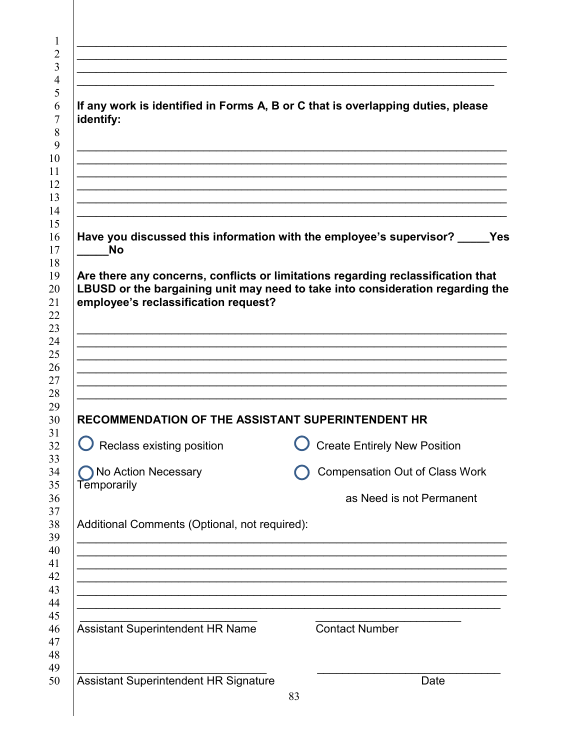\_\_\_\_\_\_\_\_\_\_\_\_\_\_\_\_\_\_\_\_\_\_\_\_\_\_\_\_\_\_\_\_\_\_\_\_\_\_\_\_\_\_\_\_\_\_\_\_\_\_\_\_\_\_\_\_\_\_\_\_\_\_\_\_
\_\_\_\_\_\_\_\_\_\_\_\_\_\_\_\_\_\_\_\_\_\_\_\_\_\_\_\_\_\_\_\_\_\_\_\_\_\_\_\_\_\_\_\_\_\_\_\_\_\_\_\_\_\_\_\_\_\_\_\_\_\_\_\_
\_\_\_\_\_\_\_\_\_\_\_\_\_\_\_\_\_\_\_\_\_\_\_\_\_\_\_\_\_\_\_\_\_\_\_\_\_\_\_\_\_\_\_\_\_\_\_\_\_\_\_\_\_\_\_\_\_\_\_\_\_\_\_\_
\_\_\_\_\_\_\_\_\_\_\_\_\_\_\_\_\_\_\_\_\_\_\_\_\_\_\_\_\_\_\_\_\_\_\_\_\_\_\_\_\_\_\_\_\_\_\_\_\_\_\_\_\_\_\_\_\_\_\_\_\_\_

**If any work is identified in Forms A, B or C that is overlapping duties, please identify:**

\_\_\_\_\_\_\_\_\_\_\_\_\_\_\_\_\_\_\_\_\_\_\_\_\_\_\_\_\_\_\_\_\_\_\_\_\_\_\_\_\_\_\_\_\_\_\_\_\_\_\_\_\_\_\_\_\_\_\_\_\_\_\_\_
\_\_\_\_\_\_\_\_\_\_\_\_\_\_\_\_\_\_\_\_\_\_\_\_\_\_\_\_\_\_\_\_\_\_\_\_\_\_\_\_\_\_\_\_\_\_\_\_\_\_\_\_\_\_\_\_\_\_\_\_\_\_\_\_
\_\_\_\_\_\_\_\_\_\_\_\_\_\_\_\_\_\_\_\_\_\_\_\_\_\_\_\_\_\_\_\_\_\_\_\_\_\_\_\_\_\_\_\_\_\_\_\_\_\_\_\_\_\_\_\_\_\_\_\_\_\_\_\_
\_\_\_\_\_\_\_\_\_\_\_\_\_\_\_\_\_\_\_\_\_\_\_\_\_\_\_\_\_\_\_\_\_\_\_\_\_\_\_\_\_\_\_\_\_\_\_\_\_\_\_\_\_\_\_\_\_\_\_\_\_\_\_\_
\_\_\_\_\_\_\_\_\_\_\_\_\_\_\_\_\_\_\_\_\_\_\_\_\_\_\_\_\_\_\_\_\_\_\_\_\_\_\_\_\_\_\_\_\_\_\_\_\_\_\_\_\_\_\_\_\_\_\_\_\_\_\_\_
\_\_\_\_\_\_\_\_\_\_\_\_\_\_\_\_\_\_\_\_\_\_\_\_\_\_\_\_\_\_\_\_\_\_\_\_\_\_\_\_\_\_\_\_\_\_\_\_\_\_\_\_\_\_\_\_\_\_\_\_\_\_\_\_

**Have you discussed this information with the employee's supervisor? \_\_\_\_\_Yes \_\_\_\_\_No**

**Are there any concerns, conflicts or limitations regarding reclassification that LBUSD or the bargaining unit may need to take into consideration regarding the employee's reclassification request?**

\_\_\_\_\_\_\_\_\_\_\_\_\_\_\_\_\_\_\_\_\_\_\_\_\_\_\_\_\_\_\_\_\_\_\_\_\_\_\_\_\_\_\_\_\_\_\_\_\_\_\_\_\_\_\_\_\_\_\_\_\_\_\_\_
\_\_\_\_\_\_\_\_\_\_\_\_\_\_\_\_\_\_\_\_\_\_\_\_\_\_\_\_\_\_\_\_\_\_\_\_\_\_\_\_\_\_\_\_\_\_\_\_\_\_\_\_\_\_\_\_\_\_\_\_\_\_\_\_
\_\_\_\_\_\_\_\_\_\_\_\_\_\_\_\_\_\_\_\_\_\_\_\_\_\_\_\_\_\_\_\_\_\_\_\_\_\_\_\_\_\_\_\_\_\_\_\_\_\_\_\_\_\_\_\_\_\_\_\_\_\_\_\_
\_\_\_\_\_\_\_\_\_\_\_\_\_\_\_\_\_\_\_\_\_\_\_\_\_\_\_\_\_\_\_\_\_\_\_\_\_\_\_\_\_\_\_\_\_\_\_\_\_\_\_\_\_\_\_\_\_\_\_\_\_\_\_\_
\_\_\_\_\_\_\_\_\_\_\_\_\_\_\_\_\_\_\_\_\_\_\_\_\_\_\_\_\_\_\_\_\_\_\_\_\_\_\_\_\_\_\_\_\_\_\_\_\_\_\_\_\_\_\_\_\_\_\_\_\_\_\_\_
\_\_\_\_\_\_\_\_\_\_\_\_\_\_\_\_\_\_\_\_\_\_\_\_\_\_\_\_\_\_\_\_\_\_\_\_\_\_\_\_\_\_\_\_\_\_\_\_\_\_\_\_\_\_\_\_\_\_\_\_\_\_\_\_

**RECOMMENDATION OF THE ASSISTANT SUPERINTENDENT HR**

○ Reclass existing position
○ Create Entirely New Position
○ No Action Necessary
○ Compensation Out of Class Work Temporarily as Need is not Permanent

Additional Comments (Optional, not required):

\_\_\_\_\_\_\_\_\_\_\_\_\_\_\_\_\_\_\_\_\_\_\_\_\_\_\_\_\_\_\_\_\_\_\_\_\_\_\_\_\_\_\_\_\_\_\_\_\_\_\_\_\_\_\_\_\_\_\_\_\_\_\_\_
\_\_\_\_\_\_\_\_\_\_\_\_\_\_\_\_\_\_\_\_\_\_\_\_\_\_\_\_\_\_\_\_\_\_\_\_\_\_\_\_\_\_\_\_\_\_\_\_\_\_\_\_\_\_\_\_\_\_\_\_\_\_\_\_
\_\_\_\_\_\_\_\_\_\_\_\_\_\_\_\_\_\_\_\_\_\_\_\_\_\_\_\_\_\_\_\_\_\_\_\_\_\_\_\_\_\_\_\_\_\_\_\_\_\_\_\_\_\_\_\_\_\_\_\_\_\_\_\_
\_\_\_\_\_\_\_\_\_\_\_\_\_\_\_\_\_\_\_\_\_\_\_\_\_\_\_\_\_\_\_\_\_\_\_\_\_\_\_\_\_\_\_\_\_\_\_\_\_\_\_\_\_\_\_\_\_\_\_\_\_\_\_\_
\_\_\_\_\_\_\_\_\_\_\_\_\_\_\_\_\_\_\_\_\_\_\_\_\_\_\_\_\_\_\_\_\_\_\_\_\_\_\_\_\_\_\_\_\_\_\_\_\_\_\_\_\_\_\_\_\_\_\_\_\_\_\_\_
\_\_\_\_\_\_\_\_\_\_\_\_\_\_\_\_\_\_\_\_\_\_\_\_\_\_\_\_\_\_\_\_\_\_\_\_\_\_\_\_\_\_\_\_\_\_\_\_\_\_\_\_\_\_\_\_\_\_\_\_\_\_\_

\_\_\_\_\_\_\_\_\_\_\_\_\_\_\_\_\_\_\_\_\_\_\_\_\_\_\_\_\_\_ \_\_\_\_\_\_\_\_\_\_\_\_\_\_\_\_\_\_\_\_\_\_\_\_\_
Assistant Superintendent HR Name Contact Number

\_\_\_\_\_\_\_\_\_\_\_\_\_\_\_\_\_\_\_\_\_\_\_\_\_\_\_\_\_\_\_ \_\_\_\_\_\_\_\_\_\_\_\_\_\_\_\_\_\_\_\_\_\_\_\_\_\_\_\_\_\_
Assistant Superintendent HR Signature Date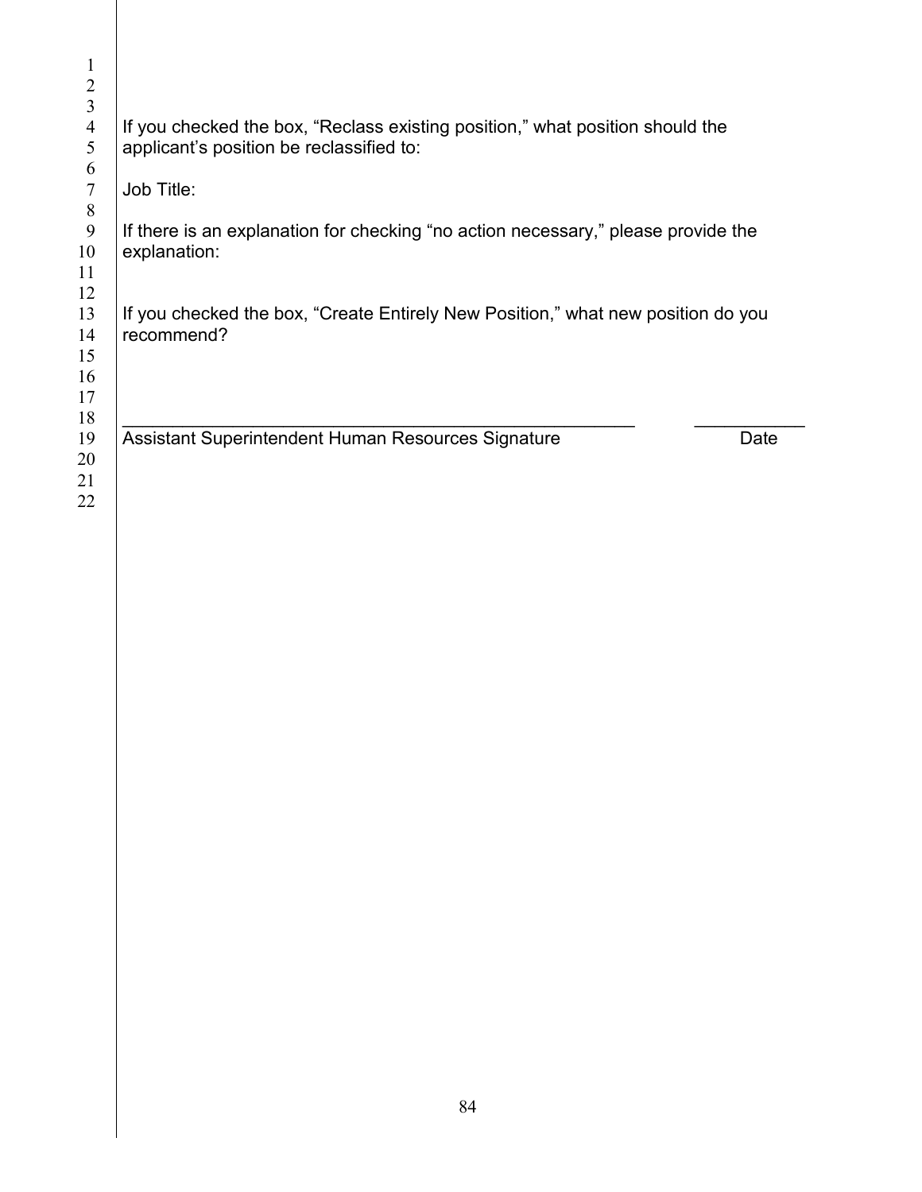If you checked the box, “Reclass existing position,” what position should the applicant’s position be reclassified to:

Job Title:

If there is an explanation for checking “no action necessary,” please provide the explanation:

If you checked the box, “Create Entirely New Position,” what new position do you recommend?

_____________________________________________________ ___________
Assistant Superintendent Human Resources Signature Date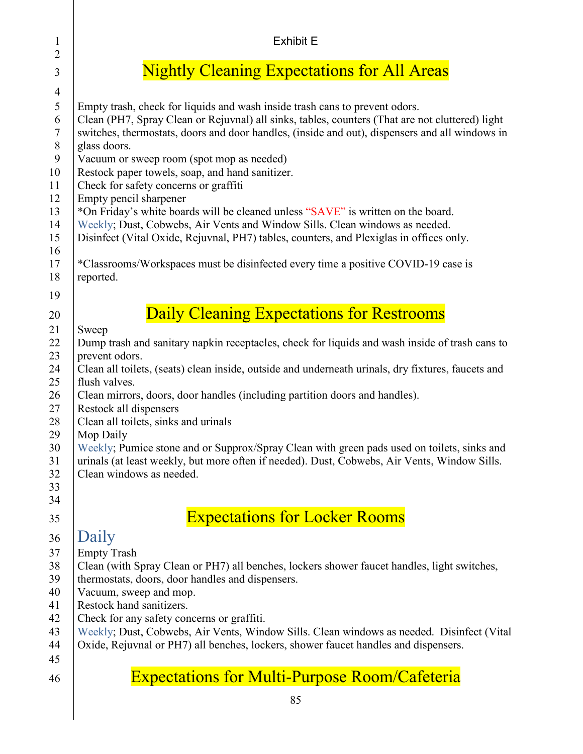Exhibit E

# Nightly Cleaning Expectations for All Areas

Empty trash, check for liquids and wash inside trash cans to prevent odors.
Clean (PH7, Spray Clean or Rejuvnal) all sinks, tables, counters (That are not cluttered) light switches, thermostats, doors and door handles, (inside and out), dispensers and all windows in glass doors.
Vacuum or sweep room (spot mop as needed)
Restock paper towels, soap, and hand sanitizer.
Check for safety concerns or graffiti
Empty pencil sharpener
*On Friday's white boards will be cleaned unless "SAVE" is written on the board.
Weekly; Dust, Cobwebs, Air Vents and Window Sills. Clean windows as needed.
Disinfect (Vital Oxide, Rejuvnal, PH7) tables, counters, and Plexiglas in offices only.

*Classrooms/Workspaces must be disinfected every time a positive COVID-19 case is reported.

# Daily Cleaning Expectations for Restrooms

Sweep
Dump trash and sanitary napkin receptacles, check for liquids and wash inside of trash cans to prevent odors.
Clean all toilets, (seats) clean inside, outside and underneath urinals, dry fixtures, faucets and flush valves.
Clean mirrors, doors, door handles (including partition doors and handles).
Restock all dispensers
Clean all toilets, sinks and urinals
Mop Daily
Weekly; Pumice stone and or Supprox/Spray Clean with green pads used on toilets, sinks and urinals (at least weekly, but more often if needed). Dust, Cobwebs, Air Vents, Window Sills. Clean windows as needed.

# Expectations for Locker Rooms

## Daily

Empty Trash
Clean (with Spray Clean or PH7) all benches, lockers shower faucet handles, light switches, thermostats, doors, door handles and dispensers.
Vacuum, sweep and mop.
Restock hand sanitizers.
Check for any safety concerns or graffiti.
Weekly; Dust, Cobwebs, Air Vents, Window Sills. Clean windows as needed. Disinfect (Vital Oxide, Rejuvnal or PH7) all benches, lockers, shower faucet handles and dispensers.

# Expectations for Multi-Purpose Room/Cafeteria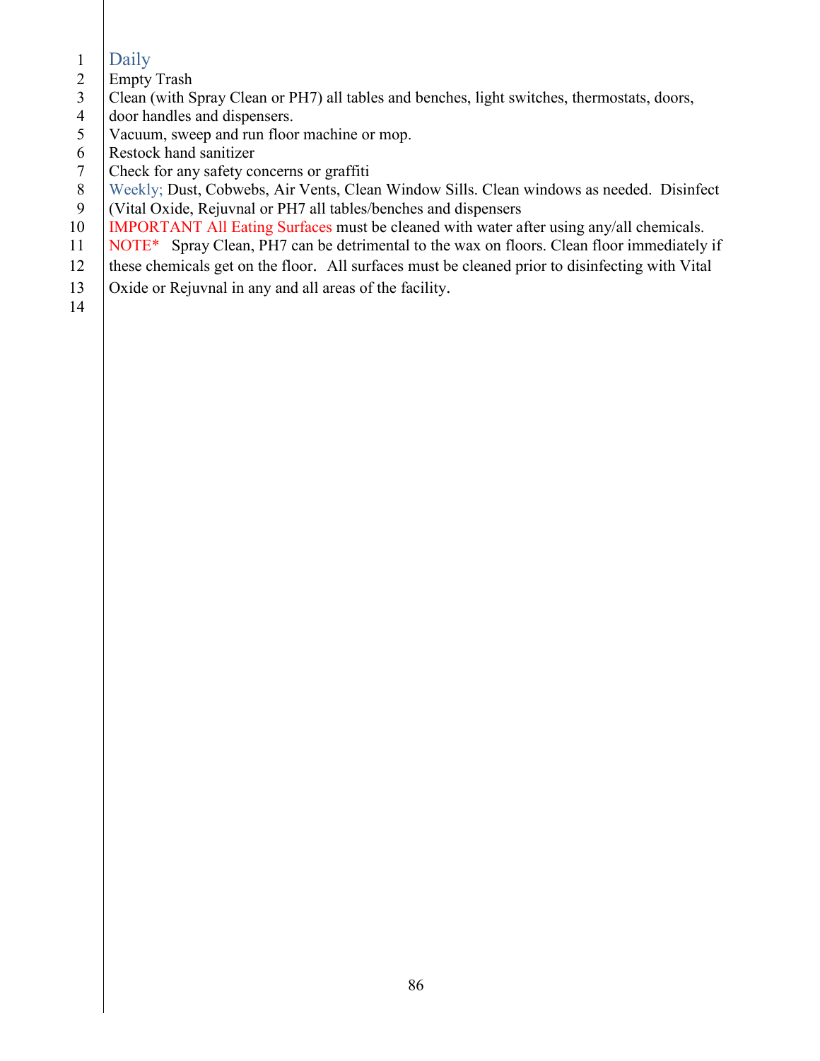## Daily

Empty Trash

Clean (with Spray Clean or PH7) all tables and benches, light switches, thermostats, doors, door handles and dispensers.

Vacuum, sweep and run floor machine or mop.

Restock hand sanitizer

Check for any safety concerns or graffiti

Weekly; Dust, Cobwebs, Air Vents, Clean Window Sills. Clean windows as needed. Disinfect (Vital Oxide, Rejuvnal or PH7 all tables/benches and dispensers

IMPORTANT All Eating Surfaces must be cleaned with water after using any/all chemicals.

NOTE* Spray Clean, PH7 can be detrimental to the wax on floors. Clean floor immediately if these chemicals get on the floor. All surfaces must be cleaned prior to disinfecting with Vital Oxide or Rejuvnal in any and all areas of the facility.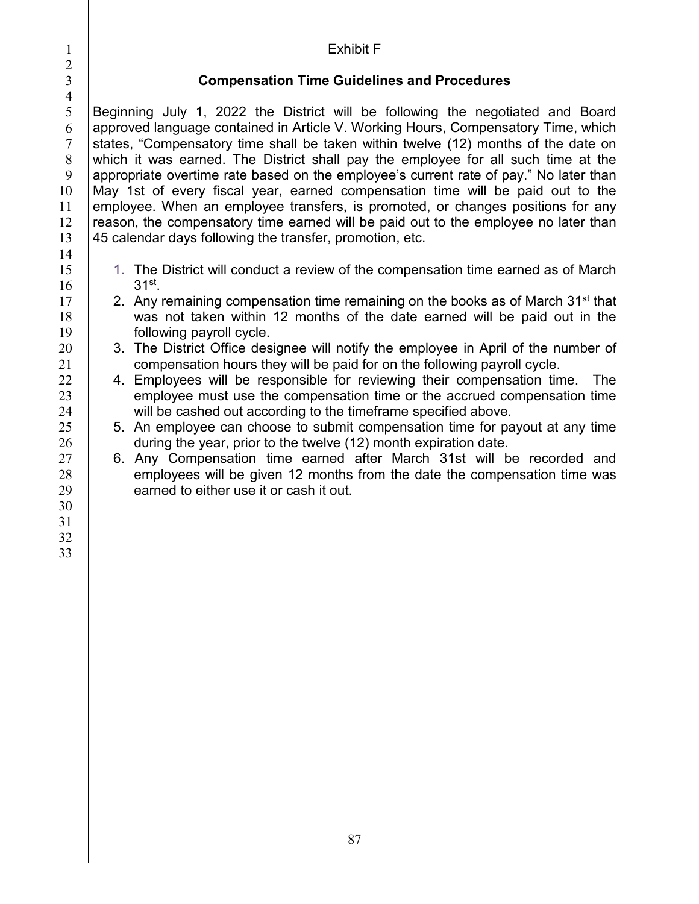Exhibit F

### Compensation Time Guidelines and Procedures

Beginning July 1, 2022 the District will be following the negotiated and Board approved language contained in Article V. Working Hours, Compensatory Time, which states, "Compensatory time shall be taken within twelve (12) months of the date on which it was earned. The District shall pay the employee for all such time at the appropriate overtime rate based on the employee's current rate of pay." No later than May 1st of every fiscal year, earned compensation time will be paid out to the employee. When an employee transfers, is promoted, or changes positions for any reason, the compensatory time earned will be paid out to the employee no later than 45 calendar days following the transfer, promotion, etc.

1. The District will conduct a review of the compensation time earned as of March 31st.
2. Any remaining compensation time remaining on the books as of March 31st that was not taken within 12 months of the date earned will be paid out in the following payroll cycle.
3. The District Office designee will notify the employee in April of the number of compensation hours they will be paid for on the following payroll cycle.
4. Employees will be responsible for reviewing their compensation time. The employee must use the compensation time or the accrued compensation time will be cashed out according to the timeframe specified above.
5. An employee can choose to submit compensation time for payout at any time during the year, prior to the twelve (12) month expiration date.
6. Any Compensation time earned after March 31st will be recorded and employees will be given 12 months from the date the compensation time was earned to either use it or cash it out.